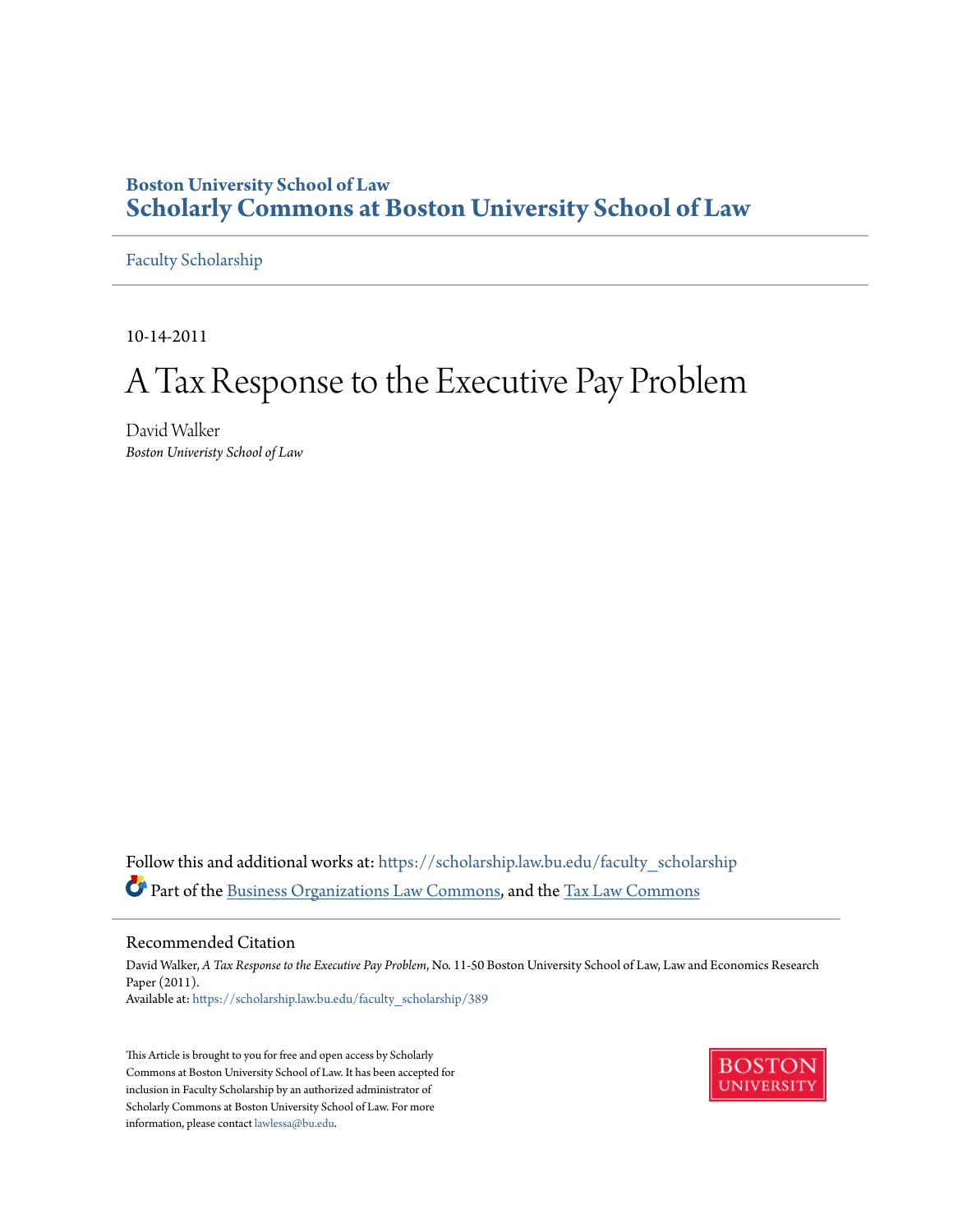Boston University School of Law

# Scholarly Commons at Boston University School of Law

Faculty Scholarship

10-14-2011

# A Tax Response to the Executive Pay Problem

David Walker

*Boston Univeristy School of Law*

Follow this and additional works at: https://scholarship.law.bu.edu/faculty_scholarship

Part of the Business Organizations Law Commons, and the Tax Law Commons

## Recommended Citation

David Walker, *A Tax Response to the Executive Pay Problem*, No. 11-50 Boston University School of Law, Law and Economics Research Paper (2011).

Available at: https://scholarship.law.bu.edu/faculty_scholarship/389

This Article is brought to you for free and open access by Scholarly Commons at Boston University School of Law. It has been accepted for inclusion in Faculty Scholarship by an authorized administrator of Scholarly Commons at Boston University School of Law. For more information, please contact lawlessa@bu.edu.

BOSTON UNIVERSITY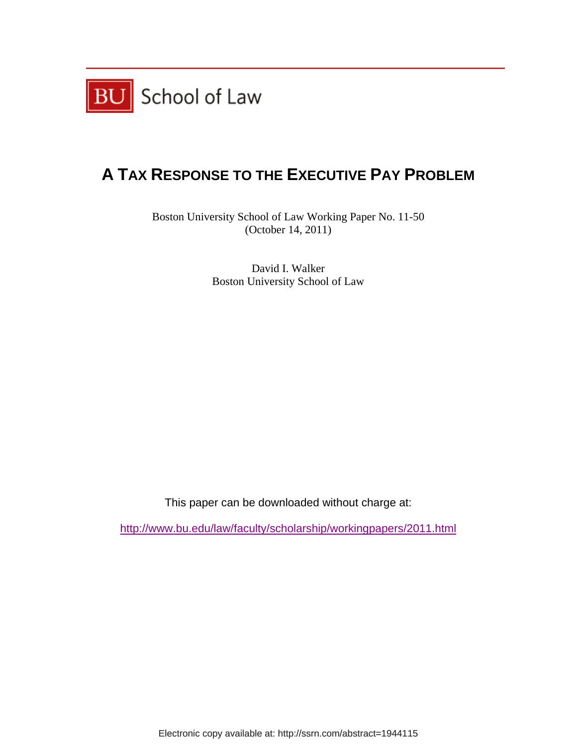BU School of Law

# A TAX RESPONSE TO THE EXECUTIVE PAY PROBLEM

Boston University School of Law Working Paper No. 11-50
(October 14, 2011)

David I. Walker
Boston University School of Law

This paper can be downloaded without charge at:

http://www.bu.edu/law/faculty/scholarship/workingpapers/2011.html

Electronic copy available at: http://ssrn.com/abstract=1944115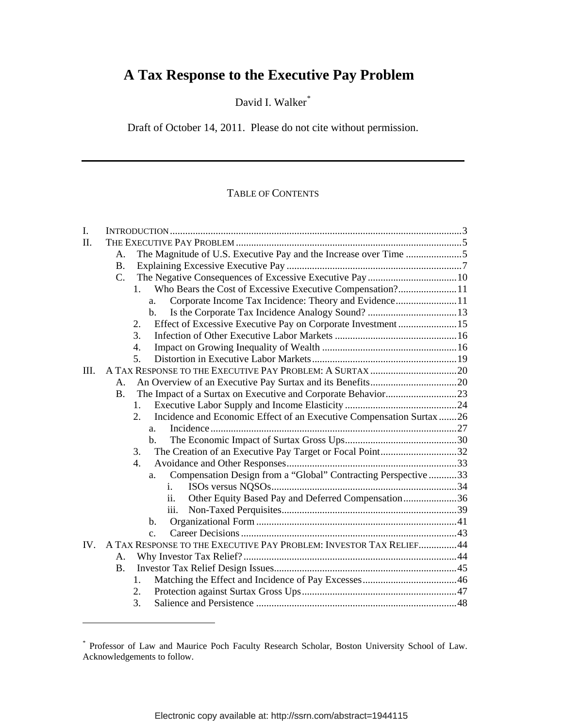# A Tax Response to the Executive Pay Problem

David I. Walker[*]

Draft of October 14, 2011. Please do not cite without permission.

---

TABLE OF CONTENTS

- I. INTRODUCTION ... 3
- II. THE EXECUTIVE PAY PROBLEM ... 5
  - A. The Magnitude of U.S. Executive Pay and the Increase over Time ... 5
  - B. Explaining Excessive Executive Pay ... 7
  - C. The Negative Consequences of Excessive Executive Pay ... 10
    - 1. Who Bears the Cost of Excessive Executive Compensation? ... 11
      - a. Corporate Income Tax Incidence: Theory and Evidence ... 11
      - b. Is the Corporate Tax Incidence Analogy Sound? ... 13
    - 2. Effect of Excessive Executive Pay on Corporate Investment ... 15
    - 3. Infection of Other Executive Labor Markets ... 16
    - 4. Impact on Growing Inequality of Wealth ... 16
    - 5. Distortion in Executive Labor Markets ... 19
- III. A TAX RESPONSE TO THE EXECUTIVE PAY PROBLEM: A SURTAX ... 20
  - A. An Overview of an Executive Pay Surtax and its Benefits ... 20
  - B. The Impact of a Surtax on Executive and Corporate Behavior ... 23
    - 1. Executive Labor Supply and Income Elasticity ... 24
    - 2. Incidence and Economic Effect of an Executive Compensation Surtax ... 26
      - a. Incidence ... 27
      - b. The Economic Impact of Surtax Gross Ups ... 30
    - 3. The Creation of an Executive Pay Target or Focal Point ... 32
    - 4. Avoidance and Other Responses ... 33
      - a. Compensation Design from a "Global" Contracting Perspective ... 33
        - i. ISOs versus NQSOs ... 34
        - ii. Other Equity Based Pay and Deferred Compensation ... 36
        - iii. Non-Taxed Perquisites ... 39
      - b. Organizational Form ... 41
      - c. Career Decisions ... 43
- IV. A TAX RESPONSE TO THE EXECUTIVE PAY PROBLEM: INVESTOR TAX RELIEF ... 44
  - A. Why Investor Tax Relief? ... 44
  - B. Investor Tax Relief Design Issues ... 45
    - 1. Matching the Effect and Incidence of Pay Excesses ... 46
    - 2. Protection against Surtax Gross Ups ... 47
    - 3. Salience and Persistence ... 48

---

[*] Professor of Law and Maurice Poch Faculty Research Scholar, Boston University School of Law. Acknowledgements to follow.

Electronic copy available at: http://ssrn.com/abstract=1944115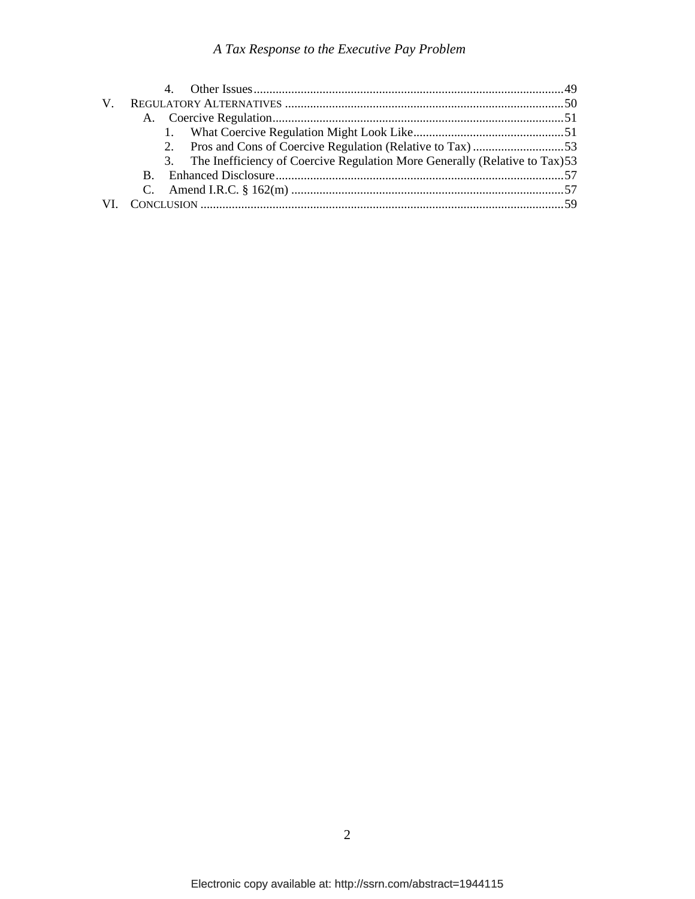4. Other Issues ........................................................................................49

V. REGULATORY ALTERNATIVES ........................................................................................50

A. Coercive Regulation........................................................................................51

1. What Coercive Regulation Might Look Like........................................................................................51

2. Pros and Cons of Coercive Regulation (Relative to Tax) ........................................................................................53

3. The Inefficiency of Coercive Regulation More Generally (Relative to Tax)53

B. Enhanced Disclosure........................................................................................57

C. Amend I.R.C. § 162(m) ........................................................................................57

VI. CONCLUSION ........................................................................................59

Electronic copy available at: http://ssrn.com/abstract=1944115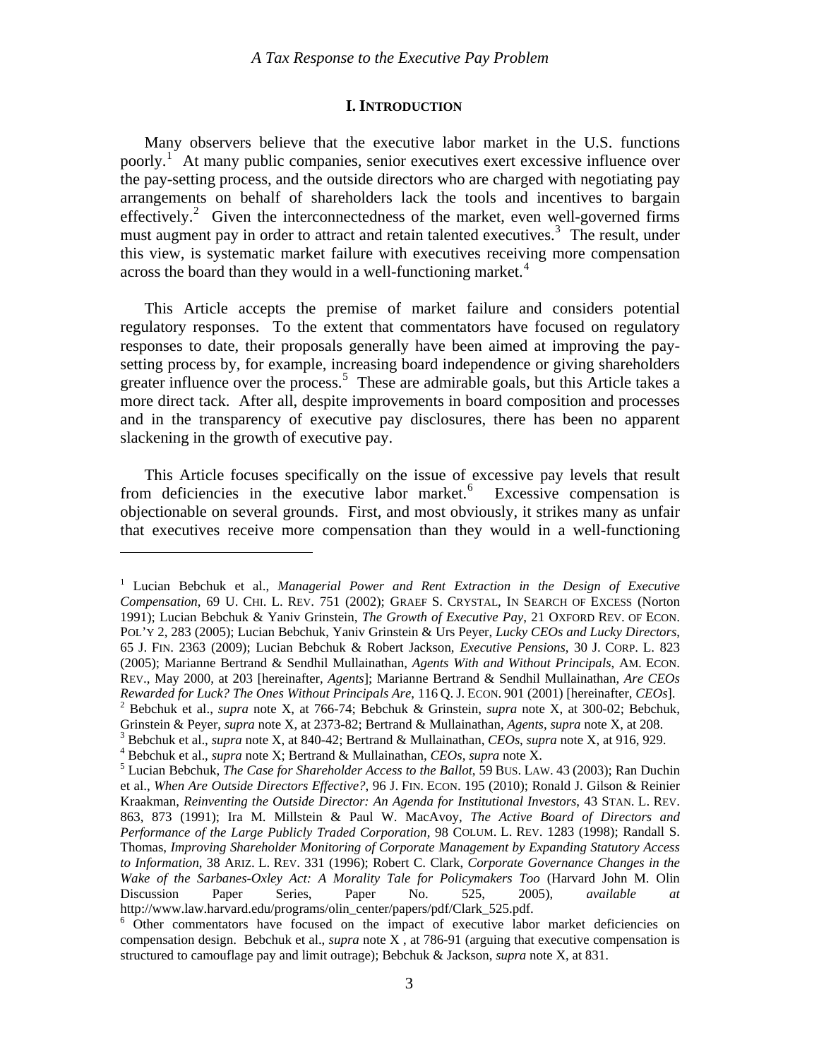## I. INTRODUCTION

Many observers believe that the executive labor market in the U.S. functions poorly.[1] At many public companies, senior executives exert excessive influence over the pay-setting process, and the outside directors who are charged with negotiating pay arrangements on behalf of shareholders lack the tools and incentives to bargain effectively.[2] Given the interconnectedness of the market, even well-governed firms must augment pay in order to attract and retain talented executives.[3] The result, under this view, is systematic market failure with executives receiving more compensation across the board than they would in a well-functioning market.[4]

This Article accepts the premise of market failure and considers potential regulatory responses. To the extent that commentators have focused on regulatory responses to date, their proposals generally have been aimed at improving the pay-setting process by, for example, increasing board independence or giving shareholders greater influence over the process.[5] These are admirable goals, but this Article takes a more direct tack. After all, despite improvements in board composition and processes and in the transparency of executive pay disclosures, there has been no apparent slackening in the growth of executive pay.

This Article focuses specifically on the issue of excessive pay levels that result from deficiencies in the executive labor market.[6] Excessive compensation is objectionable on several grounds. First, and most obviously, it strikes many as unfair that executives receive more compensation than they would in a well-functioning

---

[1] Lucian Bebchuk et al., *Managerial Power and Rent Extraction in the Design of Executive Compensation*, 69 U. CHI. L. REV. 751 (2002); GRAEF S. CRYSTAL, IN SEARCH OF EXCESS (Norton 1991); Lucian Bebchuk & Yaniv Grinstein, *The Growth of Executive Pay*, 21 OXFORD REV. OF ECON. POL'Y 2, 283 (2005); Lucian Bebchuk, Yaniv Grinstein & Urs Peyer, *Lucky CEOs and Lucky Directors*, 65 J. FIN. 2363 (2009); Lucian Bebchuk & Robert Jackson, *Executive Pensions*, 30 J. CORP. L. 823 (2005); Marianne Bertrand & Sendhil Mullainathan, *Agents With and Without Principals*, AM. ECON. REV., May 2000, at 203 [hereinafter, *Agents*]; Marianne Bertrand & Sendhil Mullainathan, *Are CEOs Rewarded for Luck? The Ones Without Principals Are*, 116 Q. J. ECON. 901 (2001) [hereinafter, *CEOs*].

[2] Bebchuk et al., *supra* note X, at 766-74; Bebchuk & Grinstein, *supra* note X, at 300-02; Bebchuk, Grinstein & Peyer, *supra* note X, at 2373-82; Bertrand & Mullainathan, *Agents*, *supra* note X, at 208.

[3] Bebchuk et al., *supra* note X, at 840-42; Bertrand & Mullainathan, *CEOs*, *supra* note X, at 916, 929.

[4] Bebchuk et al., *supra* note X; Bertrand & Mullainathan, *CEOs*, *supra* note X.

[5] Lucian Bebchuk, *The Case for Shareholder Access to the Ballot*, 59 BUS. LAW. 43 (2003); Ran Duchin et al., *When Are Outside Directors Effective?*, 96 J. FIN. ECON. 195 (2010); Ronald J. Gilson & Reinier Kraakman, *Reinventing the Outside Director: An Agenda for Institutional Investors*, 43 STAN. L. REV. 863, 873 (1991); Ira M. Millstein & Paul W. MacAvoy, *The Active Board of Directors and Performance of the Large Publicly Traded Corporation*, 98 COLUM. L. REV. 1283 (1998); Randall S. Thomas, *Improving Shareholder Monitoring of Corporate Management by Expanding Statutory Access to Information*, 38 ARIZ. L. REV. 331 (1996); Robert C. Clark, *Corporate Governance Changes in the Wake of the Sarbanes-Oxley Act: A Morality Tale for Policymakers Too* (Harvard John M. Olin Discussion Paper Series, Paper No. 525, 2005), *available at* http://www.law.harvard.edu/programs/olin_center/papers/pdf/Clark_525.pdf.

[6] Other commentators have focused on the impact of executive labor market deficiencies on compensation design. Bebchuk et al., *supra* note X , at 786-91 (arguing that executive compensation is structured to camouflage pay and limit outrage); Bebchuk & Jackson, *supra* note X, at 831.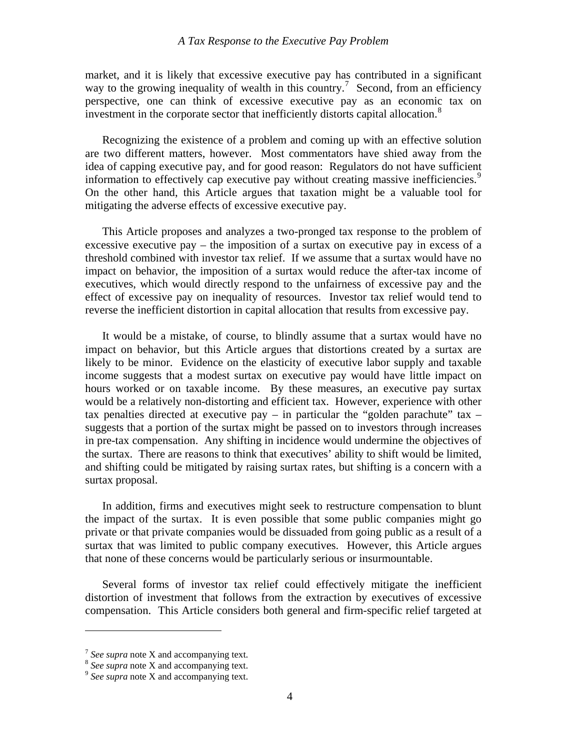market, and it is likely that excessive executive pay has contributed in a significant way to the growing inequality of wealth in this country.[7] Second, from an efficiency perspective, one can think of excessive executive pay as an economic tax on investment in the corporate sector that inefficiently distorts capital allocation.[8]

Recognizing the existence of a problem and coming up with an effective solution are two different matters, however. Most commentators have shied away from the idea of capping executive pay, and for good reason: Regulators do not have sufficient information to effectively cap executive pay without creating massive inefficiencies.[9] On the other hand, this Article argues that taxation might be a valuable tool for mitigating the adverse effects of excessive executive pay.

This Article proposes and analyzes a two-pronged tax response to the problem of excessive executive pay – the imposition of a surtax on executive pay in excess of a threshold combined with investor tax relief. If we assume that a surtax would have no impact on behavior, the imposition of a surtax would reduce the after-tax income of executives, which would directly respond to the unfairness of excessive pay and the effect of excessive pay on inequality of resources. Investor tax relief would tend to reverse the inefficient distortion in capital allocation that results from excessive pay.

It would be a mistake, of course, to blindly assume that a surtax would have no impact on behavior, but this Article argues that distortions created by a surtax are likely to be minor. Evidence on the elasticity of executive labor supply and taxable income suggests that a modest surtax on executive pay would have little impact on hours worked or on taxable income. By these measures, an executive pay surtax would be a relatively non-distorting and efficient tax. However, experience with other tax penalties directed at executive pay – in particular the "golden parachute" tax – suggests that a portion of the surtax might be passed on to investors through increases in pre-tax compensation. Any shifting in incidence would undermine the objectives of the surtax. There are reasons to think that executives' ability to shift would be limited, and shifting could be mitigated by raising surtax rates, but shifting is a concern with a surtax proposal.

In addition, firms and executives might seek to restructure compensation to blunt the impact of the surtax. It is even possible that some public companies might go private or that private companies would be dissuaded from going public as a result of a surtax that was limited to public company executives. However, this Article argues that none of these concerns would be particularly serious or insurmountable.

Several forms of investor tax relief could effectively mitigate the inefficient distortion of investment that follows from the extraction by executives of excessive compensation. This Article considers both general and firm-specific relief targeted at

---

[7] *See supra* note X and accompanying text.
[8] *See supra* note X and accompanying text.
[9] *See supra* note X and accompanying text.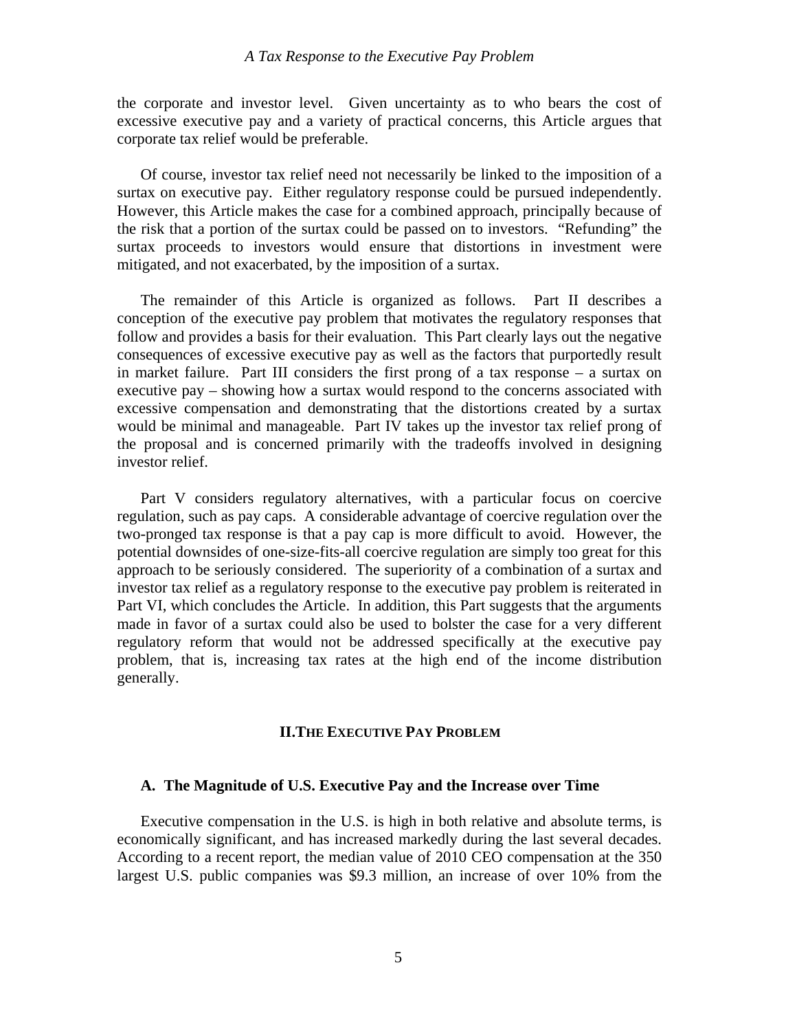the corporate and investor level. Given uncertainty as to who bears the cost of excessive executive pay and a variety of practical concerns, this Article argues that corporate tax relief would be preferable.

Of course, investor tax relief need not necessarily be linked to the imposition of a surtax on executive pay. Either regulatory response could be pursued independently. However, this Article makes the case for a combined approach, principally because of the risk that a portion of the surtax could be passed on to investors. "Refunding" the surtax proceeds to investors would ensure that distortions in investment were mitigated, and not exacerbated, by the imposition of a surtax.

The remainder of this Article is organized as follows. Part II describes a conception of the executive pay problem that motivates the regulatory responses that follow and provides a basis for their evaluation. This Part clearly lays out the negative consequences of excessive executive pay as well as the factors that purportedly result in market failure. Part III considers the first prong of a tax response – a surtax on executive pay – showing how a surtax would respond to the concerns associated with excessive compensation and demonstrating that the distortions created by a surtax would be minimal and manageable. Part IV takes up the investor tax relief prong of the proposal and is concerned primarily with the tradeoffs involved in designing investor relief.

Part V considers regulatory alternatives, with a particular focus on coercive regulation, such as pay caps. A considerable advantage of coercive regulation over the two-pronged tax response is that a pay cap is more difficult to avoid. However, the potential downsides of one-size-fits-all coercive regulation are simply too great for this approach to be seriously considered. The superiority of a combination of a surtax and investor tax relief as a regulatory response to the executive pay problem is reiterated in Part VI, which concludes the Article. In addition, this Part suggests that the arguments made in favor of a surtax could also be used to bolster the case for a very different regulatory reform that would not be addressed specifically at the executive pay problem, that is, increasing tax rates at the high end of the income distribution generally.

## II. THE EXECUTIVE PAY PROBLEM

### A. The Magnitude of U.S. Executive Pay and the Increase over Time

Executive compensation in the U.S. is high in both relative and absolute terms, is economically significant, and has increased markedly during the last several decades. According to a recent report, the median value of 2010 CEO compensation at the 350 largest U.S. public companies was \$9.3 million, an increase of over 10% from the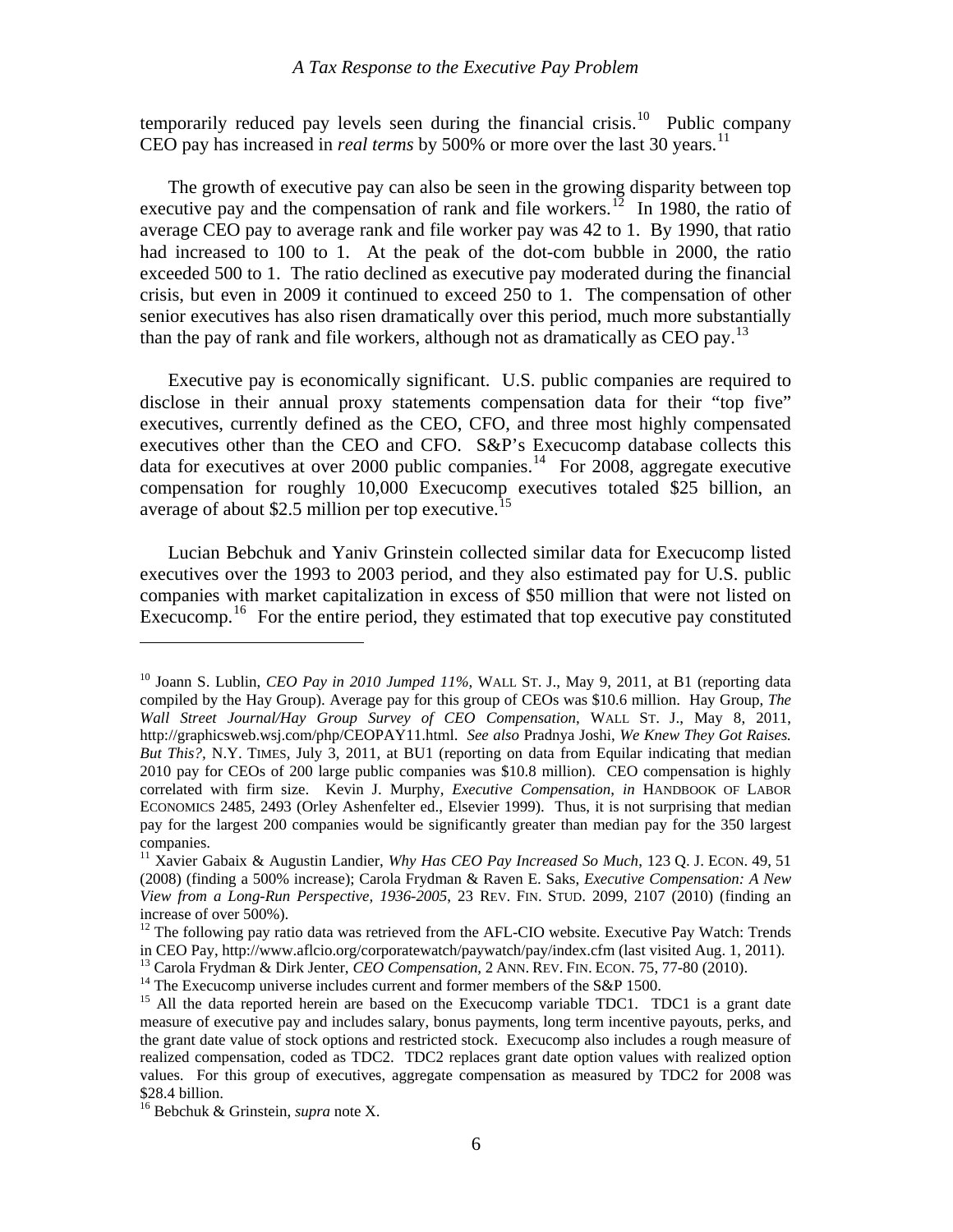temporarily reduced pay levels seen during the financial crisis.[10] Public company CEO pay has increased in *real terms* by 500% or more over the last 30 years.[11]

The growth of executive pay can also be seen in the growing disparity between top executive pay and the compensation of rank and file workers.[12] In 1980, the ratio of average CEO pay to average rank and file worker pay was 42 to 1. By 1990, that ratio had increased to 100 to 1. At the peak of the dot-com bubble in 2000, the ratio exceeded 500 to 1. The ratio declined as executive pay moderated during the financial crisis, but even in 2009 it continued to exceed 250 to 1. The compensation of other senior executives has also risen dramatically over this period, much more substantially than the pay of rank and file workers, although not as dramatically as CEO pay.[13]

Executive pay is economically significant. U.S. public companies are required to disclose in their annual proxy statements compensation data for their "top five" executives, currently defined as the CEO, CFO, and three most highly compensated executives other than the CEO and CFO. S&P's Execucomp database collects this data for executives at over 2000 public companies.[14] For 2008, aggregate executive compensation for roughly 10,000 Execucomp executives totaled \$25 billion, an average of about \$2.5 million per top executive.[15]

Lucian Bebchuk and Yaniv Grinstein collected similar data for Execucomp listed executives over the 1993 to 2003 period, and they also estimated pay for U.S. public companies with market capitalization in excess of \$50 million that were not listed on Execucomp.[16] For the entire period, they estimated that top executive pay constituted

---

[10] Joann S. Lublin, *CEO Pay in 2010 Jumped 11%*, WALL ST. J., May 9, 2011, at B1 (reporting data compiled by the Hay Group). Average pay for this group of CEOs was \$10.6 million. Hay Group, *The Wall Street Journal/Hay Group Survey of CEO Compensation*, WALL ST. J., May 8, 2011, http://graphicsweb.wsj.com/php/CEOPAY11.html. *See also* Pradnya Joshi, *We Knew They Got Raises. But This?*, N.Y. TIMES, July 3, 2011, at BU1 (reporting on data from Equilar indicating that median 2010 pay for CEOs of 200 large public companies was \$10.8 million). CEO compensation is highly correlated with firm size. Kevin J. Murphy, *Executive Compensation*, *in* HANDBOOK OF LABOR ECONOMICS 2485, 2493 (Orley Ashenfelter ed., Elsevier 1999). Thus, it is not surprising that median pay for the largest 200 companies would be significantly greater than median pay for the 350 largest companies.

[11] Xavier Gabaix & Augustin Landier, *Why Has CEO Pay Increased So Much*, 123 Q. J. ECON. 49, 51 (2008) (finding a 500% increase); Carola Frydman & Raven E. Saks, *Executive Compensation: A New View from a Long-Run Perspective, 1936-2005*, 23 REV. FIN. STUD. 2099, 2107 (2010) (finding an increase of over 500%).

[12] The following pay ratio data was retrieved from the AFL-CIO website. Executive Pay Watch: Trends in CEO Pay, http://www.aflcio.org/corporatewatch/paywatch/pay/index.cfm (last visited Aug. 1, 2011).

[13] Carola Frydman & Dirk Jenter, *CEO Compensation*, 2 ANN. REV. FIN. ECON. 75, 77-80 (2010).

[14] The Execucomp universe includes current and former members of the S&P 1500.

[15] All the data reported herein are based on the Execucomp variable TDC1. TDC1 is a grant date measure of executive pay and includes salary, bonus payments, long term incentive payouts, perks, and the grant date value of stock options and restricted stock. Execucomp also includes a rough measure of realized compensation, coded as TDC2. TDC2 replaces grant date option values with realized option values. For this group of executives, aggregate compensation as measured by TDC2 for 2008 was \$28.4 billion.

[16] Bebchuk & Grinstein, *supra* note X.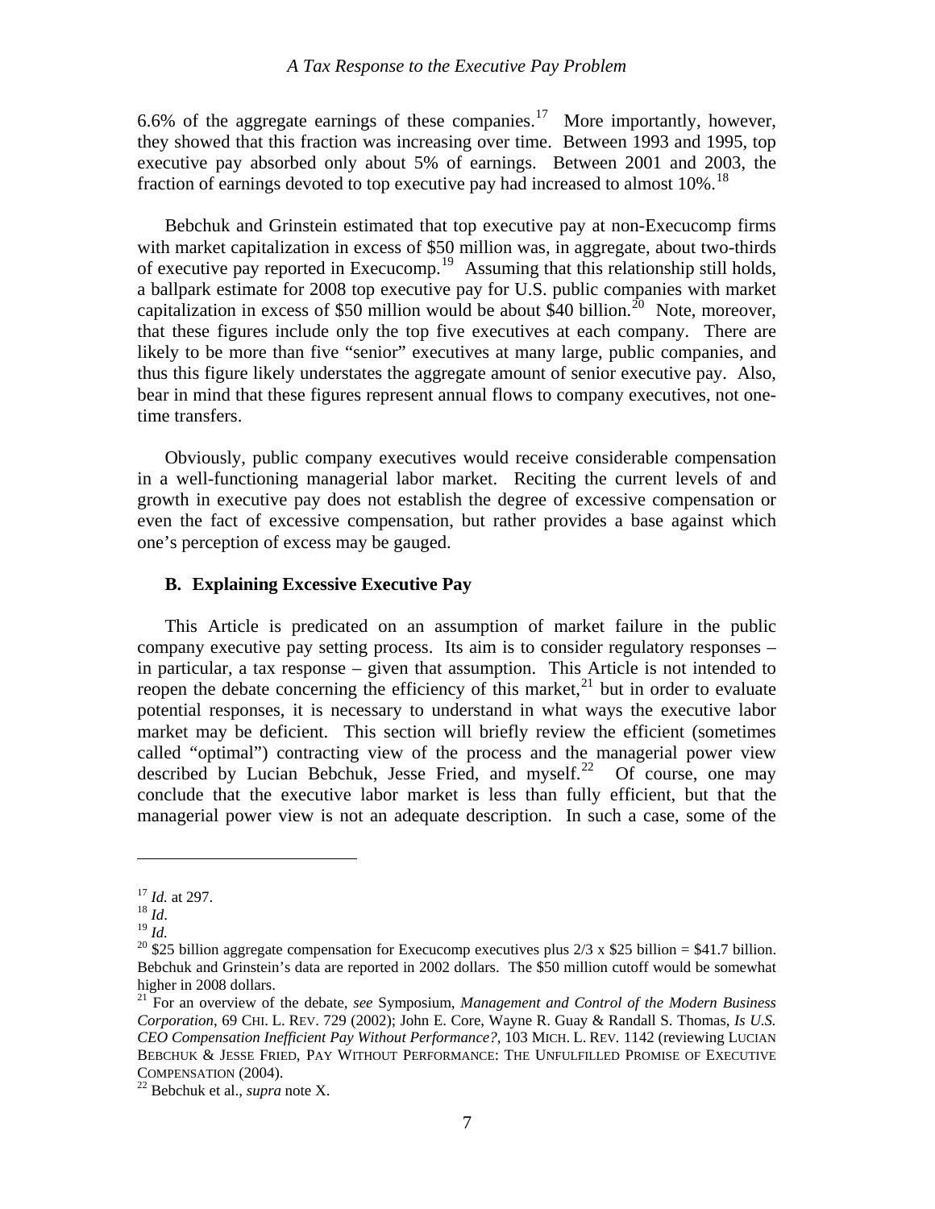6.6% of the aggregate earnings of these companies.[17] More importantly, however, they showed that this fraction was increasing over time. Between 1993 and 1995, top executive pay absorbed only about 5% of earnings. Between 2001 and 2003, the fraction of earnings devoted to top executive pay had increased to almost 10%.[18]

Bebchuk and Grinstein estimated that top executive pay at non-Execucomp firms with market capitalization in excess of \$50 million was, in aggregate, about two-thirds of executive pay reported in Execucomp.[19] Assuming that this relationship still holds, a ballpark estimate for 2008 top executive pay for U.S. public companies with market capitalization in excess of \$50 million would be about \$40 billion.[20] Note, moreover, that these figures include only the top five executives at each company. There are likely to be more than five "senior" executives at many large, public companies, and thus this figure likely understates the aggregate amount of senior executive pay. Also, bear in mind that these figures represent annual flows to company executives, not one-time transfers.

Obviously, public company executives would receive considerable compensation in a well-functioning managerial labor market. Reciting the current levels of and growth in executive pay does not establish the degree of excessive compensation or even the fact of excessive compensation, but rather provides a base against which one's perception of excess may be gauged.

### B. Explaining Excessive Executive Pay

This Article is predicated on an assumption of market failure in the public company executive pay setting process. Its aim is to consider regulatory responses – in particular, a tax response – given that assumption. This Article is not intended to reopen the debate concerning the efficiency of this market,[21] but in order to evaluate potential responses, it is necessary to understand in what ways the executive labor market may be deficient. This section will briefly review the efficient (sometimes called "optimal") contracting view of the process and the managerial power view described by Lucian Bebchuk, Jesse Fried, and myself.[22] Of course, one may conclude that the executive labor market is less than fully efficient, but that the managerial power view is not an adequate description. In such a case, some of the

---

[17] *Id.* at 297.

[18] *Id*.

[19] *Id.*

[20] \$25 billion aggregate compensation for Execucomp executives plus 2/3 x \$25 billion = \$41.7 billion. Bebchuk and Grinstein's data are reported in 2002 dollars. The \$50 million cutoff would be somewhat higher in 2008 dollars.

[21] For an overview of the debate, *see* Symposium, *Management and Control of the Modern Business Corporation*, 69 CHI. L. REV. 729 (2002); John E. Core, Wayne R. Guay & Randall S. Thomas, *Is U.S. CEO Compensation Inefficient Pay Without Performance?*, 103 MICH. L. REV. 1142 (reviewing LUCIAN BEBCHUK & JESSE FRIED, PAY WITHOUT PERFORMANCE: THE UNFULFILLED PROMISE OF EXECUTIVE COMPENSATION (2004).

[22] Bebchuk et al., *supra* note X.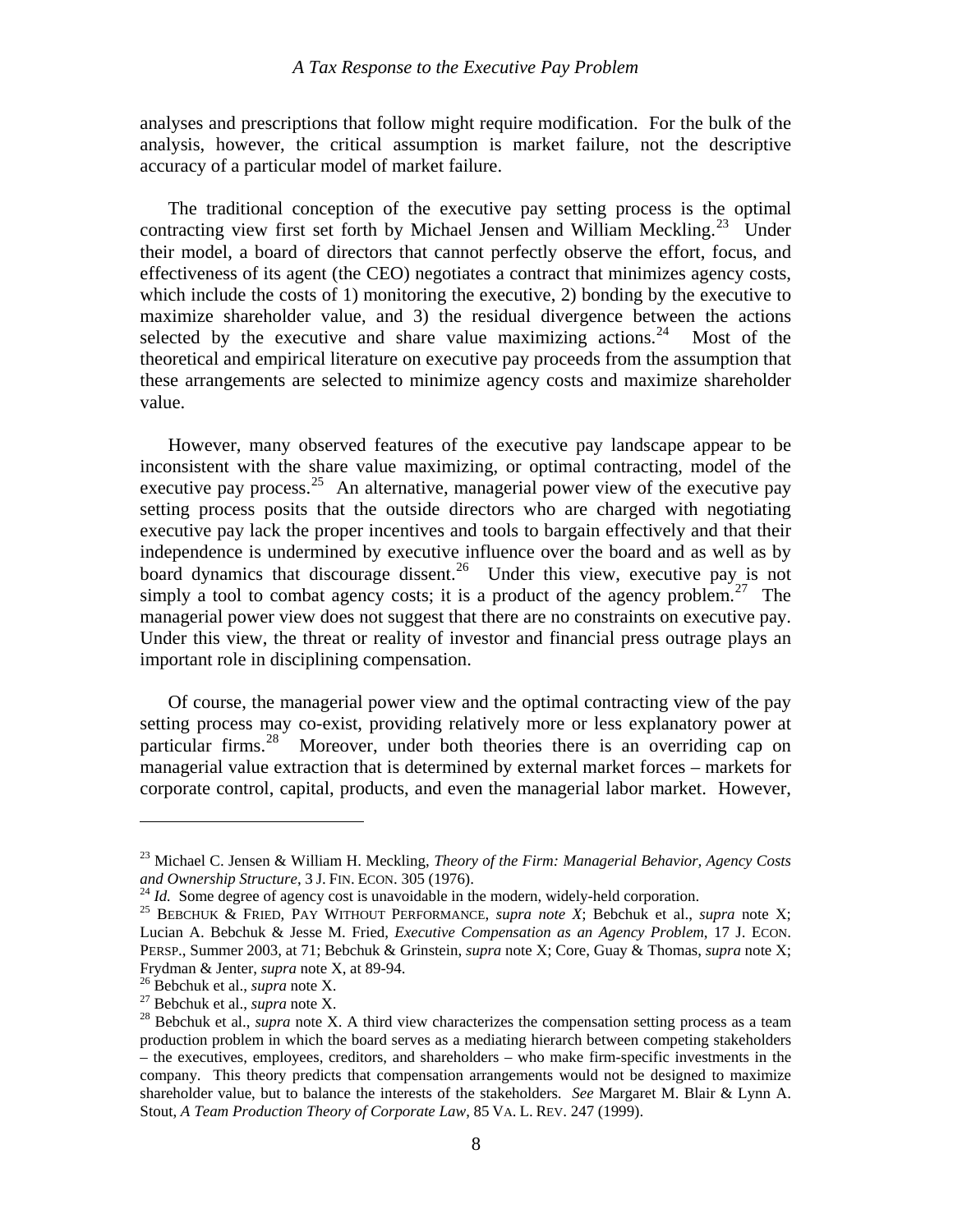analyses and prescriptions that follow might require modification. For the bulk of the analysis, however, the critical assumption is market failure, not the descriptive accuracy of a particular model of market failure.

The traditional conception of the executive pay setting process is the optimal contracting view first set forth by Michael Jensen and William Meckling.[23] Under their model, a board of directors that cannot perfectly observe the effort, focus, and effectiveness of its agent (the CEO) negotiates a contract that minimizes agency costs, which include the costs of 1) monitoring the executive, 2) bonding by the executive to maximize shareholder value, and 3) the residual divergence between the actions selected by the executive and share value maximizing actions.[24] Most of the theoretical and empirical literature on executive pay proceeds from the assumption that these arrangements are selected to minimize agency costs and maximize shareholder value.

However, many observed features of the executive pay landscape appear to be inconsistent with the share value maximizing, or optimal contracting, model of the executive pay process.[25] An alternative, managerial power view of the executive pay setting process posits that the outside directors who are charged with negotiating executive pay lack the proper incentives and tools to bargain effectively and that their independence is undermined by executive influence over the board and as well as by board dynamics that discourage dissent.[26] Under this view, executive pay is not simply a tool to combat agency costs; it is a product of the agency problem.[27] The managerial power view does not suggest that there are no constraints on executive pay. Under this view, the threat or reality of investor and financial press outrage plays an important role in disciplining compensation.

Of course, the managerial power view and the optimal contracting view of the pay setting process may co-exist, providing relatively more or less explanatory power at particular firms.[28] Moreover, under both theories there is an overriding cap on managerial value extraction that is determined by external market forces – markets for corporate control, capital, products, and even the managerial labor market. However,

---

[23] Michael C. Jensen & William H. Meckling, *Theory of the Firm: Managerial Behavior, Agency Costs and Ownership Structure*, 3 J. FIN. ECON. 305 (1976).

[24] *Id.* Some degree of agency cost is unavoidable in the modern, widely-held corporation.

[25] BEBCHUK & FRIED, PAY WITHOUT PERFORMANCE, *supra note X*; Bebchuk et al., *supra* note X; Lucian A. Bebchuk & Jesse M. Fried, *Executive Compensation as an Agency Problem*, 17 J. ECON. PERSP., Summer 2003, at 71; Bebchuk & Grinstein, *supra* note X; Core, Guay & Thomas, *supra* note X; Frydman & Jenter, *supra* note X, at 89-94.

[26] Bebchuk et al., *supra* note X.

[27] Bebchuk et al., *supra* note X.

[28] Bebchuk et al., *supra* note X. A third view characterizes the compensation setting process as a team production problem in which the board serves as a mediating hierarch between competing stakeholders – the executives, employees, creditors, and shareholders – who make firm-specific investments in the company. This theory predicts that compensation arrangements would not be designed to maximize shareholder value, but to balance the interests of the stakeholders. *See* Margaret M. Blair & Lynn A. Stout, *A Team Production Theory of Corporate Law*, 85 VA. L. REV. 247 (1999).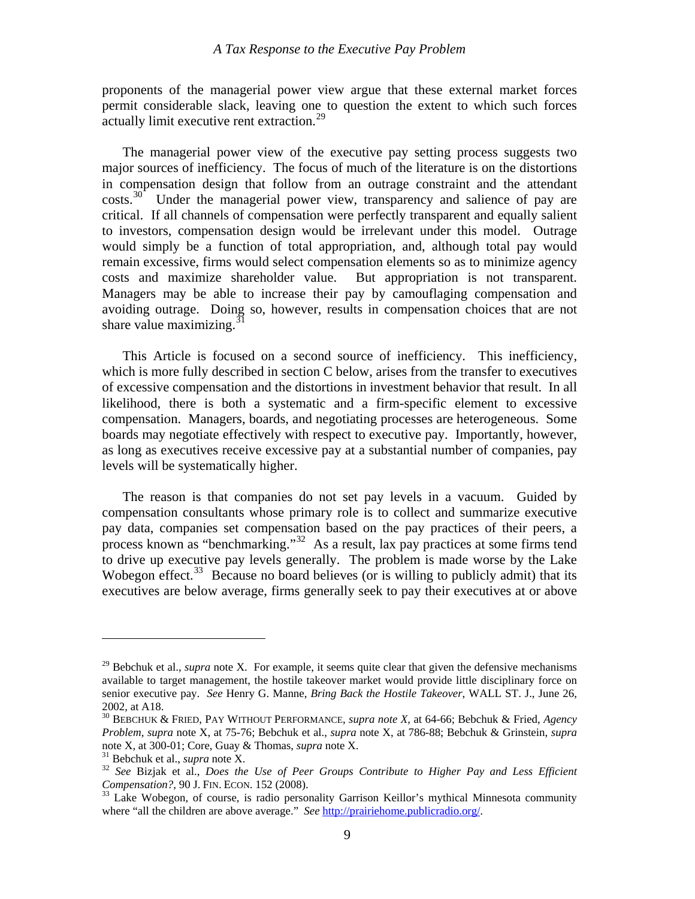proponents of the managerial power view argue that these external market forces permit considerable slack, leaving one to question the extent to which such forces actually limit executive rent extraction.[29]

The managerial power view of the executive pay setting process suggests two major sources of inefficiency. The focus of much of the literature is on the distortions in compensation design that follow from an outrage constraint and the attendant costs.[30] Under the managerial power view, transparency and salience of pay are critical. If all channels of compensation were perfectly transparent and equally salient to investors, compensation design would be irrelevant under this model. Outrage would simply be a function of total appropriation, and, although total pay would remain excessive, firms would select compensation elements so as to minimize agency costs and maximize shareholder value. But appropriation is not transparent. Managers may be able to increase their pay by camouflaging compensation and avoiding outrage. Doing so, however, results in compensation choices that are not share value maximizing.[31]

This Article is focused on a second source of inefficiency. This inefficiency, which is more fully described in section C below, arises from the transfer to executives of excessive compensation and the distortions in investment behavior that result. In all likelihood, there is both a systematic and a firm-specific element to excessive compensation. Managers, boards, and negotiating processes are heterogeneous. Some boards may negotiate effectively with respect to executive pay. Importantly, however, as long as executives receive excessive pay at a substantial number of companies, pay levels will be systematically higher.

The reason is that companies do not set pay levels in a vacuum. Guided by compensation consultants whose primary role is to collect and summarize executive pay data, companies set compensation based on the pay practices of their peers, a process known as "benchmarking."[32] As a result, lax pay practices at some firms tend to drive up executive pay levels generally. The problem is made worse by the Lake Wobegon effect.[33] Because no board believes (or is willing to publicly admit) that its executives are below average, firms generally seek to pay their executives at or above

---

[29] Bebchuk et al., *supra* note X. For example, it seems quite clear that given the defensive mechanisms available to target management, the hostile takeover market would provide little disciplinary force on senior executive pay. *See* Henry G. Manne, *Bring Back the Hostile Takeover*, WALL ST. J., June 26, 2002, at A18.

[30] BEBCHUK & FRIED, PAY WITHOUT PERFORMANCE, *supra note X*, at 64-66; Bebchuk & Fried, *Agency Problem*, *supra* note X, at 75-76; Bebchuk et al., *supra* note X, at 786-88; Bebchuk & Grinstein, *supra* note X, at 300-01; Core, Guay & Thomas, *supra* note X.

[31] Bebchuk et al., *supra* note X.

[32] *See* Bizjak et al., *Does the Use of Peer Groups Contribute to Higher Pay and Less Efficient Compensation?*, 90 J. FIN. ECON. 152 (2008).

[33] Lake Wobegon, of course, is radio personality Garrison Keillor's mythical Minnesota community where "all the children are above average." *See* http://prairiehome.publicradio.org/.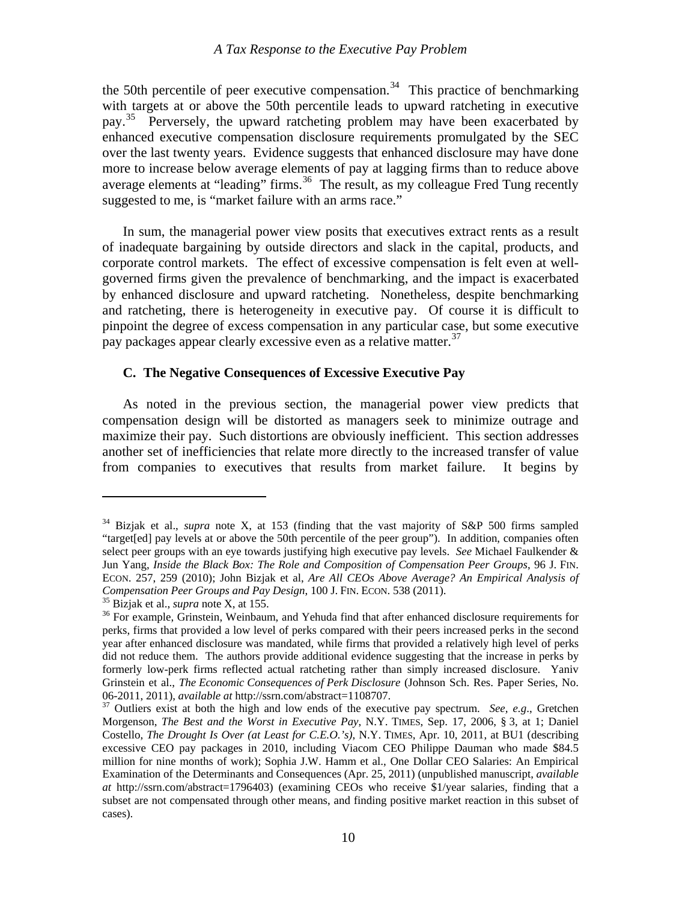the 50th percentile of peer executive compensation.[34] This practice of benchmarking with targets at or above the 50th percentile leads to upward ratcheting in executive pay.[35] Perversely, the upward ratcheting problem may have been exacerbated by enhanced executive compensation disclosure requirements promulgated by the SEC over the last twenty years. Evidence suggests that enhanced disclosure may have done more to increase below average elements of pay at lagging firms than to reduce above average elements at "leading" firms.[36] The result, as my colleague Fred Tung recently suggested to me, is "market failure with an arms race."

In sum, the managerial power view posits that executives extract rents as a result of inadequate bargaining by outside directors and slack in the capital, products, and corporate control markets. The effect of excessive compensation is felt even at well-governed firms given the prevalence of benchmarking, and the impact is exacerbated by enhanced disclosure and upward ratcheting. Nonetheless, despite benchmarking and ratcheting, there is heterogeneity in executive pay. Of course it is difficult to pinpoint the degree of excess compensation in any particular case, but some executive pay packages appear clearly excessive even as a relative matter.[37]

### C. The Negative Consequences of Excessive Executive Pay

As noted in the previous section, the managerial power view predicts that compensation design will be distorted as managers seek to minimize outrage and maximize their pay. Such distortions are obviously inefficient. This section addresses another set of inefficiencies that relate more directly to the increased transfer of value from companies to executives that results from market failure. It begins by

---

[34] Bizjak et al., *supra* note X, at 153 (finding that the vast majority of S&P 500 firms sampled "target[ed] pay levels at or above the 50th percentile of the peer group"). In addition, companies often select peer groups with an eye towards justifying high executive pay levels. *See* Michael Faulkender & Jun Yang, *Inside the Black Box: The Role and Composition of Compensation Peer Groups*, 96 J. FIN. ECON. 257, 259 (2010); John Bizjak et al, *Are All CEOs Above Average? An Empirical Analysis of Compensation Peer Groups and Pay Design*, 100 J. FIN. ECON. 538 (2011).

[35] Bizjak et al., *supra* note X, at 155.

[36] For example, Grinstein, Weinbaum, and Yehuda find that after enhanced disclosure requirements for perks, firms that provided a low level of perks compared with their peers increased perks in the second year after enhanced disclosure was mandated, while firms that provided a relatively high level of perks did not reduce them. The authors provide additional evidence suggesting that the increase in perks by formerly low-perk firms reflected actual ratcheting rather than simply increased disclosure. Yaniv Grinstein et al., *The Economic Consequences of Perk Disclosure* (Johnson Sch. Res. Paper Series, No. 06-2011, 2011), *available at* http://ssrn.com/abstract=1108707.

[37] Outliers exist at both the high and low ends of the executive pay spectrum. *See, e.g*., Gretchen Morgenson, *The Best and the Worst in Executive Pay*, N.Y. TIMES, Sep. 17, 2006, § 3, at 1; Daniel Costello, *The Drought Is Over (at Least for C.E.O.'s)*, N.Y. TIMES, Apr. 10, 2011, at BU1 (describing excessive CEO pay packages in 2010, including Viacom CEO Philippe Dauman who made $84.5 million for nine months of work); Sophia J.W. Hamm et al., One Dollar CEO Salaries: An Empirical Examination of the Determinants and Consequences (Apr. 25, 2011) (unpublished manuscript, *available at* http://ssrn.com/abstract=1796403) (examining CEOs who receive $1/year salaries, finding that a subset are not compensated through other means, and finding positive market reaction in this subset of cases).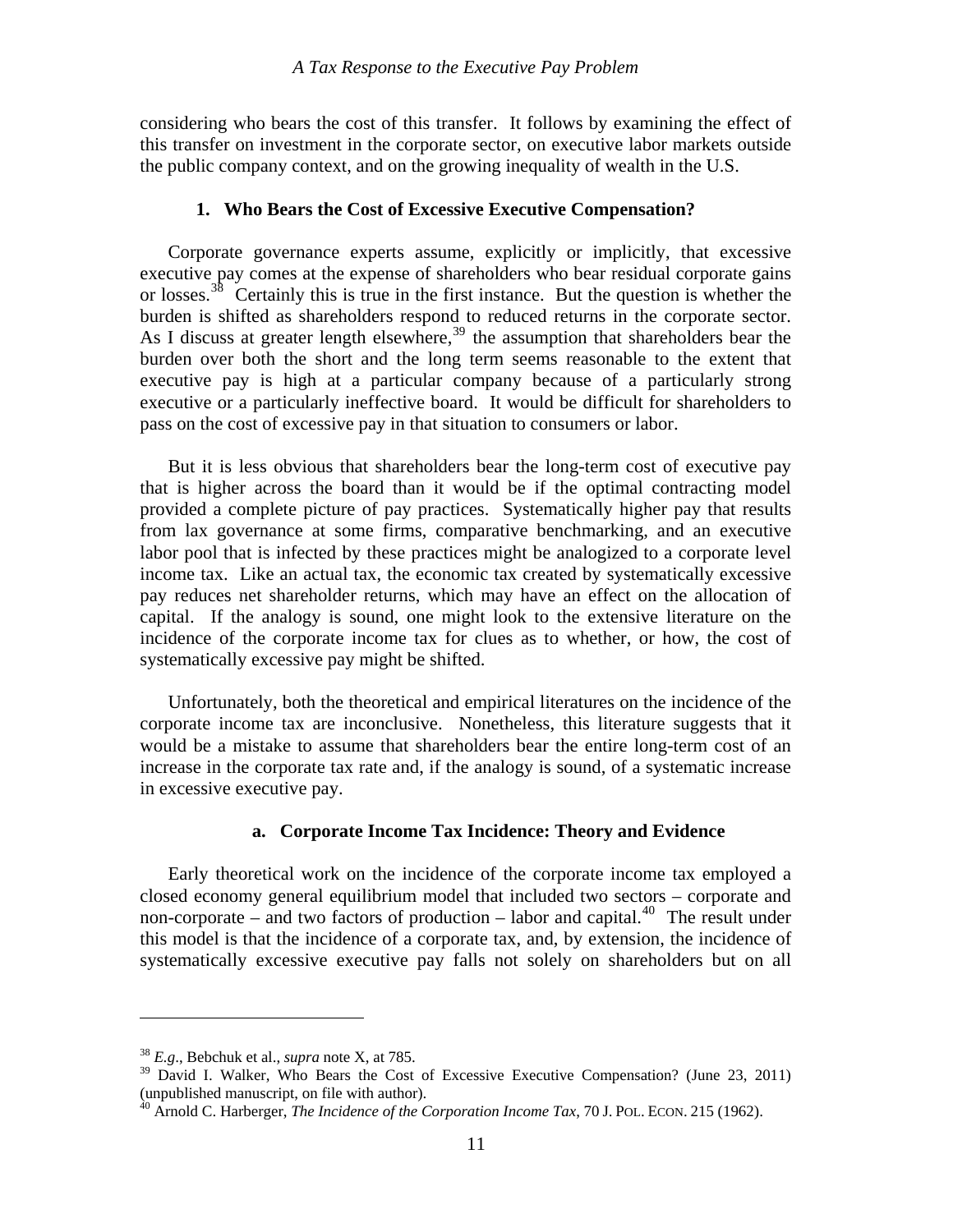considering who bears the cost of this transfer. It follows by examining the effect of this transfer on investment in the corporate sector, on executive labor markets outside the public company context, and on the growing inequality of wealth in the U.S.

#### 1. Who Bears the Cost of Excessive Executive Compensation?

Corporate governance experts assume, explicitly or implicitly, that excessive executive pay comes at the expense of shareholders who bear residual corporate gains or losses.[38] Certainly this is true in the first instance. But the question is whether the burden is shifted as shareholders respond to reduced returns in the corporate sector. As I discuss at greater length elsewhere,[39] the assumption that shareholders bear the burden over both the short and the long term seems reasonable to the extent that executive pay is high at a particular company because of a particularly strong executive or a particularly ineffective board. It would be difficult for shareholders to pass on the cost of excessive pay in that situation to consumers or labor.

But it is less obvious that shareholders bear the long-term cost of executive pay that is higher across the board than it would be if the optimal contracting model provided a complete picture of pay practices. Systematically higher pay that results from lax governance at some firms, comparative benchmarking, and an executive labor pool that is infected by these practices might be analogized to a corporate level income tax. Like an actual tax, the economic tax created by systematically excessive pay reduces net shareholder returns, which may have an effect on the allocation of capital. If the analogy is sound, one might look to the extensive literature on the incidence of the corporate income tax for clues as to whether, or how, the cost of systematically excessive pay might be shifted.

Unfortunately, both the theoretical and empirical literatures on the incidence of the corporate income tax are inconclusive. Nonetheless, this literature suggests that it would be a mistake to assume that shareholders bear the entire long-term cost of an increase in the corporate tax rate and, if the analogy is sound, of a systematic increase in excessive executive pay.

##### a. Corporate Income Tax Incidence: Theory and Evidence

Early theoretical work on the incidence of the corporate income tax employed a closed economy general equilibrium model that included two sectors – corporate and non-corporate – and two factors of production – labor and capital.[40] The result under this model is that the incidence of a corporate tax, and, by extension, the incidence of systematically excessive executive pay falls not solely on shareholders but on all

---

[38] *E.g.*, Bebchuk et al., *supra* note X, at 785.

[39] David I. Walker, Who Bears the Cost of Excessive Executive Compensation? (June 23, 2011) (unpublished manuscript, on file with author).

[40] Arnold C. Harberger, *The Incidence of the Corporation Income Tax*, 70 J. POL. ECON. 215 (1962).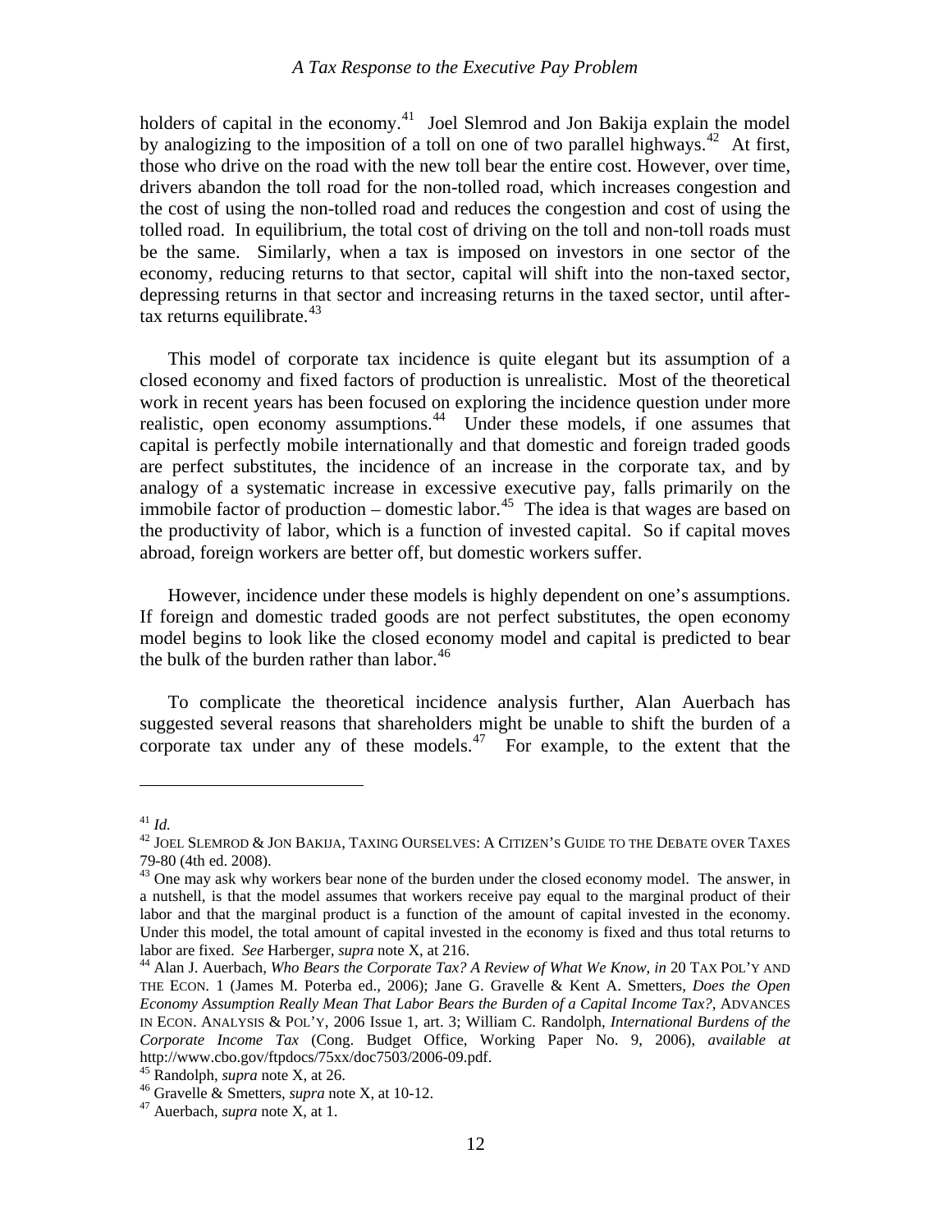holders of capital in the economy.[41] Joel Slemrod and Jon Bakija explain the model by analogizing to the imposition of a toll on one of two parallel highways.[42] At first, those who drive on the road with the new toll bear the entire cost. However, over time, drivers abandon the toll road for the non-tolled road, which increases congestion and the cost of using the non-tolled road and reduces the congestion and cost of using the tolled road. In equilibrium, the total cost of driving on the toll and non-toll roads must be the same. Similarly, when a tax is imposed on investors in one sector of the economy, reducing returns to that sector, capital will shift into the non-taxed sector, depressing returns in that sector and increasing returns in the taxed sector, until after-tax returns equilibrate.[43]

This model of corporate tax incidence is quite elegant but its assumption of a closed economy and fixed factors of production is unrealistic. Most of the theoretical work in recent years has been focused on exploring the incidence question under more realistic, open economy assumptions.[44] Under these models, if one assumes that capital is perfectly mobile internationally and that domestic and foreign traded goods are perfect substitutes, the incidence of an increase in the corporate tax, and by analogy of a systematic increase in excessive executive pay, falls primarily on the immobile factor of production – domestic labor.[45] The idea is that wages are based on the productivity of labor, which is a function of invested capital. So if capital moves abroad, foreign workers are better off, but domestic workers suffer.

However, incidence under these models is highly dependent on one's assumptions. If foreign and domestic traded goods are not perfect substitutes, the open economy model begins to look like the closed economy model and capital is predicted to bear the bulk of the burden rather than labor.[46]

To complicate the theoretical incidence analysis further, Alan Auerbach has suggested several reasons that shareholders might be unable to shift the burden of a corporate tax under any of these models.[47] For example, to the extent that the

---

[41] *Id.*

[42] JOEL SLEMROD & JON BAKIJA, TAXING OURSELVES: A CITIZEN'S GUIDE TO THE DEBATE OVER TAXES 79-80 (4th ed. 2008).

[43] One may ask why workers bear none of the burden under the closed economy model. The answer, in a nutshell, is that the model assumes that workers receive pay equal to the marginal product of their labor and that the marginal product is a function of the amount of capital invested in the economy. Under this model, the total amount of capital invested in the economy is fixed and thus total returns to labor are fixed. *See* Harberger, *supra* note X, at 216.

[44] Alan J. Auerbach, *Who Bears the Corporate Tax? A Review of What We Know*, *in* 20 TAX POL'Y AND THE ECON. 1 (James M. Poterba ed., 2006); Jane G. Gravelle & Kent A. Smetters, *Does the Open Economy Assumption Really Mean That Labor Bears the Burden of a Capital Income Tax?*, ADVANCES IN ECON. ANALYSIS & POL'Y, 2006 Issue 1, art. 3; William C. Randolph, *International Burdens of the Corporate Income Tax* (Cong. Budget Office, Working Paper No. 9, 2006), *available at* http://www.cbo.gov/ftpdocs/75xx/doc7503/2006-09.pdf.

[45] Randolph, *supra* note X, at 26.

[46] Gravelle & Smetters, *supra* note X, at 10-12.

[47] Auerbach, *supra* note X, at 1.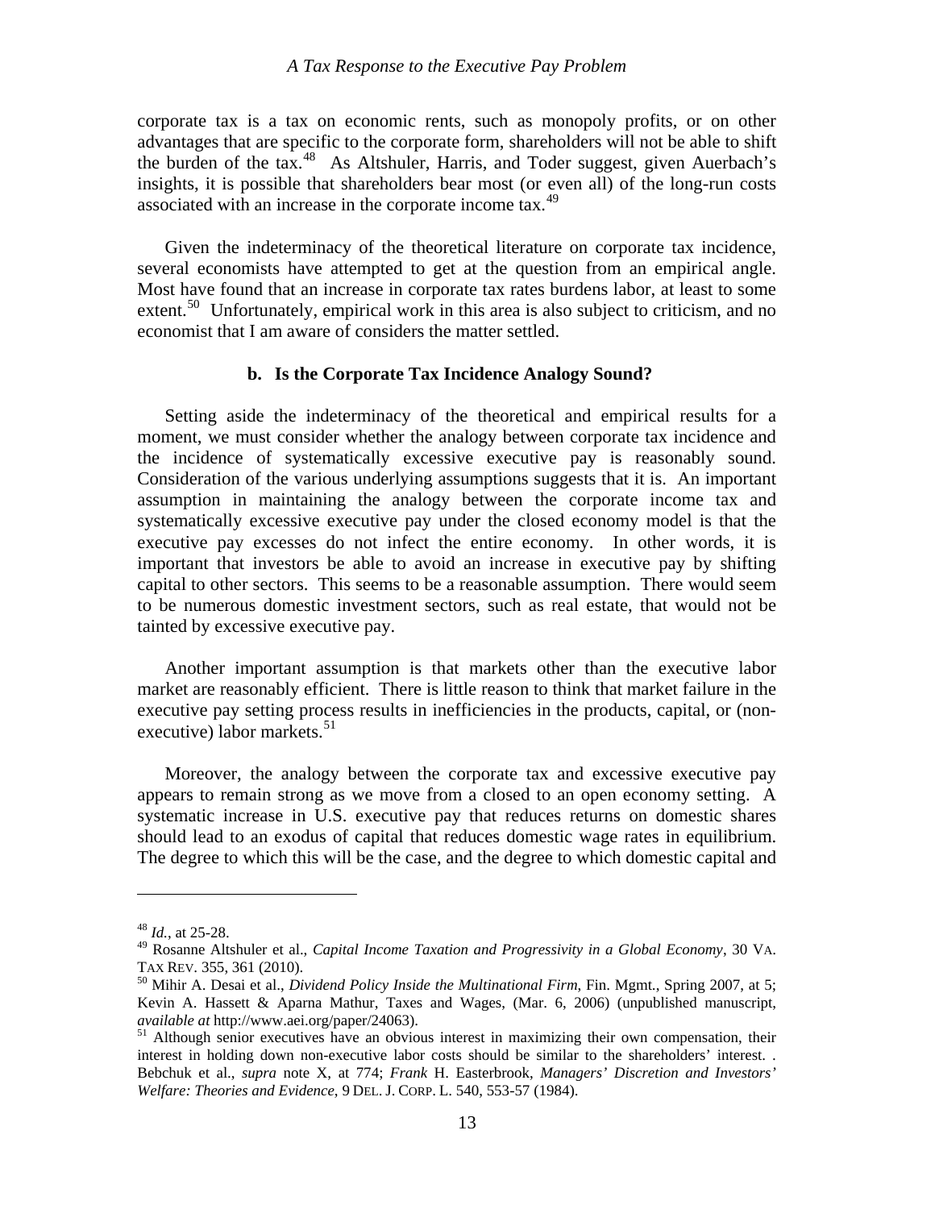corporate tax is a tax on economic rents, such as monopoly profits, or on other advantages that are specific to the corporate form, shareholders will not be able to shift the burden of the tax.[48] As Altshuler, Harris, and Toder suggest, given Auerbach's insights, it is possible that shareholders bear most (or even all) of the long-run costs associated with an increase in the corporate income tax.[49]

Given the indeterminacy of the theoretical literature on corporate tax incidence, several economists have attempted to get at the question from an empirical angle. Most have found that an increase in corporate tax rates burdens labor, at least to some extent.[50] Unfortunately, empirical work in this area is also subject to criticism, and no economist that I am aware of considers the matter settled.

### b. Is the Corporate Tax Incidence Analogy Sound?

Setting aside the indeterminacy of the theoretical and empirical results for a moment, we must consider whether the analogy between corporate tax incidence and the incidence of systematically excessive executive pay is reasonably sound. Consideration of the various underlying assumptions suggests that it is. An important assumption in maintaining the analogy between the corporate income tax and systematically excessive executive pay under the closed economy model is that the executive pay excesses do not infect the entire economy. In other words, it is important that investors be able to avoid an increase in executive pay by shifting capital to other sectors. This seems to be a reasonable assumption. There would seem to be numerous domestic investment sectors, such as real estate, that would not be tainted by excessive executive pay.

Another important assumption is that markets other than the executive labor market are reasonably efficient. There is little reason to think that market failure in the executive pay setting process results in inefficiencies in the products, capital, or (non-executive) labor markets.[51]

Moreover, the analogy between the corporate tax and excessive executive pay appears to remain strong as we move from a closed to an open economy setting. A systematic increase in U.S. executive pay that reduces returns on domestic shares should lead to an exodus of capital that reduces domestic wage rates in equilibrium. The degree to which this will be the case, and the degree to which domestic capital and

---

[48] *Id.*, at 25-28.

[49] Rosanne Altshuler et al., *Capital Income Taxation and Progressivity in a Global Economy*, 30 VA. TAX REV. 355, 361 (2010).

[50] Mihir A. Desai et al., *Dividend Policy Inside the Multinational Firm*, Fin. Mgmt., Spring 2007, at 5; Kevin A. Hassett & Aparna Mathur, Taxes and Wages, (Mar. 6, 2006) (unpublished manuscript, *available at* http://www.aei.org/paper/24063).

[51] Although senior executives have an obvious interest in maximizing their own compensation, their interest in holding down non-executive labor costs should be similar to the shareholders' interest. . Bebchuk et al., *supra* note X, at 774; *Frank* H. Easterbrook, *Managers' Discretion and Investors' Welfare: Theories and Evidence*, 9 DEL. J. CORP. L. 540, 553-57 (1984).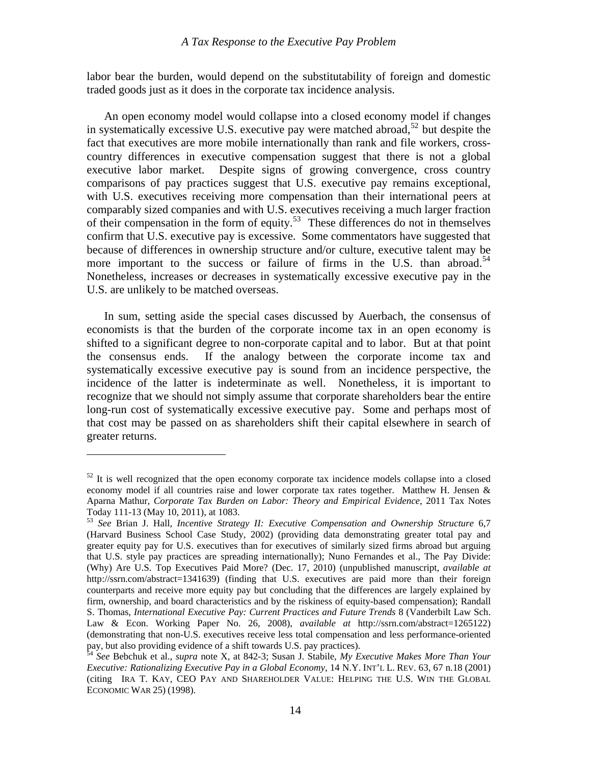labor bear the burden, would depend on the substitutability of foreign and domestic traded goods just as it does in the corporate tax incidence analysis.

An open economy model would collapse into a closed economy model if changes in systematically excessive U.S. executive pay were matched abroad,[52] but despite the fact that executives are more mobile internationally than rank and file workers, cross-country differences in executive compensation suggest that there is not a global executive labor market. Despite signs of growing convergence, cross country comparisons of pay practices suggest that U.S. executive pay remains exceptional, with U.S. executives receiving more compensation than their international peers at comparably sized companies and with U.S. executives receiving a much larger fraction of their compensation in the form of equity.[53] These differences do not in themselves confirm that U.S. executive pay is excessive. Some commentators have suggested that because of differences in ownership structure and/or culture, executive talent may be more important to the success or failure of firms in the U.S. than abroad.[54] Nonetheless, increases or decreases in systematically excessive executive pay in the U.S. are unlikely to be matched overseas.

In sum, setting aside the special cases discussed by Auerbach, the consensus of economists is that the burden of the corporate income tax in an open economy is shifted to a significant degree to non-corporate capital and to labor. But at that point the consensus ends. If the analogy between the corporate income tax and systematically excessive executive pay is sound from an incidence perspective, the incidence of the latter is indeterminate as well. Nonetheless, it is important to recognize that we should not simply assume that corporate shareholders bear the entire long-run cost of systematically excessive executive pay. Some and perhaps most of that cost may be passed on as shareholders shift their capital elsewhere in search of greater returns.

---

[52] It is well recognized that the open economy corporate tax incidence models collapse into a closed economy model if all countries raise and lower corporate tax rates together. Matthew H. Jensen & Aparna Mathur, *Corporate Tax Burden on Labor: Theory and Empirical Evidence*, 2011 Tax Notes Today 111-13 (May 10, 2011), at 1083.

[53] *See* Brian J. Hall, *Incentive Strategy II: Executive Compensation and Ownership Structure* 6,7 (Harvard Business School Case Study, 2002) (providing data demonstrating greater total pay and greater equity pay for U.S. executives than for executives of similarly sized firms abroad but arguing that U.S. style pay practices are spreading internationally); Nuno Fernandes et al., The Pay Divide: (Why) Are U.S. Top Executives Paid More? (Dec. 17, 2010) (unpublished manuscript, *available at* http://ssrn.com/abstract=1341639) (finding that U.S. executives are paid more than their foreign counterparts and receive more equity pay but concluding that the differences are largely explained by firm, ownership, and board characteristics and by the riskiness of equity-based compensation); Randall S. Thomas, *International Executive Pay: Current Practices and Future Trends* 8 (Vanderbilt Law Sch. Law & Econ. Working Paper No. 26, 2008), *available at* http://ssrn.com/abstract=1265122) (demonstrating that non-U.S. executives receive less total compensation and less performance-oriented pay, but also providing evidence of a shift towards U.S. pay practices).

[54] *See* Bebchuk et al., *supra* note X, at 842-3; Susan J. Stabile, *My Executive Makes More Than Your Executive: Rationalizing Executive Pay in a Global Economy*, 14 N.Y. INT'L L. REV. 63, 67 n.18 (2001) (citing IRA T. KAY, CEO PAY AND SHAREHOLDER VALUE: HELPING THE U.S. WIN THE GLOBAL ECONOMIC WAR 25) (1998).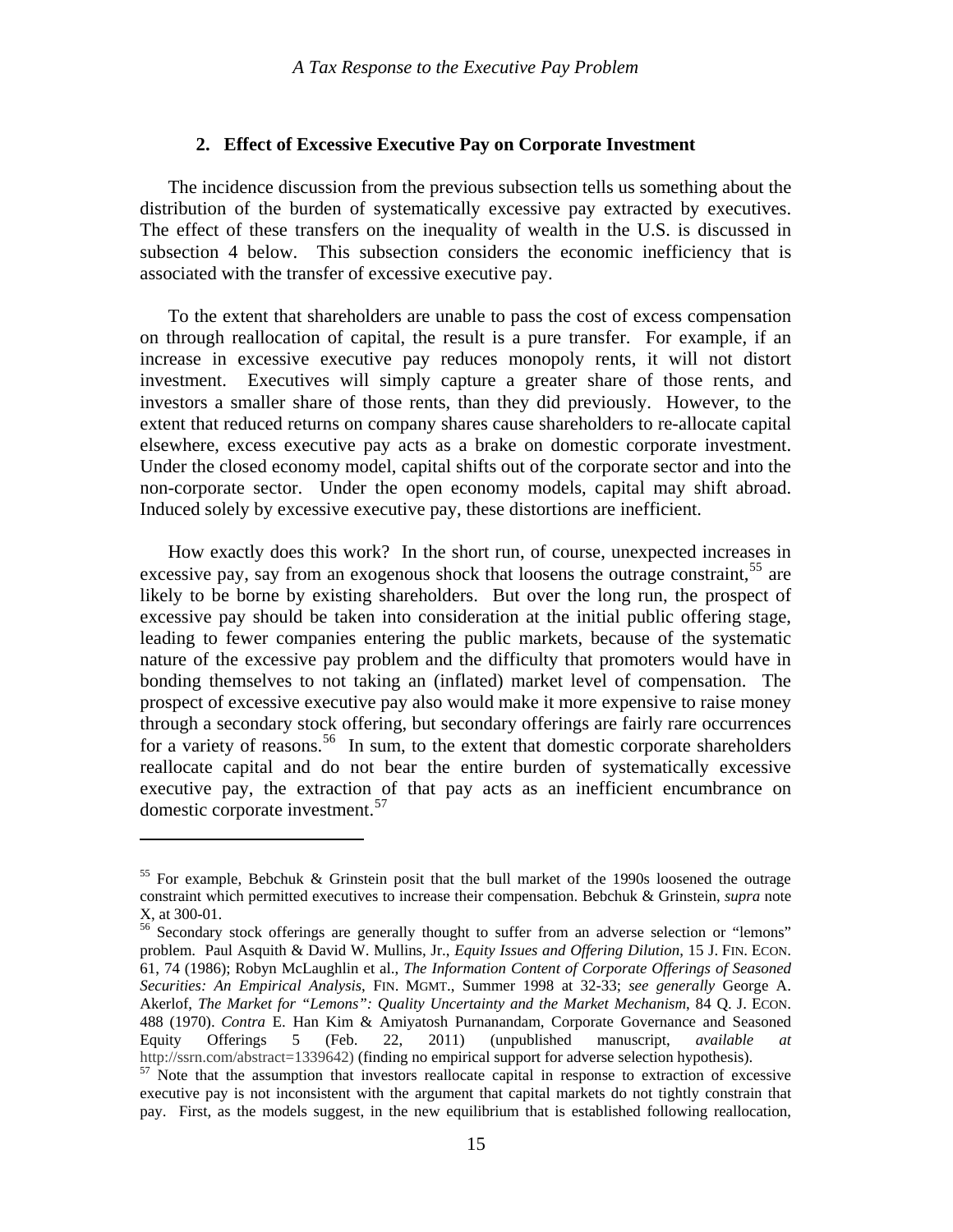### 2. Effect of Excessive Executive Pay on Corporate Investment

The incidence discussion from the previous subsection tells us something about the distribution of the burden of systematically excessive pay extracted by executives. The effect of these transfers on the inequality of wealth in the U.S. is discussed in subsection 4 below. This subsection considers the economic inefficiency that is associated with the transfer of excessive executive pay.

To the extent that shareholders are unable to pass the cost of excess compensation on through reallocation of capital, the result is a pure transfer. For example, if an increase in excessive executive pay reduces monopoly rents, it will not distort investment. Executives will simply capture a greater share of those rents, and investors a smaller share of those rents, than they did previously. However, to the extent that reduced returns on company shares cause shareholders to re-allocate capital elsewhere, excess executive pay acts as a brake on domestic corporate investment. Under the closed economy model, capital shifts out of the corporate sector and into the non-corporate sector. Under the open economy models, capital may shift abroad. Induced solely by excessive executive pay, these distortions are inefficient.

How exactly does this work? In the short run, of course, unexpected increases in excessive pay, say from an exogenous shock that loosens the outrage constraint,[55] are likely to be borne by existing shareholders. But over the long run, the prospect of excessive pay should be taken into consideration at the initial public offering stage, leading to fewer companies entering the public markets, because of the systematic nature of the excessive pay problem and the difficulty that promoters would have in bonding themselves to not taking an (inflated) market level of compensation. The prospect of excessive executive pay also would make it more expensive to raise money through a secondary stock offering, but secondary offerings are fairly rare occurrences for a variety of reasons.[56] In sum, to the extent that domestic corporate shareholders reallocate capital and do not bear the entire burden of systematically excessive executive pay, the extraction of that pay acts as an inefficient encumbrance on domestic corporate investment.[57]

---

[55] For example, Bebchuk & Grinstein posit that the bull market of the 1990s loosened the outrage constraint which permitted executives to increase their compensation. Bebchuk & Grinstein, *supra* note X, at 300-01.

[56] Secondary stock offerings are generally thought to suffer from an adverse selection or "lemons" problem. Paul Asquith & David W. Mullins, Jr., *Equity Issues and Offering Dilution*, 15 J. FIN. ECON. 61, 74 (1986); Robyn McLaughlin et al., *The Information Content of Corporate Offerings of Seasoned Securities: An Empirical Analysis*, FIN. MGMT., Summer 1998 at 32-33; *see generally* George A. Akerlof, *The Market for "Lemons": Quality Uncertainty and the Market Mechanism*, 84 Q. J. ECON. 488 (1970). *Contra* E. Han Kim & Amiyatosh Purnanandam, Corporate Governance and Seasoned Equity Offerings 5 (Feb. 22, 2011) (unpublished manuscript, *available at* http://ssrn.com/abstract=1339642) (finding no empirical support for adverse selection hypothesis).

[57] Note that the assumption that investors reallocate capital in response to extraction of excessive executive pay is not inconsistent with the argument that capital markets do not tightly constrain that pay. First, as the models suggest, in the new equilibrium that is established following reallocation,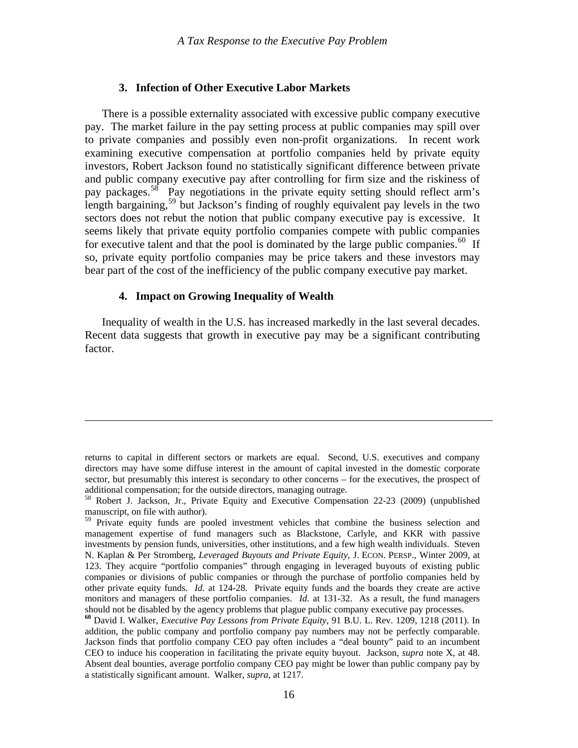### 3. Infection of Other Executive Labor Markets

There is a possible externality associated with excessive public company executive pay. The market failure in the pay setting process at public companies may spill over to private companies and possibly even non-profit organizations. In recent work examining executive compensation at portfolio companies held by private equity investors, Robert Jackson found no statistically significant difference between private and public company executive pay after controlling for firm size and the riskiness of pay packages.[58] Pay negotiations in the private equity setting should reflect arm's length bargaining,[59] but Jackson's finding of roughly equivalent pay levels in the two sectors does not rebut the notion that public company executive pay is excessive. It seems likely that private equity portfolio companies compete with public companies for executive talent and that the pool is dominated by the large public companies.[60] If so, private equity portfolio companies may be price takers and these investors may bear part of the cost of the inefficiency of the public company executive pay market.

### 4. Impact on Growing Inequality of Wealth

Inequality of wealth in the U.S. has increased markedly in the last several decades. Recent data suggests that growth in executive pay may be a significant contributing factor.

---

returns to capital in different sectors or markets are equal. Second, U.S. executives and company directors may have some diffuse interest in the amount of capital invested in the domestic corporate sector, but presumably this interest is secondary to other concerns – for the executives, the prospect of additional compensation; for the outside directors, managing outrage.

[58] Robert J. Jackson, Jr., Private Equity and Executive Compensation 22-23 (2009) (unpublished manuscript, on file with author).

[59] Private equity funds are pooled investment vehicles that combine the business selection and management expertise of fund managers such as Blackstone, Carlyle, and KKR with passive investments by pension funds, universities, other institutions, and a few high wealth individuals. Steven N. Kaplan & Per Stromberg, *Leveraged Buyouts and Private Equity*, J. ECON. PERSP., Winter 2009, at 123. They acquire "portfolio companies" through engaging in leveraged buyouts of existing public companies or divisions of public companies or through the purchase of portfolio companies held by other private equity funds. *Id.* at 124-28. Private equity funds and the boards they create are active monitors and managers of these portfolio companies. *Id.* at 131-32. As a result, the fund managers should not be disabled by the agency problems that plague public company executive pay processes.

**[60]** David I. Walker, *Executive Pay Lessons from Private Equity*, 91 B.U. L. Rev. 1209, 1218 (2011). In addition, the public company and portfolio company pay numbers may not be perfectly comparable. Jackson finds that portfolio company CEO pay often includes a "deal bounty" paid to an incumbent CEO to induce his cooperation in facilitating the private equity buyout. Jackson, *supra* note X, at 48. Absent deal bounties, average portfolio company CEO pay might be lower than public company pay by a statistically significant amount. Walker, *supra*, at 1217.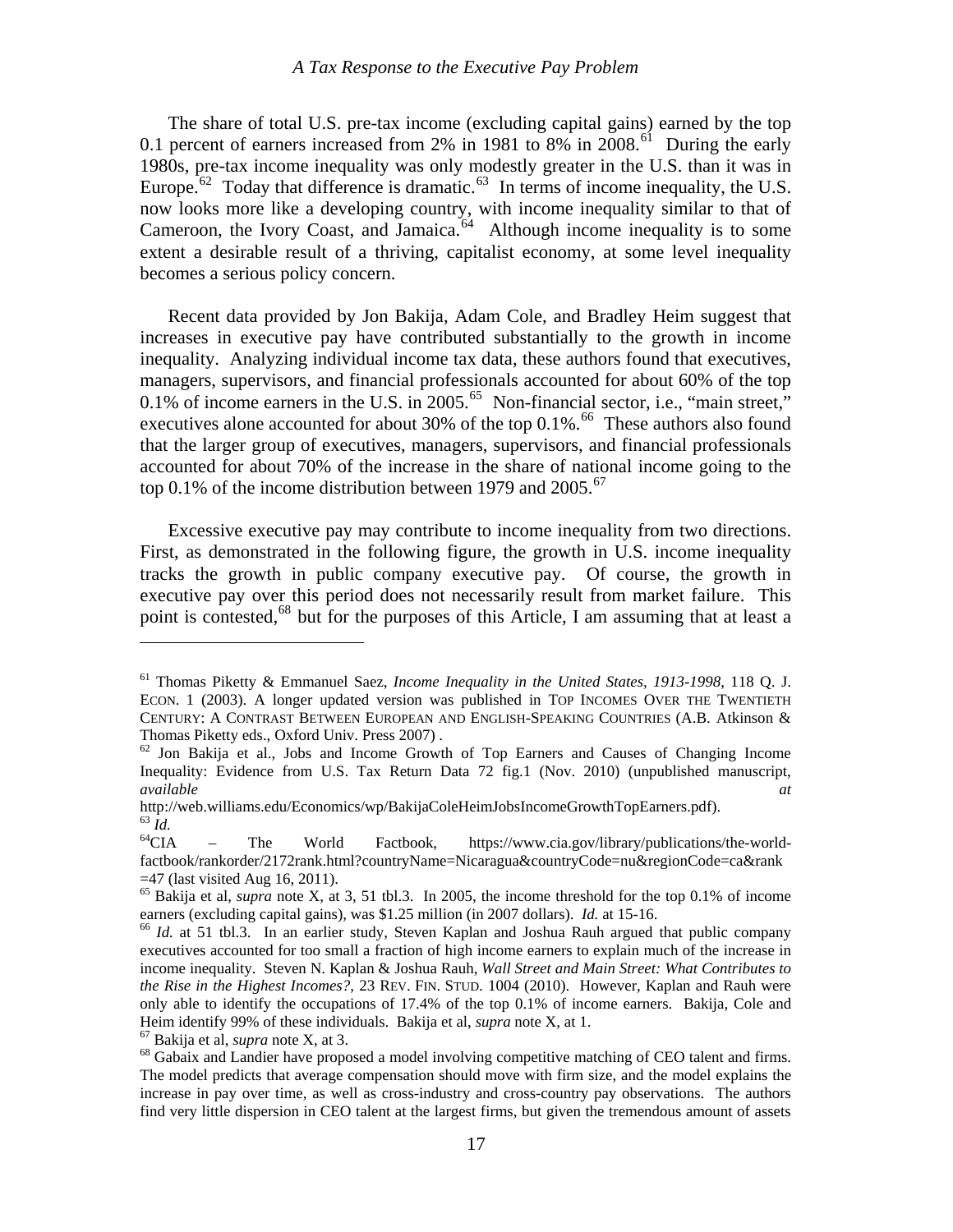The share of total U.S. pre-tax income (excluding capital gains) earned by the top 0.1 percent of earners increased from 2% in 1981 to 8% in 2008.[61] During the early 1980s, pre-tax income inequality was only modestly greater in the U.S. than it was in Europe.[62] Today that difference is dramatic.[63] In terms of income inequality, the U.S. now looks more like a developing country, with income inequality similar to that of Cameroon, the Ivory Coast, and Jamaica.[64] Although income inequality is to some extent a desirable result of a thriving, capitalist economy, at some level inequality becomes a serious policy concern.

Recent data provided by Jon Bakija, Adam Cole, and Bradley Heim suggest that increases in executive pay have contributed substantially to the growth in income inequality. Analyzing individual income tax data, these authors found that executives, managers, supervisors, and financial professionals accounted for about 60% of the top 0.1% of income earners in the U.S. in 2005.[65] Non-financial sector, i.e., "main street," executives alone accounted for about 30% of the top 0.1%.[66] These authors also found that the larger group of executives, managers, supervisors, and financial professionals accounted for about 70% of the increase in the share of national income going to the top 0.1% of the income distribution between 1979 and 2005.[67]

Excessive executive pay may contribute to income inequality from two directions. First, as demonstrated in the following figure, the growth in U.S. income inequality tracks the growth in public company executive pay. Of course, the growth in executive pay over this period does not necessarily result from market failure. This point is contested,[68] but for the purposes of this Article, I am assuming that at least a

---

[61] Thomas Piketty & Emmanuel Saez, *Income Inequality in the United States, 1913-1998*, 118 Q. J. ECON. 1 (2003). A longer updated version was published in TOP INCOMES OVER THE TWENTIETH CENTURY: A CONTRAST BETWEEN EUROPEAN AND ENGLISH-SPEAKING COUNTRIES (A.B. Atkinson & Thomas Piketty eds., Oxford Univ. Press 2007) .

[62] Jon Bakija et al., Jobs and Income Growth of Top Earners and Causes of Changing Income Inequality: Evidence from U.S. Tax Return Data 72 fig.1 (Nov. 2010) (unpublished manuscript, *available at* http://web.williams.edu/Economics/wp/BakijaColeHeimJobsIncomeGrowthTopEarners.pdf).

[63] *Id.*

[64] CIA – The World Factbook, https://www.cia.gov/library/publications/the-world-factbook/rankorder/2172rank.html?countryName=Nicaragua&countryCode=nu&regionCode=ca&rank=47 (last visited Aug 16, 2011).

[65] Bakija et al, *supra* note X, at 3, 51 tbl.3. In 2005, the income threshold for the top 0.1% of income earners (excluding capital gains), was $1.25 million (in 2007 dollars). *Id.* at 15-16.

[66] *Id.* at 51 tbl.3. In an earlier study, Steven Kaplan and Joshua Rauh argued that public company executives accounted for too small a fraction of high income earners to explain much of the increase in income inequality. Steven N. Kaplan & Joshua Rauh, *Wall Street and Main Street: What Contributes to the Rise in the Highest Incomes?*, 23 REV. FIN. STUD. 1004 (2010). However, Kaplan and Rauh were only able to identify the occupations of 17.4% of the top 0.1% of income earners. Bakija, Cole and Heim identify 99% of these individuals. Bakija et al, *supra* note X, at 1.

[67] Bakija et al, *supra* note X, at 3.

[68] Gabaix and Landier have proposed a model involving competitive matching of CEO talent and firms. The model predicts that average compensation should move with firm size, and the model explains the increase in pay over time, as well as cross-industry and cross-country pay observations. The authors find very little dispersion in CEO talent at the largest firms, but given the tremendous amount of assets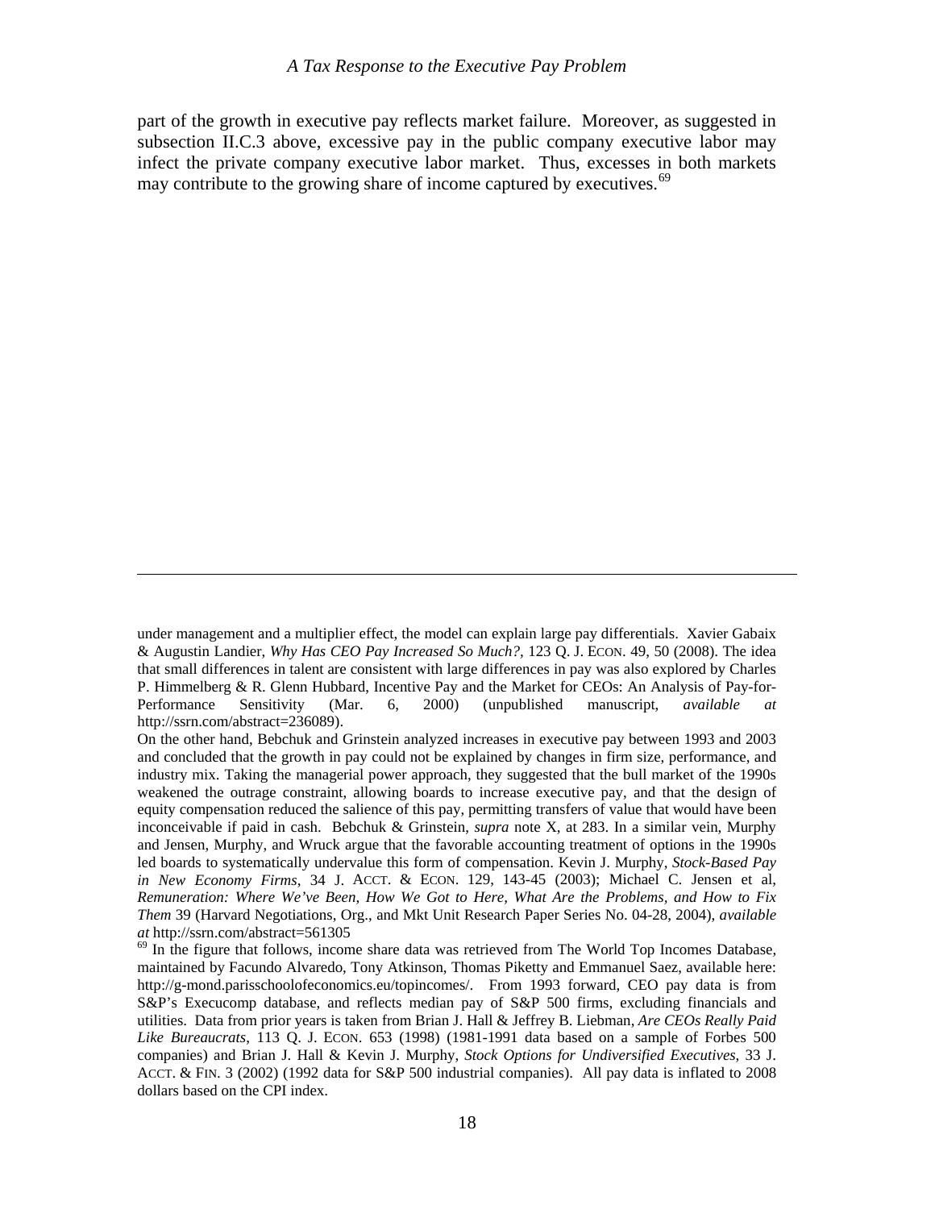part of the growth in executive pay reflects market failure. Moreover, as suggested in subsection II.C.3 above, excessive pay in the public company executive labor may infect the private company executive labor market. Thus, excesses in both markets may contribute to the growing share of income captured by executives.[69]

---

under management and a multiplier effect, the model can explain large pay differentials. Xavier Gabaix & Augustin Landier, *Why Has CEO Pay Increased So Much?*, 123 Q. J. ECON. 49, 50 (2008). The idea that small differences in talent are consistent with large differences in pay was also explored by Charles P. Himmelberg & R. Glenn Hubbard, Incentive Pay and the Market for CEOs: An Analysis of Pay-for-Performance Sensitivity (Mar. 6, 2000) (unpublished manuscript, *available at* http://ssrn.com/abstract=236089).

On the other hand, Bebchuk and Grinstein analyzed increases in executive pay between 1993 and 2003 and concluded that the growth in pay could not be explained by changes in firm size, performance, and industry mix. Taking the managerial power approach, they suggested that the bull market of the 1990s weakened the outrage constraint, allowing boards to increase executive pay, and that the design of equity compensation reduced the salience of this pay, permitting transfers of value that would have been inconceivable if paid in cash. Bebchuk & Grinstein, *supra* note X, at 283. In a similar vein, Murphy and Jensen, Murphy, and Wruck argue that the favorable accounting treatment of options in the 1990s led boards to systematically undervalue this form of compensation. Kevin J. Murphy, *Stock-Based Pay in New Economy Firms*, 34 J. ACCT. & ECON. 129, 143-45 (2003); Michael C. Jensen et al, *Remuneration: Where We've Been, How We Got to Here, What Are the Problems, and How to Fix Them* 39 (Harvard Negotiations, Org., and Mkt Unit Research Paper Series No. 04-28, 2004), *available at* http://ssrn.com/abstract=561305

[69] In the figure that follows, income share data was retrieved from The World Top Incomes Database, maintained by Facundo Alvaredo, Tony Atkinson, Thomas Piketty and Emmanuel Saez, available here: http://g-mond.parisschoolofeconomics.eu/topincomes/. From 1993 forward, CEO pay data is from S&P's Execucomp database, and reflects median pay of S&P 500 firms, excluding financials and utilities. Data from prior years is taken from Brian J. Hall & Jeffrey B. Liebman, *Are CEOs Really Paid Like Bureaucrats*, 113 Q. J. ECON. 653 (1998) (1981-1991 data based on a sample of Forbes 500 companies) and Brian J. Hall & Kevin J. Murphy, *Stock Options for Undiversified Executives*, 33 J. ACCT. & FIN. 3 (2002) (1992 data for S&P 500 industrial companies). All pay data is inflated to 2008 dollars based on the CPI index.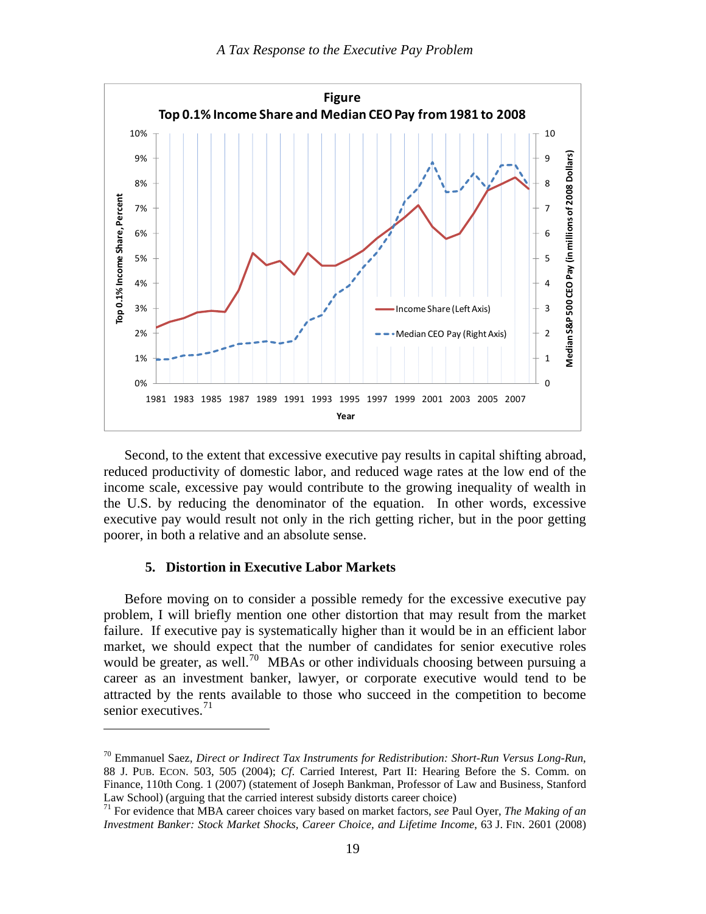**Figure**

**Top 0.1% Income Share and Median CEO Pay from 1981 to 2008**

Second, to the extent that excessive executive pay results in capital shifting abroad, reduced productivity of domestic labor, and reduced wage rates at the low end of the income scale, excessive pay would contribute to the growing inequality of wealth in the U.S. by reducing the denominator of the equation. In other words, excessive executive pay would result not only in the rich getting richer, but in the poor getting poorer, in both a relative and an absolute sense.

#### 5. Distortion in Executive Labor Markets

Before moving on to consider a possible remedy for the excessive executive pay problem, I will briefly mention one other distortion that may result from the market failure. If executive pay is systematically higher than it would be in an efficient labor market, we should expect that the number of candidates for senior executive roles would be greater, as well.[70] MBAs or other individuals choosing between pursuing a career as an investment banker, lawyer, or corporate executive would tend to be attracted by the rents available to those who succeed in the competition to become senior executives.[71]

---

[70] Emmanuel Saez, *Direct or Indirect Tax Instruments for Redistribution: Short-Run Versus Long-Run*, 88 J. PUB. ECON. 503, 505 (2004); *Cf.* Carried Interest, Part II: Hearing Before the S. Comm. on Finance, 110th Cong. 1 (2007) (statement of Joseph Bankman, Professor of Law and Business, Stanford Law School) (arguing that the carried interest subsidy distorts career choice)

[71] For evidence that MBA career choices vary based on market factors, *see* Paul Oyer, *The Making of an Investment Banker: Stock Market Shocks, Career Choice, and Lifetime Income*, 63 J. FIN. 2601 (2008)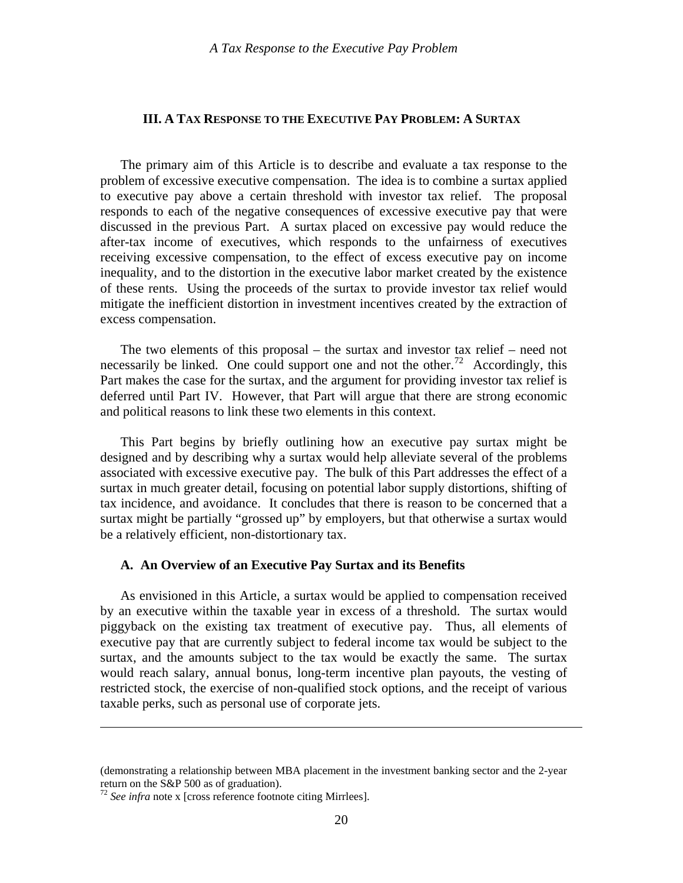## III. A Tax Response to the Executive Pay Problem: A Surtax

The primary aim of this Article is to describe and evaluate a tax response to the problem of excessive executive compensation. The idea is to combine a surtax applied to executive pay above a certain threshold with investor tax relief. The proposal responds to each of the negative consequences of excessive executive pay that were discussed in the previous Part. A surtax placed on excessive pay would reduce the after-tax income of executives, which responds to the unfairness of executives receiving excessive compensation, to the effect of excess executive pay on income inequality, and to the distortion in the executive labor market created by the existence of these rents. Using the proceeds of the surtax to provide investor tax relief would mitigate the inefficient distortion in investment incentives created by the extraction of excess compensation.

The two elements of this proposal – the surtax and investor tax relief – need not necessarily be linked. One could support one and not the other.[72] Accordingly, this Part makes the case for the surtax, and the argument for providing investor tax relief is deferred until Part IV. However, that Part will argue that there are strong economic and political reasons to link these two elements in this context.

This Part begins by briefly outlining how an executive pay surtax might be designed and by describing why a surtax would help alleviate several of the problems associated with excessive executive pay. The bulk of this Part addresses the effect of a surtax in much greater detail, focusing on potential labor supply distortions, shifting of tax incidence, and avoidance. It concludes that there is reason to be concerned that a surtax might be partially "grossed up" by employers, but that otherwise a surtax would be a relatively efficient, non-distortionary tax.

### A. An Overview of an Executive Pay Surtax and its Benefits

As envisioned in this Article, a surtax would be applied to compensation received by an executive within the taxable year in excess of a threshold. The surtax would piggyback on the existing tax treatment of executive pay. Thus, all elements of executive pay that are currently subject to federal income tax would be subject to the surtax, and the amounts subject to the tax would be exactly the same. The surtax would reach salary, annual bonus, long-term incentive plan payouts, the vesting of restricted stock, the exercise of non-qualified stock options, and the receipt of various taxable perks, such as personal use of corporate jets.

---

(demonstrating a relationship between MBA placement in the investment banking sector and the 2-year return on the S&P 500 as of graduation).

[72] *See infra* note x [cross reference footnote citing Mirrlees].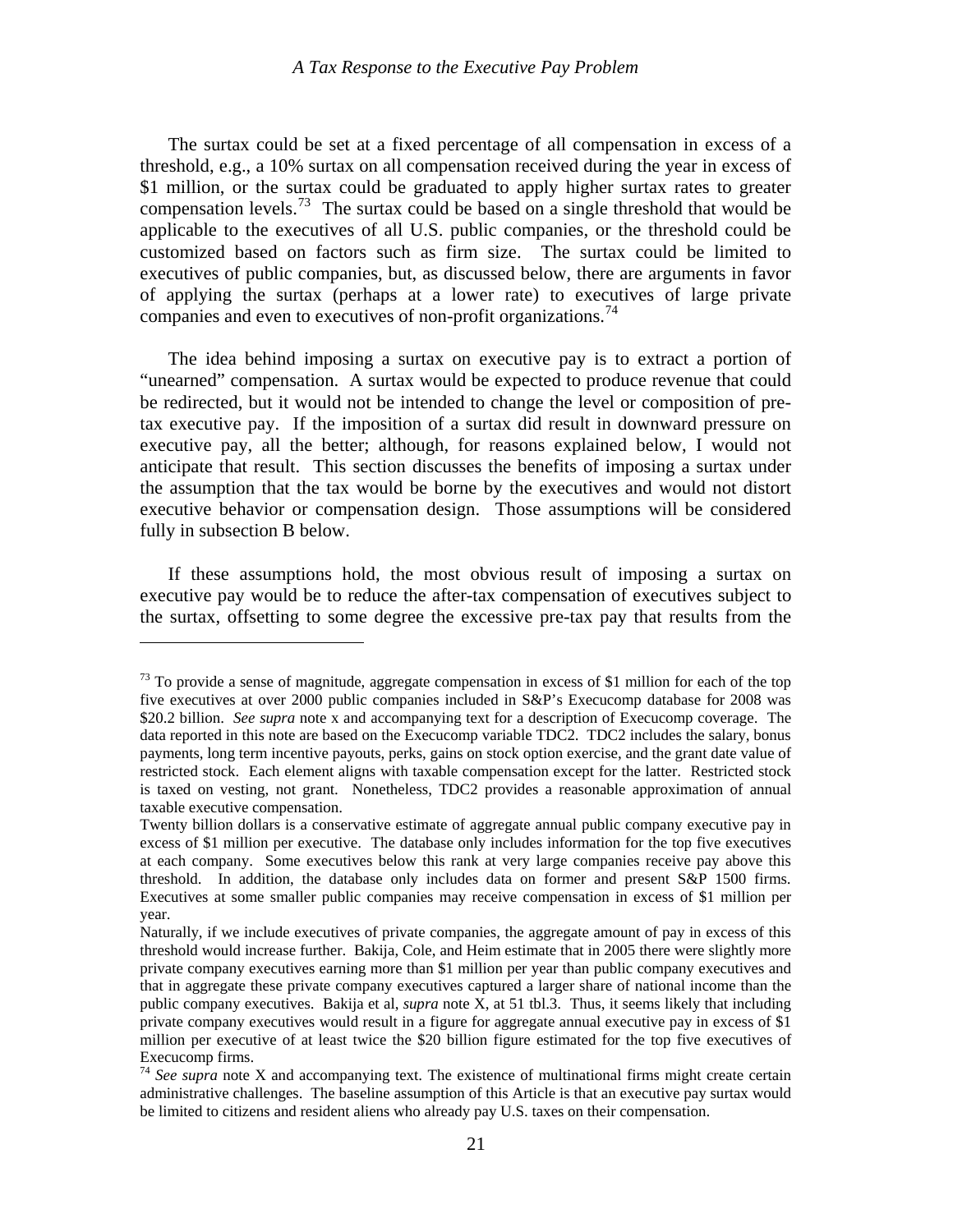The surtax could be set at a fixed percentage of all compensation in excess of a threshold, e.g., a 10% surtax on all compensation received during the year in excess of \$1 million, or the surtax could be graduated to apply higher surtax rates to greater compensation levels.[73] The surtax could be based on a single threshold that would be applicable to the executives of all U.S. public companies, or the threshold could be customized based on factors such as firm size. The surtax could be limited to executives of public companies, but, as discussed below, there are arguments in favor of applying the surtax (perhaps at a lower rate) to executives of large private companies and even to executives of non-profit organizations.[74]

The idea behind imposing a surtax on executive pay is to extract a portion of "unearned" compensation. A surtax would be expected to produce revenue that could be redirected, but it would not be intended to change the level or composition of pre-tax executive pay. If the imposition of a surtax did result in downward pressure on executive pay, all the better; although, for reasons explained below, I would not anticipate that result. This section discusses the benefits of imposing a surtax under the assumption that the tax would be borne by the executives and would not distort executive behavior or compensation design. Those assumptions will be considered fully in subsection B below.

If these assumptions hold, the most obvious result of imposing a surtax on executive pay would be to reduce the after-tax compensation of executives subject to the surtax, offsetting to some degree the excessive pre-tax pay that results from the

---

[73] To provide a sense of magnitude, aggregate compensation in excess of \$1 million for each of the top five executives at over 2000 public companies included in S&P's Execucomp database for 2008 was \$20.2 billion. *See supra* note x and accompanying text for a description of Execucomp coverage. The data reported in this note are based on the Execucomp variable TDC2. TDC2 includes the salary, bonus payments, long term incentive payouts, perks, gains on stock option exercise, and the grant date value of restricted stock. Each element aligns with taxable compensation except for the latter. Restricted stock is taxed on vesting, not grant. Nonetheless, TDC2 provides a reasonable approximation of annual taxable executive compensation.

Twenty billion dollars is a conservative estimate of aggregate annual public company executive pay in excess of \$1 million per executive. The database only includes information for the top five executives at each company. Some executives below this rank at very large companies receive pay above this threshold. In addition, the database only includes data on former and present S&P 1500 firms. Executives at some smaller public companies may receive compensation in excess of \$1 million per year.

Naturally, if we include executives of private companies, the aggregate amount of pay in excess of this threshold would increase further. Bakija, Cole, and Heim estimate that in 2005 there were slightly more private company executives earning more than \$1 million per year than public company executives and that in aggregate these private company executives captured a larger share of national income than the public company executives. Bakija et al, *supra* note X, at 51 tbl.3. Thus, it seems likely that including private company executives would result in a figure for aggregate annual executive pay in excess of \$1 million per executive of at least twice the \$20 billion figure estimated for the top five executives of Execucomp firms.

[74] *See supra* note X and accompanying text. The existence of multinational firms might create certain administrative challenges. The baseline assumption of this Article is that an executive pay surtax would be limited to citizens and resident aliens who already pay U.S. taxes on their compensation.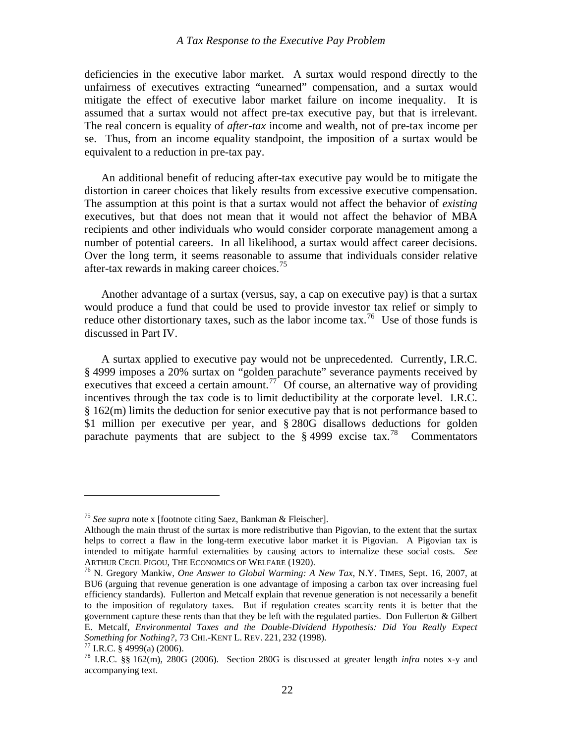deficiencies in the executive labor market. A surtax would respond directly to the unfairness of executives extracting "unearned" compensation, and a surtax would mitigate the effect of executive labor market failure on income inequality. It is assumed that a surtax would not affect pre-tax executive pay, but that is irrelevant. The real concern is equality of *after-tax* income and wealth, not of pre-tax income per se. Thus, from an income equality standpoint, the imposition of a surtax would be equivalent to a reduction in pre-tax pay.

An additional benefit of reducing after-tax executive pay would be to mitigate the distortion in career choices that likely results from excessive executive compensation. The assumption at this point is that a surtax would not affect the behavior of *existing* executives, but that does not mean that it would not affect the behavior of MBA recipients and other individuals who would consider corporate management among a number of potential careers. In all likelihood, a surtax would affect career decisions. Over the long term, it seems reasonable to assume that individuals consider relative after-tax rewards in making career choices.[75]

Another advantage of a surtax (versus, say, a cap on executive pay) is that a surtax would produce a fund that could be used to provide investor tax relief or simply to reduce other distortionary taxes, such as the labor income tax.[76] Use of those funds is discussed in Part IV.

A surtax applied to executive pay would not be unprecedented. Currently, I.R.C. § 4999 imposes a 20% surtax on "golden parachute" severance payments received by executives that exceed a certain amount.[77] Of course, an alternative way of providing incentives through the tax code is to limit deductibility at the corporate level. I.R.C. § 162(m) limits the deduction for senior executive pay that is not performance based to $1 million per executive per year, and § 280G disallows deductions for golden parachute payments that are subject to the § 4999 excise tax.[78] Commentators

---

[75] *See supra* note x [footnote citing Saez, Bankman & Fleischer].

Although the main thrust of the surtax is more redistributive than Pigovian, to the extent that the surtax helps to correct a flaw in the long-term executive labor market it is Pigovian. A Pigovian tax is intended to mitigate harmful externalities by causing actors to internalize these social costs. *See* ARTHUR CECIL PIGOU, THE ECONOMICS OF WELFARE (1920).

[76] N. Gregory Mankiw, *One Answer to Global Warming: A New Tax*, N.Y. TIMES, Sept. 16, 2007, at BU6 (arguing that revenue generation is one advantage of imposing a carbon tax over increasing fuel efficiency standards). Fullerton and Metcalf explain that revenue generation is not necessarily a benefit to the imposition of regulatory taxes. But if regulation creates scarcity rents it is better that the government capture these rents than that they be left with the regulated parties. Don Fullerton & Gilbert E. Metcalf, *Environmental Taxes and the Double-Dividend Hypothesis: Did You Really Expect Something for Nothing?*, 73 CHI.-KENT L. REV. 221, 232 (1998).

[77] I.R.C. § 4999(a) (2006).

[78] I.R.C. §§ 162(m), 280G (2006). Section 280G is discussed at greater length *infra* notes x-y and accompanying text.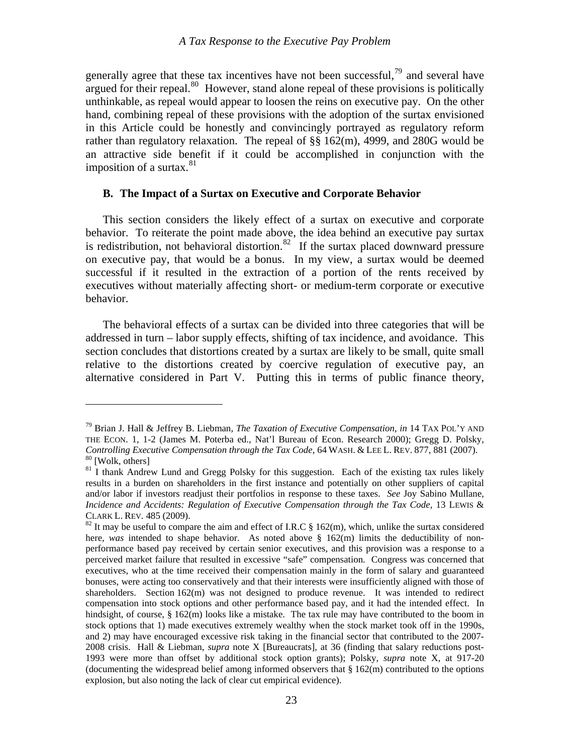generally agree that these tax incentives have not been successful,[79] and several have argued for their repeal.[80] However, stand alone repeal of these provisions is politically unthinkable, as repeal would appear to loosen the reins on executive pay. On the other hand, combining repeal of these provisions with the adoption of the surtax envisioned in this Article could be honestly and convincingly portrayed as regulatory reform rather than regulatory relaxation. The repeal of §§ 162(m), 4999, and 280G would be an attractive side benefit if it could be accomplished in conjunction with the imposition of a surtax.[81]

### B. The Impact of a Surtax on Executive and Corporate Behavior

This section considers the likely effect of a surtax on executive and corporate behavior. To reiterate the point made above, the idea behind an executive pay surtax is redistribution, not behavioral distortion.[82] If the surtax placed downward pressure on executive pay, that would be a bonus. In my view, a surtax would be deemed successful if it resulted in the extraction of a portion of the rents received by executives without materially affecting short- or medium-term corporate or executive behavior.

The behavioral effects of a surtax can be divided into three categories that will be addressed in turn – labor supply effects, shifting of tax incidence, and avoidance. This section concludes that distortions created by a surtax are likely to be small, quite small relative to the distortions created by coercive regulation of executive pay, an alternative considered in Part V. Putting this in terms of public finance theory,

---

[79] Brian J. Hall & Jeffrey B. Liebman, *The Taxation of Executive Compensation*, *in* 14 TAX POL'Y AND THE ECON. 1, 1-2 (James M. Poterba ed., Nat'l Bureau of Econ. Research 2000); Gregg D. Polsky, *Controlling Executive Compensation through the Tax Code*, 64 WASH. & LEE L. REV. 877, 881 (2007).

[80] [Wolk, others]

[81] I thank Andrew Lund and Gregg Polsky for this suggestion. Each of the existing tax rules likely results in a burden on shareholders in the first instance and potentially on other suppliers of capital and/or labor if investors readjust their portfolios in response to these taxes. *See* Joy Sabino Mullane, *Incidence and Accidents: Regulation of Executive Compensation through the Tax Code*, 13 LEWIS & CLARK L. REV. 485 (2009).

[82] It may be useful to compare the aim and effect of I.R.C § 162(m), which, unlike the surtax considered here, *was* intended to shape behavior. As noted above § 162(m) limits the deductibility of non-performance based pay received by certain senior executives, and this provision was a response to a perceived market failure that resulted in excessive "safe" compensation. Congress was concerned that executives, who at the time received their compensation mainly in the form of salary and guaranteed bonuses, were acting too conservatively and that their interests were insufficiently aligned with those of shareholders. Section 162(m) was not designed to produce revenue. It was intended to redirect compensation into stock options and other performance based pay, and it had the intended effect. In hindsight, of course, § 162(m) looks like a mistake. The tax rule may have contributed to the boom in stock options that 1) made executives extremely wealthy when the stock market took off in the 1990s, and 2) may have encouraged excessive risk taking in the financial sector that contributed to the 2007-2008 crisis. Hall & Liebman, *supra* note X [Bureaucrats], at 36 (finding that salary reductions post-1993 were more than offset by additional stock option grants); Polsky, *supra* note X, at 917-20 (documenting the widespread belief among informed observers that § 162(m) contributed to the options explosion, but also noting the lack of clear cut empirical evidence).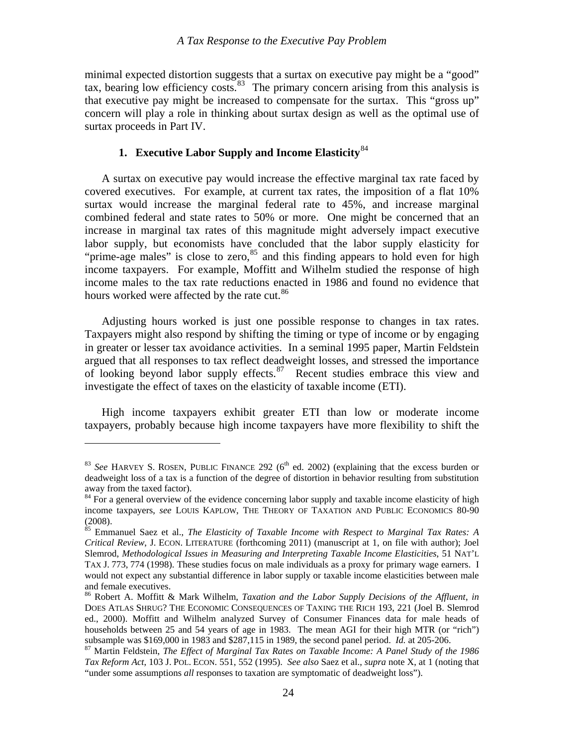minimal expected distortion suggests that a surtax on executive pay might be a "good" tax, bearing low efficiency costs.[83] The primary concern arising from this analysis is that executive pay might be increased to compensate for the surtax. This "gross up" concern will play a role in thinking about surtax design as well as the optimal use of surtax proceeds in Part IV.

### 1. Executive Labor Supply and Income Elasticity[84]

A surtax on executive pay would increase the effective marginal tax rate faced by covered executives. For example, at current tax rates, the imposition of a flat 10% surtax would increase the marginal federal rate to 45%, and increase marginal combined federal and state rates to 50% or more. One might be concerned that an increase in marginal tax rates of this magnitude might adversely impact executive labor supply, but economists have concluded that the labor supply elasticity for "prime-age males" is close to zero,[85] and this finding appears to hold even for high income taxpayers. For example, Moffitt and Wilhelm studied the response of high income males to the tax rate reductions enacted in 1986 and found no evidence that hours worked were affected by the rate cut.[86]

Adjusting hours worked is just one possible response to changes in tax rates. Taxpayers might also respond by shifting the timing or type of income or by engaging in greater or lesser tax avoidance activities. In a seminal 1995 paper, Martin Feldstein argued that all responses to tax reflect deadweight losses, and stressed the importance of looking beyond labor supply effects.[87] Recent studies embrace this view and investigate the effect of taxes on the elasticity of taxable income (ETI).

High income taxpayers exhibit greater ETI than low or moderate income taxpayers, probably because high income taxpayers have more flexibility to shift the

---

[83] *See* HARVEY S. ROSEN, PUBLIC FINANCE 292 (6th ed. 2002) (explaining that the excess burden or deadweight loss of a tax is a function of the degree of distortion in behavior resulting from substitution away from the taxed factor).

[84] For a general overview of the evidence concerning labor supply and taxable income elasticity of high income taxpayers, *see* LOUIS KAPLOW, THE THEORY OF TAXATION AND PUBLIC ECONOMICS 80-90 (2008).

[85] Emmanuel Saez et al., *The Elasticity of Taxable Income with Respect to Marginal Tax Rates: A Critical Review*, J. ECON. LITERATURE (forthcoming 2011) (manuscript at 1, on file with author); Joel Slemrod, *Methodological Issues in Measuring and Interpreting Taxable Income Elasticities*, 51 NAT'L TAX J. 773, 774 (1998). These studies focus on male individuals as a proxy for primary wage earners. I would not expect any substantial difference in labor supply or taxable income elasticities between male and female executives.

[86] Robert A. Moffitt & Mark Wilhelm, *Taxation and the Labor Supply Decisions of the Affluent*, *in* DOES ATLAS SHRUG? THE ECONOMIC CONSEQUENCES OF TAXING THE RICH 193, 221 (Joel B. Slemrod ed., 2000). Moffitt and Wilhelm analyzed Survey of Consumer Finances data for male heads of households between 25 and 54 years of age in 1983. The mean AGI for their high MTR (or "rich") subsample was $169,000 in 1983 and $287,115 in 1989, the second panel period. *Id.* at 205-206.

[87] Martin Feldstein, *The Effect of Marginal Tax Rates on Taxable Income: A Panel Study of the 1986 Tax Reform Act*, 103 J. POL. ECON. 551, 552 (1995). *See also* Saez et al., *supra* note X, at 1 (noting that "under some assumptions *all* responses to taxation are symptomatic of deadweight loss").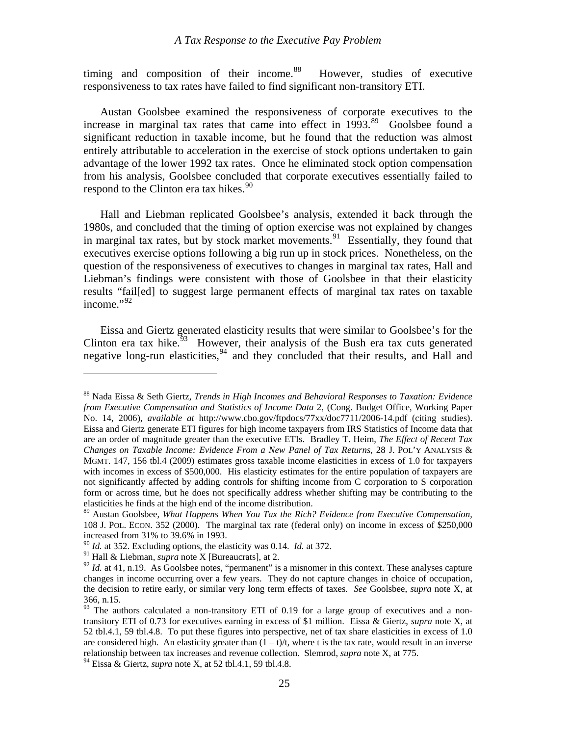timing and composition of their income.[88] However, studies of executive responsiveness to tax rates have failed to find significant non-transitory ETI.

Austan Goolsbee examined the responsiveness of corporate executives to the increase in marginal tax rates that came into effect in 1993.[89] Goolsbee found a significant reduction in taxable income, but he found that the reduction was almost entirely attributable to acceleration in the exercise of stock options undertaken to gain advantage of the lower 1992 tax rates. Once he eliminated stock option compensation from his analysis, Goolsbee concluded that corporate executives essentially failed to respond to the Clinton era tax hikes.[90]

Hall and Liebman replicated Goolsbee's analysis, extended it back through the 1980s, and concluded that the timing of option exercise was not explained by changes in marginal tax rates, but by stock market movements.[91] Essentially, they found that executives exercise options following a big run up in stock prices. Nonetheless, on the question of the responsiveness of executives to changes in marginal tax rates, Hall and Liebman's findings were consistent with those of Goolsbee in that their elasticity results "fail[ed] to suggest large permanent effects of marginal tax rates on taxable income."[92]

Eissa and Giertz generated elasticity results that were similar to Goolsbee's for the Clinton era tax hike.[93] However, their analysis of the Bush era tax cuts generated negative long-run elasticities,[94] and they concluded that their results, and Hall and

---

[88] Nada Eissa & Seth Giertz, *Trends in High Incomes and Behavioral Responses to Taxation: Evidence from Executive Compensation and Statistics of Income Data* 2, (Cong. Budget Office, Working Paper No. 14, 2006), *available at* http://www.cbo.gov/ftpdocs/77xx/doc7711/2006-14.pdf (citing studies). Eissa and Giertz generate ETI figures for high income taxpayers from IRS Statistics of Income data that are an order of magnitude greater than the executive ETIs. Bradley T. Heim, *The Effect of Recent Tax Changes on Taxable Income: Evidence From a New Panel of Tax Returns*, 28 J. POL'Y ANALYSIS & MGMT. 147, 156 tbl.4 (2009) estimates gross taxable income elasticities in excess of 1.0 for taxpayers with incomes in excess of $500,000. His elasticity estimates for the entire population of taxpayers are not significantly affected by adding controls for shifting income from C corporation to S corporation form or across time, but he does not specifically address whether shifting may be contributing to the elasticities he finds at the high end of the income distribution.

[89] Austan Goolsbee, *What Happens When You Tax the Rich? Evidence from Executive Compensation*, 108 J. POL. ECON. 352 (2000). The marginal tax rate (federal only) on income in excess of $250,000 increased from 31% to 39.6% in 1993.

[90] *Id.* at 352. Excluding options, the elasticity was 0.14. *Id.* at 372.

[91] Hall & Liebman, *supra* note X [Bureaucrats], at 2.

[92] *Id.* at 41, n.19. As Goolsbee notes, "permanent" is a misnomer in this context. These analyses capture changes in income occurring over a few years. They do not capture changes in choice of occupation, the decision to retire early, or similar very long term effects of taxes. *See* Goolsbee, *supra* note X, at 366, n.15.

[93] The authors calculated a non-transitory ETI of 0.19 for a large group of executives and a non-transitory ETI of 0.73 for executives earning in excess of $1 million. Eissa & Giertz, *supra* note X, at 52 tbl.4.1, 59 tbl.4.8. To put these figures into perspective, net of tax share elasticities in excess of 1.0 are considered high. An elasticity greater than $(1 - t)/t$, where t is the tax rate, would result in an inverse relationship between tax increases and revenue collection. Slemrod, *supra* note X, at 775.

[94] Eissa & Giertz, *supra* note X, at 52 tbl.4.1, 59 tbl.4.8.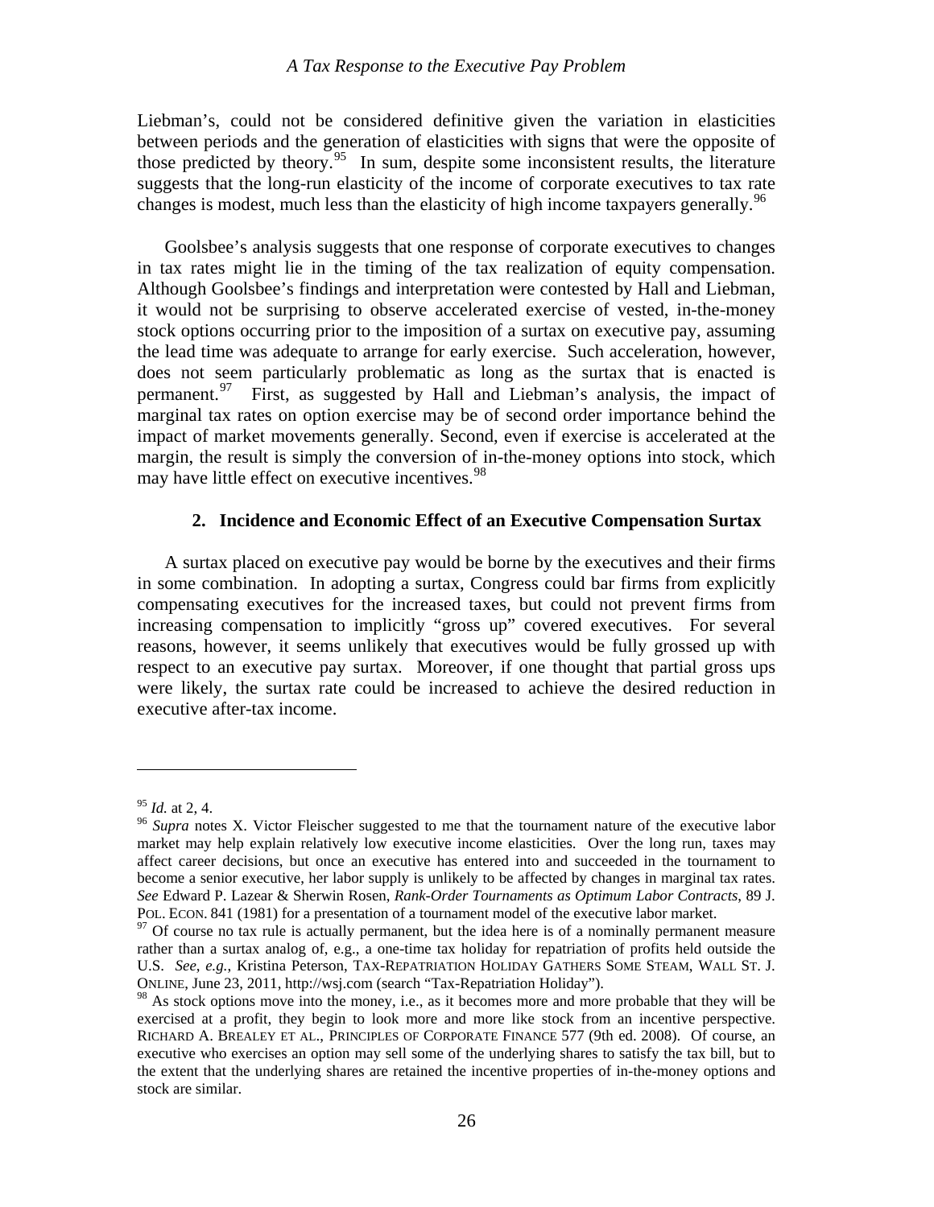Liebman's, could not be considered definitive given the variation in elasticities between periods and the generation of elasticities with signs that were the opposite of those predicted by theory.[95] In sum, despite some inconsistent results, the literature suggests that the long-run elasticity of the income of corporate executives to tax rate changes is modest, much less than the elasticity of high income taxpayers generally.[96]

Goolsbee's analysis suggests that one response of corporate executives to changes in tax rates might lie in the timing of the tax realization of equity compensation. Although Goolsbee's findings and interpretation were contested by Hall and Liebman, it would not be surprising to observe accelerated exercise of vested, in-the-money stock options occurring prior to the imposition of a surtax on executive pay, assuming the lead time was adequate to arrange for early exercise. Such acceleration, however, does not seem particularly problematic as long as the surtax that is enacted is permanent.[97] First, as suggested by Hall and Liebman's analysis, the impact of marginal tax rates on option exercise may be of second order importance behind the impact of market movements generally. Second, even if exercise is accelerated at the margin, the result is simply the conversion of in-the-money options into stock, which may have little effect on executive incentives.[98]

### 2. Incidence and Economic Effect of an Executive Compensation Surtax

A surtax placed on executive pay would be borne by the executives and their firms in some combination. In adopting a surtax, Congress could bar firms from explicitly compensating executives for the increased taxes, but could not prevent firms from increasing compensation to implicitly "gross up" covered executives. For several reasons, however, it seems unlikely that executives would be fully grossed up with respect to an executive pay surtax. Moreover, if one thought that partial gross ups were likely, the surtax rate could be increased to achieve the desired reduction in executive after-tax income.

---

[95] *Id.* at 2, 4.

[96] *Supra* notes X. Victor Fleischer suggested to me that the tournament nature of the executive labor market may help explain relatively low executive income elasticities. Over the long run, taxes may affect career decisions, but once an executive has entered into and succeeded in the tournament to become a senior executive, her labor supply is unlikely to be affected by changes in marginal tax rates. *See* Edward P. Lazear & Sherwin Rosen, *Rank-Order Tournaments as Optimum Labor Contracts*, 89 J. POL. ECON. 841 (1981) for a presentation of a tournament model of the executive labor market.

[97] Of course no tax rule is actually permanent, but the idea here is of a nominally permanent measure rather than a surtax analog of, e.g., a one-time tax holiday for repatriation of profits held outside the U.S. *See, e.g.*, Kristina Peterson, TAX-REPATRIATION HOLIDAY GATHERS SOME STEAM, WALL ST. J. ONLINE, June 23, 2011, http://wsj.com (search "Tax-Repatriation Holiday").

[98] As stock options move into the money, i.e., as it becomes more and more probable that they will be exercised at a profit, they begin to look more and more like stock from an incentive perspective. RICHARD A. BREALEY ET AL., PRINCIPLES OF CORPORATE FINANCE 577 (9th ed. 2008). Of course, an executive who exercises an option may sell some of the underlying shares to satisfy the tax bill, but to the extent that the underlying shares are retained the incentive properties of in-the-money options and stock are similar.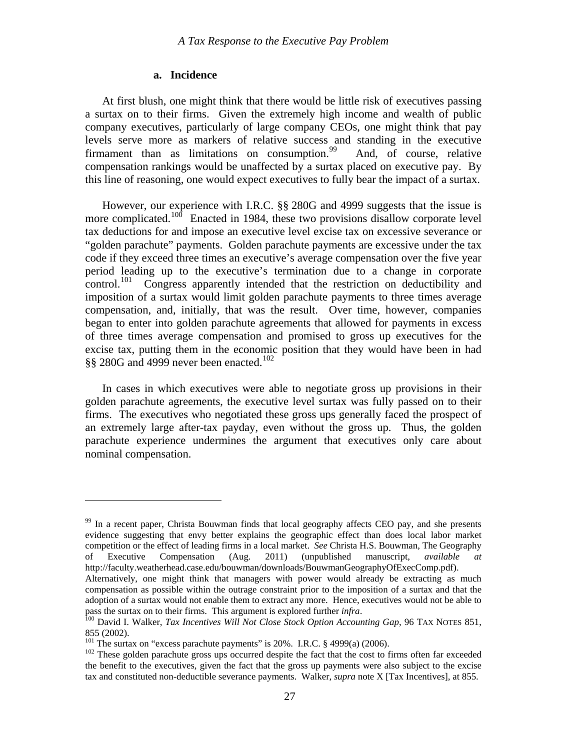### a. Incidence

At first blush, one might think that there would be little risk of executives passing a surtax on to their firms. Given the extremely high income and wealth of public company executives, particularly of large company CEOs, one might think that pay levels serve more as markers of relative success and standing in the executive firmament than as limitations on consumption.[99] And, of course, relative compensation rankings would be unaffected by a surtax placed on executive pay. By this line of reasoning, one would expect executives to fully bear the impact of a surtax.

However, our experience with I.R.C. §§ 280G and 4999 suggests that the issue is more complicated.[100] Enacted in 1984, these two provisions disallow corporate level tax deductions for and impose an executive level excise tax on excessive severance or "golden parachute" payments. Golden parachute payments are excessive under the tax code if they exceed three times an executive's average compensation over the five year period leading up to the executive's termination due to a change in corporate control.[101] Congress apparently intended that the restriction on deductibility and imposition of a surtax would limit golden parachute payments to three times average compensation, and, initially, that was the result. Over time, however, companies began to enter into golden parachute agreements that allowed for payments in excess of three times average compensation and promised to gross up executives for the excise tax, putting them in the economic position that they would have been in had §§ 280G and 4999 never been enacted.[102]

In cases in which executives were able to negotiate gross up provisions in their golden parachute agreements, the executive level surtax was fully passed on to their firms. The executives who negotiated these gross ups generally faced the prospect of an extremely large after-tax payday, even without the gross up. Thus, the golden parachute experience undermines the argument that executives only care about nominal compensation.

---

[99] In a recent paper, Christa Bouwman finds that local geography affects CEO pay, and she presents evidence suggesting that envy better explains the geographic effect than does local labor market competition or the effect of leading firms in a local market. *See* Christa H.S. Bouwman, The Geography of Executive Compensation (Aug. 2011) (unpublished manuscript, *available at* http://faculty.weatherhead.case.edu/bouwman/downloads/BouwmanGeographyOfExecComp.pdf). Alternatively, one might think that managers with power would already be extracting as much compensation as possible within the outrage constraint prior to the imposition of a surtax and that the adoption of a surtax would not enable them to extract any more. Hence, executives would not be able to pass the surtax on to their firms. This argument is explored further *infra*.

[100] David I. Walker, *Tax Incentives Will Not Close Stock Option Accounting Gap*, 96 TAX NOTES 851, 855 (2002).

[101] The surtax on "excess parachute payments" is 20%. I.R.C. § 4999(a) (2006).

[102] These golden parachute gross ups occurred despite the fact that the cost to firms often far exceeded the benefit to the executives, given the fact that the gross up payments were also subject to the excise tax and constituted non-deductible severance payments. Walker, *supra* note X [Tax Incentives], at 855.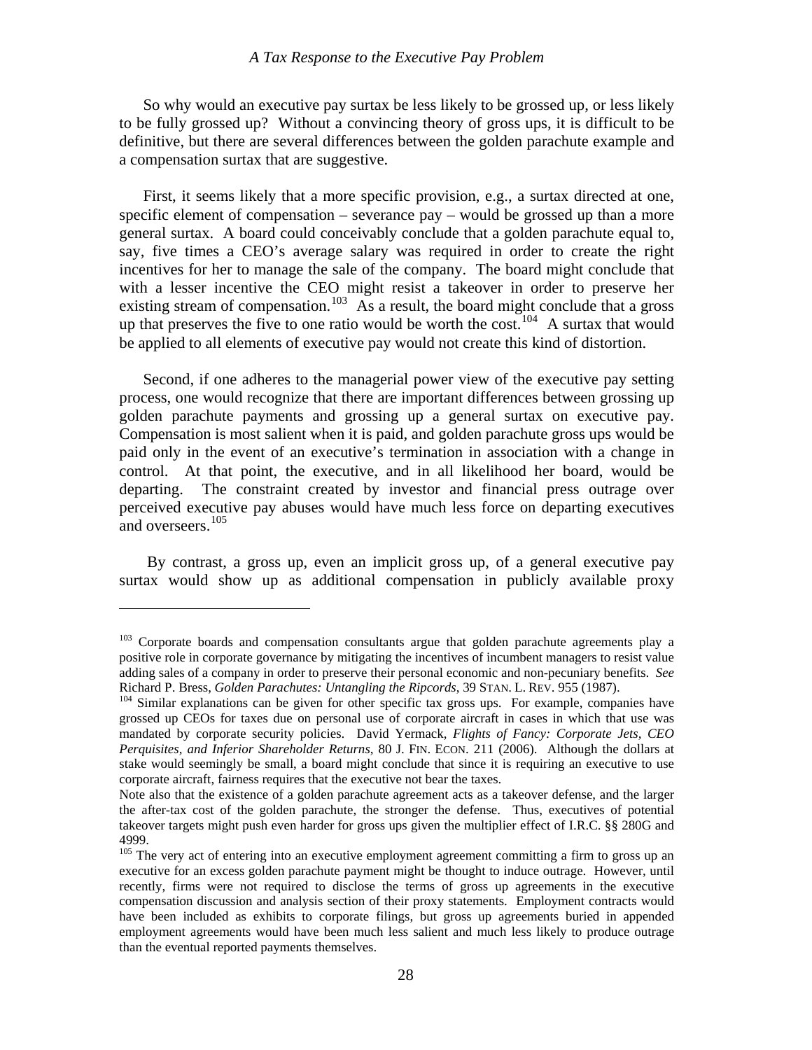So why would an executive pay surtax be less likely to be grossed up, or less likely to be fully grossed up? Without a convincing theory of gross ups, it is difficult to be definitive, but there are several differences between the golden parachute example and a compensation surtax that are suggestive.

First, it seems likely that a more specific provision, e.g., a surtax directed at one, specific element of compensation – severance pay – would be grossed up than a more general surtax. A board could conceivably conclude that a golden parachute equal to, say, five times a CEO's average salary was required in order to create the right incentives for her to manage the sale of the company. The board might conclude that with a lesser incentive the CEO might resist a takeover in order to preserve her existing stream of compensation.[103] As a result, the board might conclude that a gross up that preserves the five to one ratio would be worth the cost.[104] A surtax that would be applied to all elements of executive pay would not create this kind of distortion.

Second, if one adheres to the managerial power view of the executive pay setting process, one would recognize that there are important differences between grossing up golden parachute payments and grossing up a general surtax on executive pay. Compensation is most salient when it is paid, and golden parachute gross ups would be paid only in the event of an executive's termination in association with a change in control. At that point, the executive, and in all likelihood her board, would be departing. The constraint created by investor and financial press outrage over perceived executive pay abuses would have much less force on departing executives and overseers.[105]

By contrast, a gross up, even an implicit gross up, of a general executive pay surtax would show up as additional compensation in publicly available proxy

---

[103] Corporate boards and compensation consultants argue that golden parachute agreements play a positive role in corporate governance by mitigating the incentives of incumbent managers to resist value adding sales of a company in order to preserve their personal economic and non-pecuniary benefits. *See* Richard P. Bress, *Golden Parachutes: Untangling the Ripcords*, 39 STAN. L. REV. 955 (1987).

[104] Similar explanations can be given for other specific tax gross ups. For example, companies have grossed up CEOs for taxes due on personal use of corporate aircraft in cases in which that use was mandated by corporate security policies. David Yermack, *Flights of Fancy: Corporate Jets, CEO Perquisites, and Inferior Shareholder Returns*, 80 J. FIN. ECON. 211 (2006). Although the dollars at stake would seemingly be small, a board might conclude that since it is requiring an executive to use corporate aircraft, fairness requires that the executive not bear the taxes.

Note also that the existence of a golden parachute agreement acts as a takeover defense, and the larger the after-tax cost of the golden parachute, the stronger the defense. Thus, executives of potential takeover targets might push even harder for gross ups given the multiplier effect of I.R.C. §§ 280G and 4999.

[105] The very act of entering into an executive employment agreement committing a firm to gross up an executive for an excess golden parachute payment might be thought to induce outrage. However, until recently, firms were not required to disclose the terms of gross up agreements in the executive compensation discussion and analysis section of their proxy statements. Employment contracts would have been included as exhibits to corporate filings, but gross up agreements buried in appended employment agreements would have been much less salient and much less likely to produce outrage than the eventual reported payments themselves.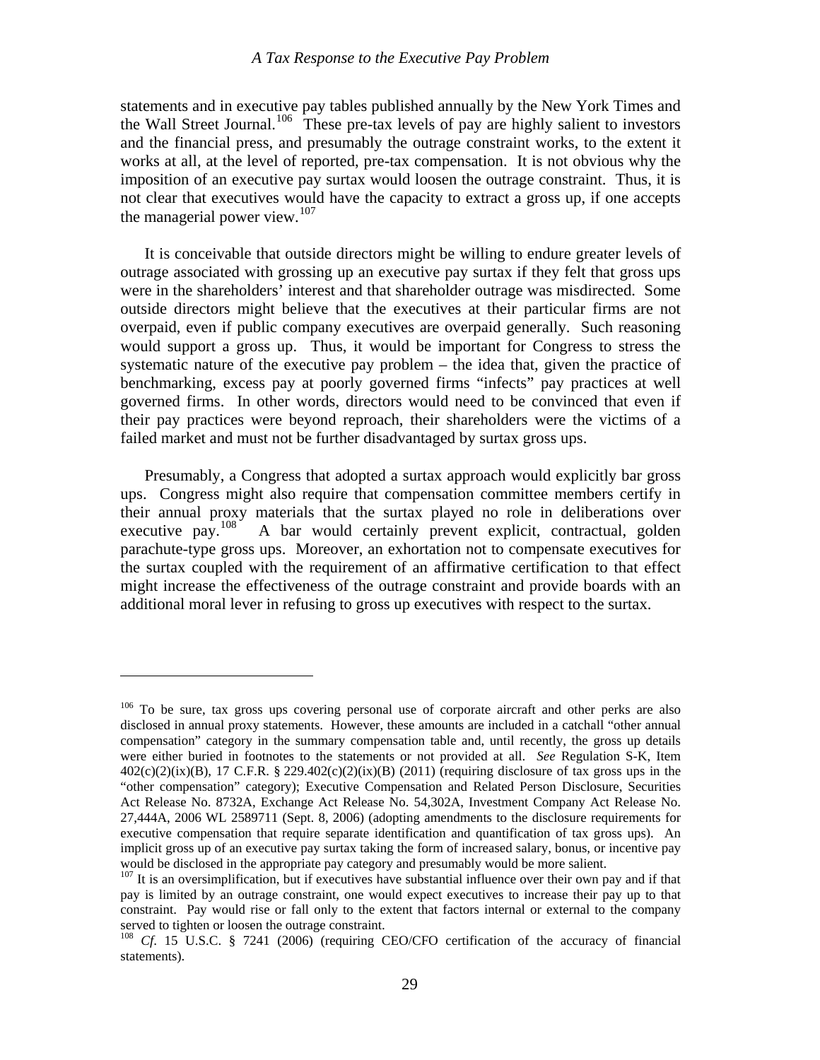statements and in executive pay tables published annually by the New York Times and the Wall Street Journal.[106] These pre-tax levels of pay are highly salient to investors and the financial press, and presumably the outrage constraint works, to the extent it works at all, at the level of reported, pre-tax compensation. It is not obvious why the imposition of an executive pay surtax would loosen the outrage constraint. Thus, it is not clear that executives would have the capacity to extract a gross up, if one accepts the managerial power view.[107]

It is conceivable that outside directors might be willing to endure greater levels of outrage associated with grossing up an executive pay surtax if they felt that gross ups were in the shareholders' interest and that shareholder outrage was misdirected. Some outside directors might believe that the executives at their particular firms are not overpaid, even if public company executives are overpaid generally. Such reasoning would support a gross up. Thus, it would be important for Congress to stress the systematic nature of the executive pay problem – the idea that, given the practice of benchmarking, excess pay at poorly governed firms "infects" pay practices at well governed firms. In other words, directors would need to be convinced that even if their pay practices were beyond reproach, their shareholders were the victims of a failed market and must not be further disadvantaged by surtax gross ups.

Presumably, a Congress that adopted a surtax approach would explicitly bar gross ups. Congress might also require that compensation committee members certify in their annual proxy materials that the surtax played no role in deliberations over executive pay.[108] A bar would certainly prevent explicit, contractual, golden parachute-type gross ups. Moreover, an exhortation not to compensate executives for the surtax coupled with the requirement of an affirmative certification to that effect might increase the effectiveness of the outrage constraint and provide boards with an additional moral lever in refusing to gross up executives with respect to the surtax.

---

[106] To be sure, tax gross ups covering personal use of corporate aircraft and other perks are also disclosed in annual proxy statements. However, these amounts are included in a catchall "other annual compensation" category in the summary compensation table and, until recently, the gross up details were either buried in footnotes to the statements or not provided at all. *See* Regulation S-K, Item 402(c)(2)(ix)(B), 17 C.F.R. § 229.402(c)(2)(ix)(B) (2011) (requiring disclosure of tax gross ups in the "other compensation" category); Executive Compensation and Related Person Disclosure, Securities Act Release No. 8732A, Exchange Act Release No. 54,302A, Investment Company Act Release No. 27,444A, 2006 WL 2589711 (Sept. 8, 2006) (adopting amendments to the disclosure requirements for executive compensation that require separate identification and quantification of tax gross ups). An implicit gross up of an executive pay surtax taking the form of increased salary, bonus, or incentive pay would be disclosed in the appropriate pay category and presumably would be more salient.

[107] It is an oversimplification, but if executives have substantial influence over their own pay and if that pay is limited by an outrage constraint, one would expect executives to increase their pay up to that constraint. Pay would rise or fall only to the extent that factors internal or external to the company served to tighten or loosen the outrage constraint.

[108] *Cf.* 15 U.S.C. § 7241 (2006) (requiring CEO/CFO certification of the accuracy of financial statements).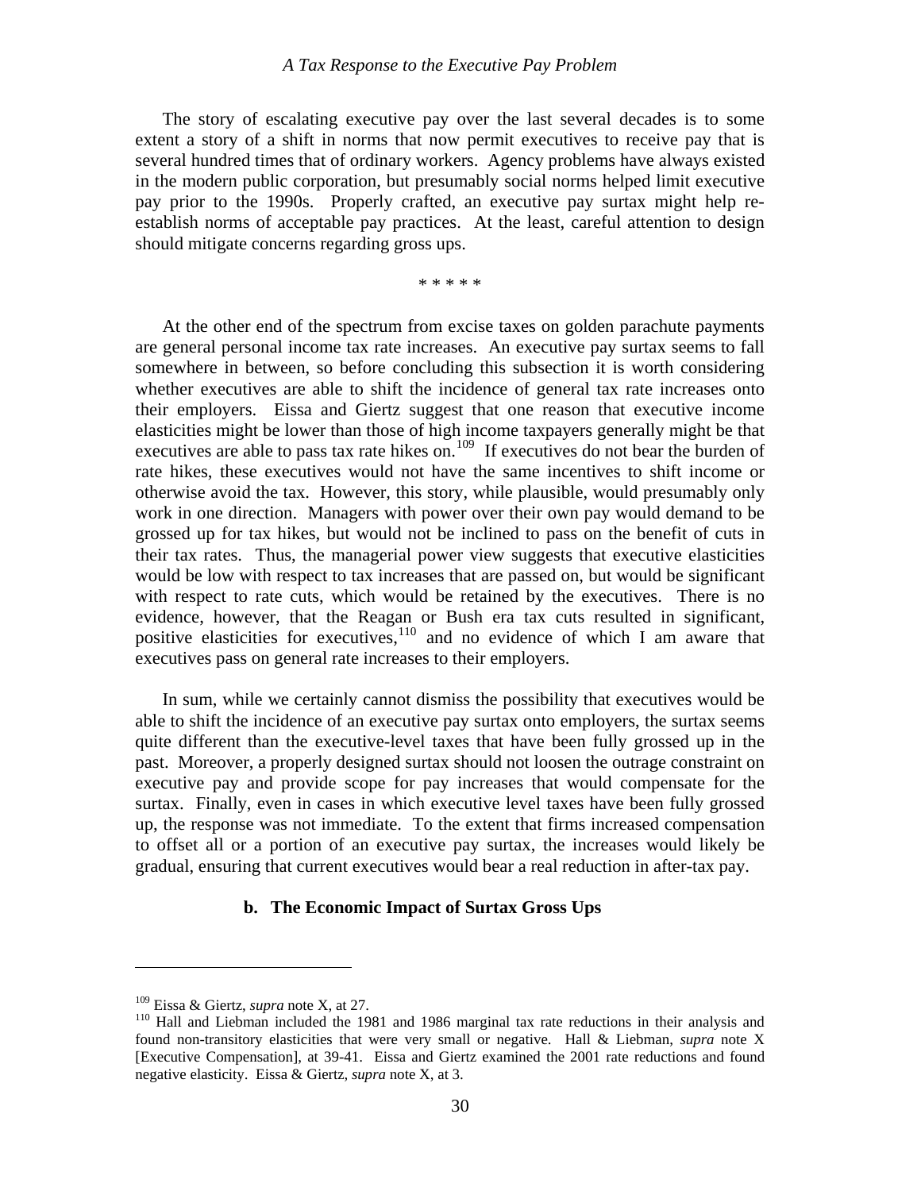The story of escalating executive pay over the last several decades is to some extent a story of a shift in norms that now permit executives to receive pay that is several hundred times that of ordinary workers. Agency problems have always existed in the modern public corporation, but presumably social norms helped limit executive pay prior to the 1990s. Properly crafted, an executive pay surtax might help re-establish norms of acceptable pay practices. At the least, careful attention to design should mitigate concerns regarding gross ups.

\* \* \* \* \*

At the other end of the spectrum from excise taxes on golden parachute payments are general personal income tax rate increases. An executive pay surtax seems to fall somewhere in between, so before concluding this subsection it is worth considering whether executives are able to shift the incidence of general tax rate increases onto their employers. Eissa and Giertz suggest that one reason that executive income elasticities might be lower than those of high income taxpayers generally might be that executives are able to pass tax rate hikes on.[109] If executives do not bear the burden of rate hikes, these executives would not have the same incentives to shift income or otherwise avoid the tax. However, this story, while plausible, would presumably only work in one direction. Managers with power over their own pay would demand to be grossed up for tax hikes, but would not be inclined to pass on the benefit of cuts in their tax rates. Thus, the managerial power view suggests that executive elasticities would be low with respect to tax increases that are passed on, but would be significant with respect to rate cuts, which would be retained by the executives. There is no evidence, however, that the Reagan or Bush era tax cuts resulted in significant, positive elasticities for executives,[110] and no evidence of which I am aware that executives pass on general rate increases to their employers.

In sum, while we certainly cannot dismiss the possibility that executives would be able to shift the incidence of an executive pay surtax onto employers, the surtax seems quite different than the executive-level taxes that have been fully grossed up in the past. Moreover, a properly designed surtax should not loosen the outrage constraint on executive pay and provide scope for pay increases that would compensate for the surtax. Finally, even in cases in which executive level taxes have been fully grossed up, the response was not immediate. To the extent that firms increased compensation to offset all or a portion of an executive pay surtax, the increases would likely be gradual, ensuring that current executives would bear a real reduction in after-tax pay.

#### b. The Economic Impact of Surtax Gross Ups

---

[109] Eissa & Giertz, *supra* note X, at 27.

[110] Hall and Liebman included the 1981 and 1986 marginal tax rate reductions in their analysis and found non-transitory elasticities that were very small or negative. Hall & Liebman, *supra* note X [Executive Compensation], at 39-41. Eissa and Giertz examined the 2001 rate reductions and found negative elasticity. Eissa & Giertz, *supra* note X, at 3.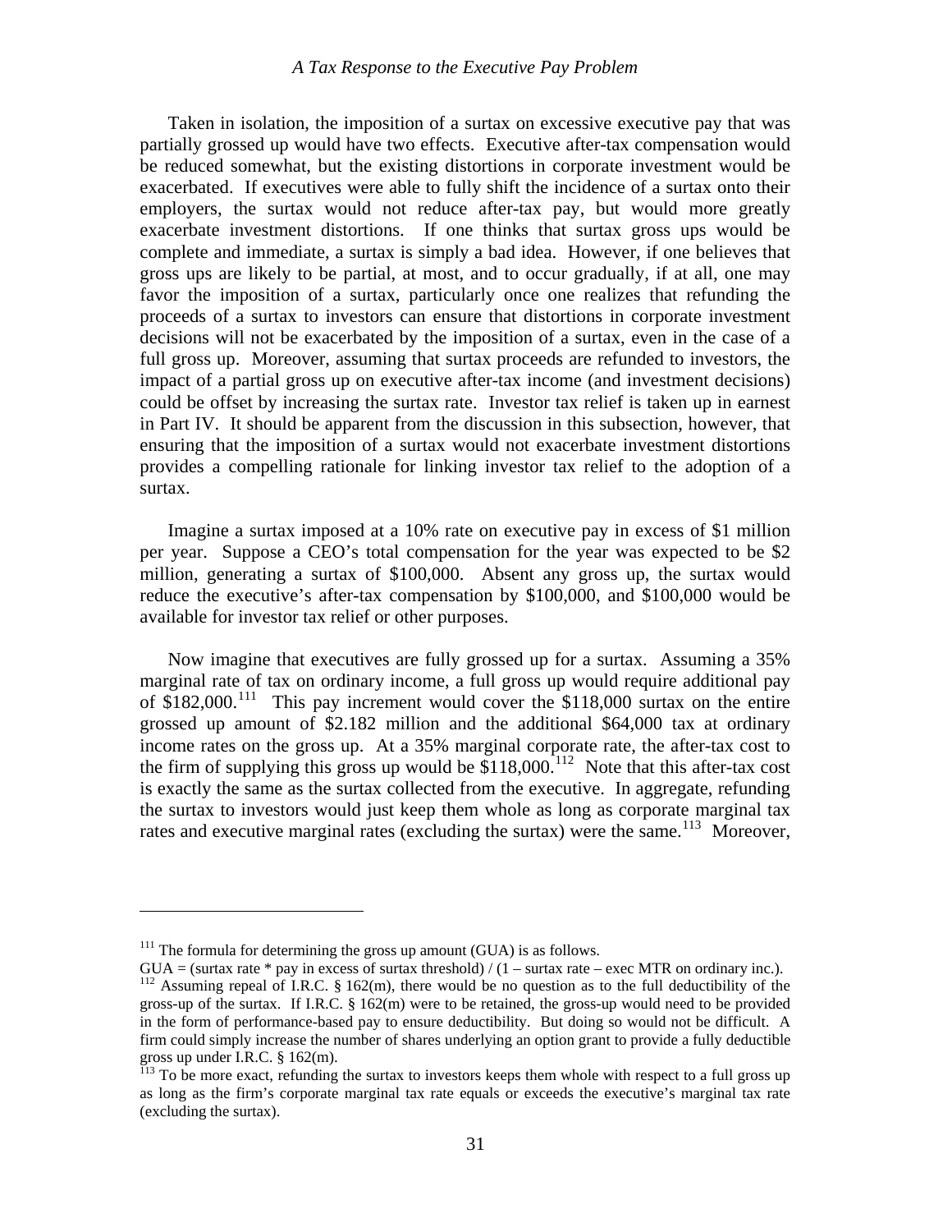Taken in isolation, the imposition of a surtax on excessive executive pay that was partially grossed up would have two effects. Executive after-tax compensation would be reduced somewhat, but the existing distortions in corporate investment would be exacerbated. If executives were able to fully shift the incidence of a surtax onto their employers, the surtax would not reduce after-tax pay, but would more greatly exacerbate investment distortions. If one thinks that surtax gross ups would be complete and immediate, a surtax is simply a bad idea. However, if one believes that gross ups are likely to be partial, at most, and to occur gradually, if at all, one may favor the imposition of a surtax, particularly once one realizes that refunding the proceeds of a surtax to investors can ensure that distortions in corporate investment decisions will not be exacerbated by the imposition of a surtax, even in the case of a full gross up. Moreover, assuming that surtax proceeds are refunded to investors, the impact of a partial gross up on executive after-tax income (and investment decisions) could be offset by increasing the surtax rate. Investor tax relief is taken up in earnest in Part IV. It should be apparent from the discussion in this subsection, however, that ensuring that the imposition of a surtax would not exacerbate investment distortions provides a compelling rationale for linking investor tax relief to the adoption of a surtax.

Imagine a surtax imposed at a 10% rate on executive pay in excess of $1 million per year. Suppose a CEO's total compensation for the year was expected to be $2 million, generating a surtax of $100,000. Absent any gross up, the surtax would reduce the executive's after-tax compensation by $100,000, and $100,000 would be available for investor tax relief or other purposes.

Now imagine that executives are fully grossed up for a surtax. Assuming a 35% marginal rate of tax on ordinary income, a full gross up would require additional pay of $182,000.[111] This pay increment would cover the $118,000 surtax on the entire grossed up amount of $2.182 million and the additional $64,000 tax at ordinary income rates on the gross up. At a 35% marginal corporate rate, the after-tax cost to the firm of supplying this gross up would be $118,000.[112] Note that this after-tax cost is exactly the same as the surtax collected from the executive. In aggregate, refunding the surtax to investors would just keep them whole as long as corporate marginal tax rates and executive marginal rates (excluding the surtax) were the same.[113] Moreover,

---

[111] The formula for determining the gross up amount (GUA) is as follows.
GUA = (surtax rate * pay in excess of surtax threshold) / (1 – surtax rate – exec MTR on ordinary inc.).

[112] Assuming repeal of I.R.C. § 162(m), there would be no question as to the full deductibility of the gross-up of the surtax. If I.R.C. § 162(m) were to be retained, the gross-up would need to be provided in the form of performance-based pay to ensure deductibility. But doing so would not be difficult. A firm could simply increase the number of shares underlying an option grant to provide a fully deductible gross up under I.R.C. § 162(m).

[113] To be more exact, refunding the surtax to investors keeps them whole with respect to a full gross up as long as the firm's corporate marginal tax rate equals or exceeds the executive's marginal tax rate (excluding the surtax).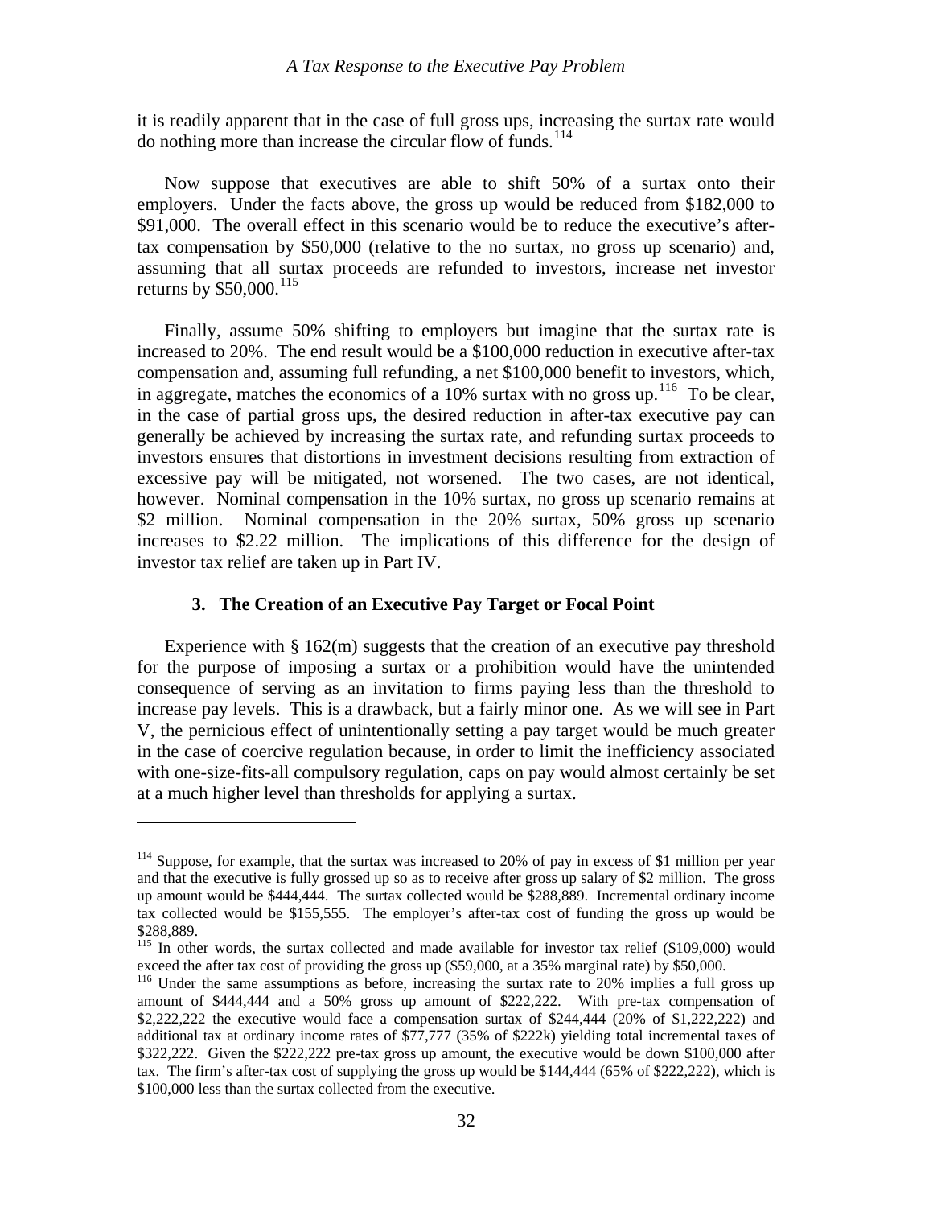it is readily apparent that in the case of full gross ups, increasing the surtax rate would do nothing more than increase the circular flow of funds.[114]

Now suppose that executives are able to shift 50% of a surtax onto their employers. Under the facts above, the gross up would be reduced from $182,000 to $91,000. The overall effect in this scenario would be to reduce the executive's after-tax compensation by $50,000 (relative to the no surtax, no gross up scenario) and, assuming that all surtax proceeds are refunded to investors, increase net investor returns by $50,000.[115]

Finally, assume 50% shifting to employers but imagine that the surtax rate is increased to 20%. The end result would be a $100,000 reduction in executive after-tax compensation and, assuming full refunding, a net $100,000 benefit to investors, which, in aggregate, matches the economics of a 10% surtax with no gross up.[116] To be clear, in the case of partial gross ups, the desired reduction in after-tax executive pay can generally be achieved by increasing the surtax rate, and refunding surtax proceeds to investors ensures that distortions in investment decisions resulting from extraction of excessive pay will be mitigated, not worsened. The two cases, are not identical, however. Nominal compensation in the 10% surtax, no gross up scenario remains at $2 million. Nominal compensation in the 20% surtax, 50% gross up scenario increases to $2.22 million. The implications of this difference for the design of investor tax relief are taken up in Part IV.

### 3. The Creation of an Executive Pay Target or Focal Point

Experience with § 162(m) suggests that the creation of an executive pay threshold for the purpose of imposing a surtax or a prohibition would have the unintended consequence of serving as an invitation to firms paying less than the threshold to increase pay levels. This is a drawback, but a fairly minor one. As we will see in Part V, the pernicious effect of unintentionally setting a pay target would be much greater in the case of coercive regulation because, in order to limit the inefficiency associated with one-size-fits-all compulsory regulation, caps on pay would almost certainly be set at a much higher level than thresholds for applying a surtax.

---

[114] Suppose, for example, that the surtax was increased to 20% of pay in excess of $1 million per year and that the executive is fully grossed up so as to receive after gross up salary of $2 million. The gross up amount would be $444,444. The surtax collected would be $288,889. Incremental ordinary income tax collected would be $155,555. The employer's after-tax cost of funding the gross up would be $288,889.

[115] In other words, the surtax collected and made available for investor tax relief ($109,000) would exceed the after tax cost of providing the gross up ($59,000, at a 35% marginal rate) by $50,000.

[116] Under the same assumptions as before, increasing the surtax rate to 20% implies a full gross up amount of $444,444 and a 50% gross up amount of $222,222. With pre-tax compensation of $2,222,222 the executive would face a compensation surtax of $244,444 (20% of $1,222,222) and additional tax at ordinary income rates of $77,777 (35% of $222k) yielding total incremental taxes of $322,222. Given the $222,222 pre-tax gross up amount, the executive would be down $100,000 after tax. The firm's after-tax cost of supplying the gross up would be $144,444 (65% of $222,222), which is $100,000 less than the surtax collected from the executive.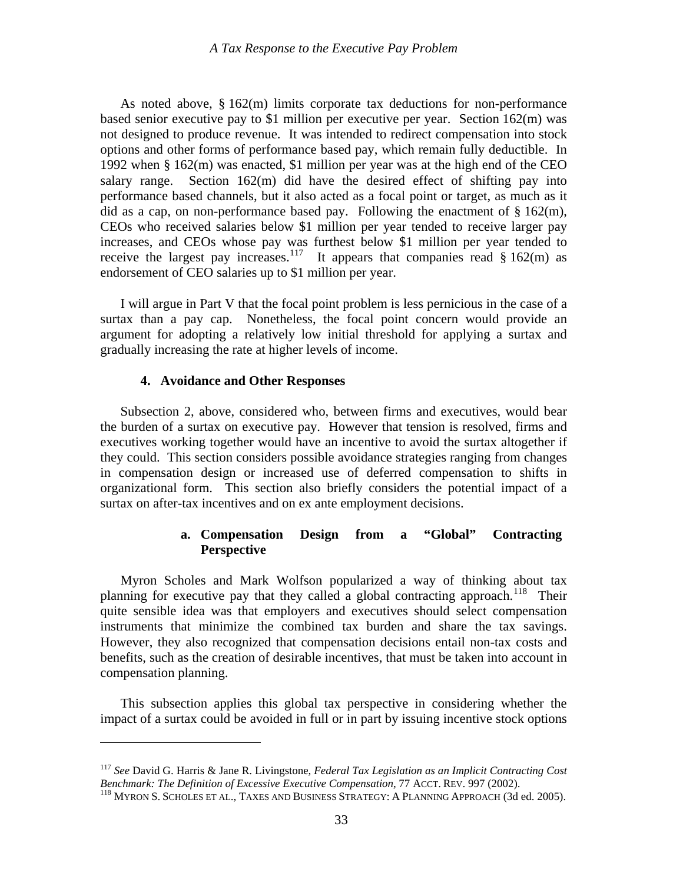As noted above, § 162(m) limits corporate tax deductions for non-performance based senior executive pay to $1 million per executive per year. Section 162(m) was not designed to produce revenue. It was intended to redirect compensation into stock options and other forms of performance based pay, which remain fully deductible. In 1992 when § 162(m) was enacted, $1 million per year was at the high end of the CEO salary range. Section 162(m) did have the desired effect of shifting pay into performance based channels, but it also acted as a focal point or target, as much as it did as a cap, on non-performance based pay. Following the enactment of § 162(m), CEOs who received salaries below $1 million per year tended to receive larger pay increases, and CEOs whose pay was furthest below $1 million per year tended to receive the largest pay increases.[117] It appears that companies read § 162(m) as endorsement of CEO salaries up to $1 million per year.

I will argue in Part V that the focal point problem is less pernicious in the case of a surtax than a pay cap. Nonetheless, the focal point concern would provide an argument for adopting a relatively low initial threshold for applying a surtax and gradually increasing the rate at higher levels of income.

#### 4. Avoidance and Other Responses

Subsection 2, above, considered who, between firms and executives, would bear the burden of a surtax on executive pay. However that tension is resolved, firms and executives working together would have an incentive to avoid the surtax altogether if they could. This section considers possible avoidance strategies ranging from changes in compensation design or increased use of deferred compensation to shifts in organizational form. This section also briefly considers the potential impact of a surtax on after-tax incentives and on ex ante employment decisions.

##### a. Compensation Design from a "Global" Contracting Perspective

Myron Scholes and Mark Wolfson popularized a way of thinking about tax planning for executive pay that they called a global contracting approach.[118] Their quite sensible idea was that employers and executives should select compensation instruments that minimize the combined tax burden and share the tax savings. However, they also recognized that compensation decisions entail non-tax costs and benefits, such as the creation of desirable incentives, that must be taken into account in compensation planning.

This subsection applies this global tax perspective in considering whether the impact of a surtax could be avoided in full or in part by issuing incentive stock options

---

[117] *See* David G. Harris & Jane R. Livingstone, *Federal Tax Legislation as an Implicit Contracting Cost Benchmark: The Definition of Excessive Executive Compensation*, 77 ACCT. REV. 997 (2002).

[118] MYRON S. SCHOLES ET AL., TAXES AND BUSINESS STRATEGY: A PLANNING APPROACH (3d ed. 2005).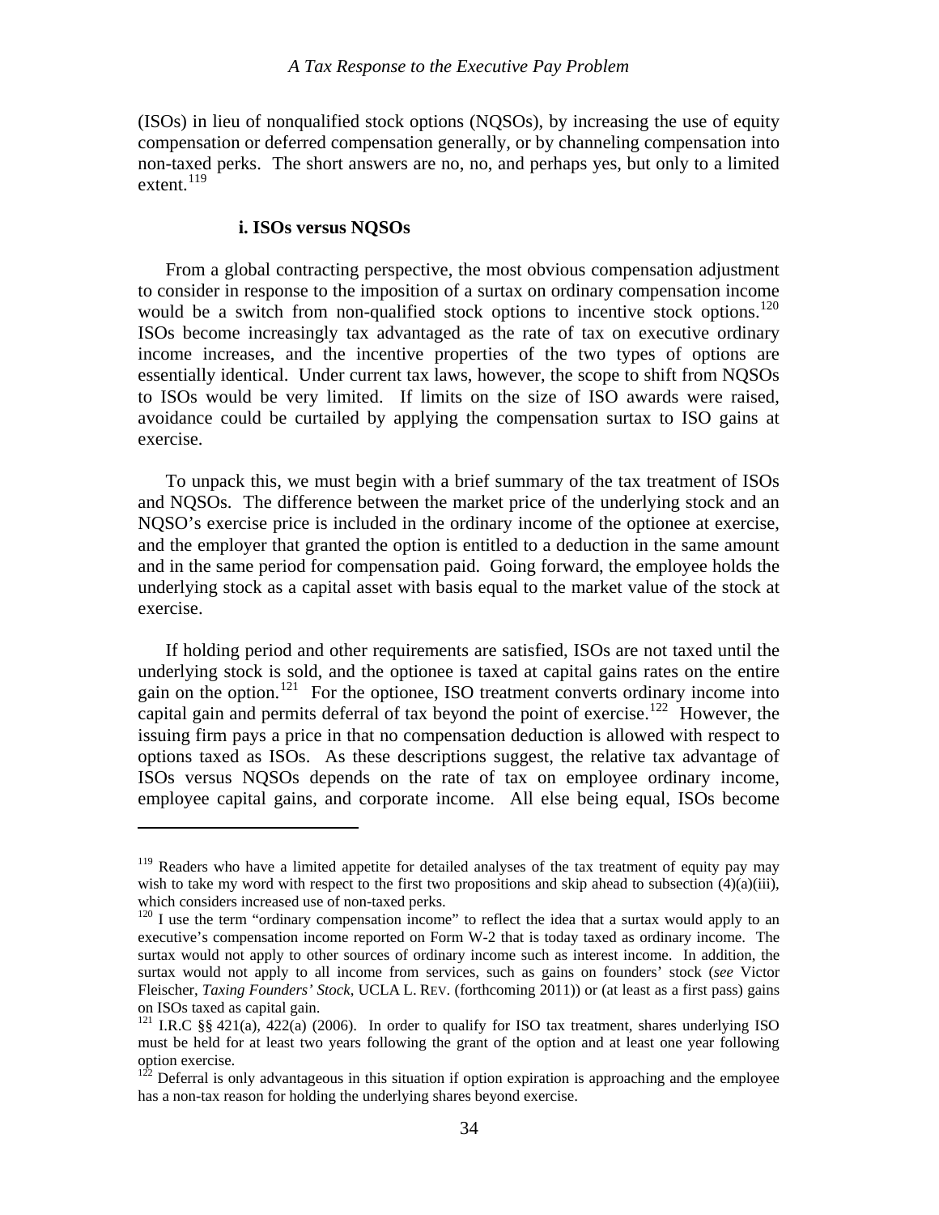(ISOs) in lieu of nonqualified stock options (NQSOs), by increasing the use of equity compensation or deferred compensation generally, or by channeling compensation into non-taxed perks. The short answers are no, no, and perhaps yes, but only to a limited extent.[119]

#### i. ISOs versus NQSOs

From a global contracting perspective, the most obvious compensation adjustment to consider in response to the imposition of a surtax on ordinary compensation income would be a switch from non-qualified stock options to incentive stock options.[120] ISOs become increasingly tax advantaged as the rate of tax on executive ordinary income increases, and the incentive properties of the two types of options are essentially identical. Under current tax laws, however, the scope to shift from NQSOs to ISOs would be very limited. If limits on the size of ISO awards were raised, avoidance could be curtailed by applying the compensation surtax to ISO gains at exercise.

To unpack this, we must begin with a brief summary of the tax treatment of ISOs and NQSOs. The difference between the market price of the underlying stock and an NQSO's exercise price is included in the ordinary income of the optionee at exercise, and the employer that granted the option is entitled to a deduction in the same amount and in the same period for compensation paid. Going forward, the employee holds the underlying stock as a capital asset with basis equal to the market value of the stock at exercise.

If holding period and other requirements are satisfied, ISOs are not taxed until the underlying stock is sold, and the optionee is taxed at capital gains rates on the entire gain on the option.[121] For the optionee, ISO treatment converts ordinary income into capital gain and permits deferral of tax beyond the point of exercise.[122] However, the issuing firm pays a price in that no compensation deduction is allowed with respect to options taxed as ISOs. As these descriptions suggest, the relative tax advantage of ISOs versus NQSOs depends on the rate of tax on employee ordinary income, employee capital gains, and corporate income. All else being equal, ISOs become

---

[119] Readers who have a limited appetite for detailed analyses of the tax treatment of equity pay may wish to take my word with respect to the first two propositions and skip ahead to subsection (4)(a)(iii), which considers increased use of non-taxed perks.

[120] I use the term "ordinary compensation income" to reflect the idea that a surtax would apply to an executive's compensation income reported on Form W-2 that is today taxed as ordinary income. The surtax would not apply to other sources of ordinary income such as interest income. In addition, the surtax would not apply to all income from services, such as gains on founders' stock (*see* Victor Fleischer, *Taxing Founders' Stock*, UCLA L. REV. (forthcoming 2011)) or (at least as a first pass) gains on ISOs taxed as capital gain.

[121] I.R.C §§ 421(a), 422(a) (2006). In order to qualify for ISO tax treatment, shares underlying ISO must be held for at least two years following the grant of the option and at least one year following option exercise.

[122] Deferral is only advantageous in this situation if option expiration is approaching and the employee has a non-tax reason for holding the underlying shares beyond exercise.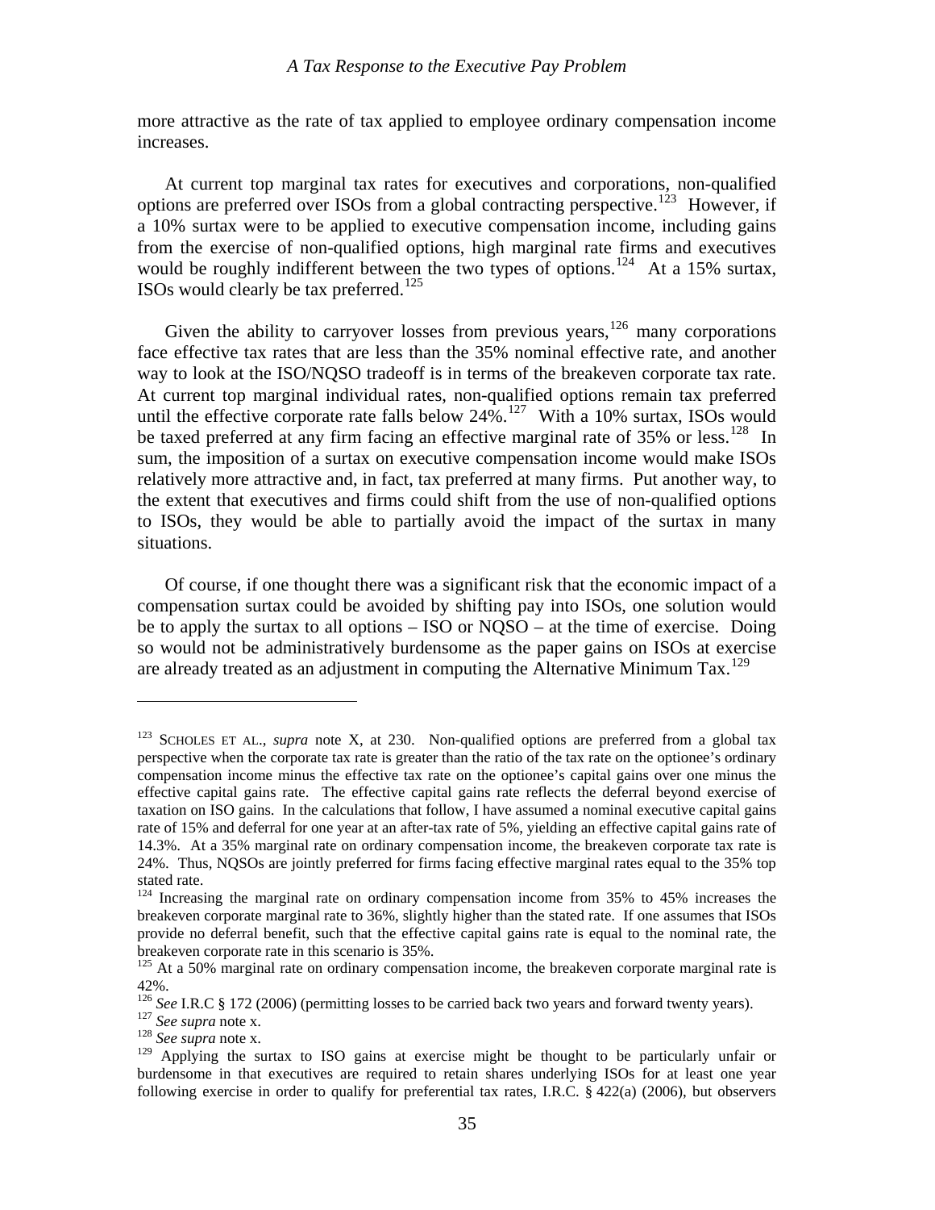more attractive as the rate of tax applied to employee ordinary compensation income increases.

At current top marginal tax rates for executives and corporations, non-qualified options are preferred over ISOs from a global contracting perspective.[123] However, if a 10% surtax were to be applied to executive compensation income, including gains from the exercise of non-qualified options, high marginal rate firms and executives would be roughly indifferent between the two types of options.[124] At a 15% surtax, ISOs would clearly be tax preferred.[125]

Given the ability to carryover losses from previous years,[126] many corporations face effective tax rates that are less than the 35% nominal effective rate, and another way to look at the ISO/NQSO tradeoff is in terms of the breakeven corporate tax rate. At current top marginal individual rates, non-qualified options remain tax preferred until the effective corporate rate falls below 24%.[127] With a 10% surtax, ISOs would be taxed preferred at any firm facing an effective marginal rate of 35% or less.[128] In sum, the imposition of a surtax on executive compensation income would make ISOs relatively more attractive and, in fact, tax preferred at many firms. Put another way, to the extent that executives and firms could shift from the use of non-qualified options to ISOs, they would be able to partially avoid the impact of the surtax in many situations.

Of course, if one thought there was a significant risk that the economic impact of a compensation surtax could be avoided by shifting pay into ISOs, one solution would be to apply the surtax to all options – ISO or NQSO – at the time of exercise. Doing so would not be administratively burdensome as the paper gains on ISOs at exercise are already treated as an adjustment in computing the Alternative Minimum Tax.[129]

---

[123] SCHOLES ET AL., *supra* note X, at 230. Non-qualified options are preferred from a global tax perspective when the corporate tax rate is greater than the ratio of the tax rate on the optionee's ordinary compensation income minus the effective tax rate on the optionee's capital gains over one minus the effective capital gains rate. The effective capital gains rate reflects the deferral beyond exercise of taxation on ISO gains. In the calculations that follow, I have assumed a nominal executive capital gains rate of 15% and deferral for one year at an after-tax rate of 5%, yielding an effective capital gains rate of 14.3%. At a 35% marginal rate on ordinary compensation income, the breakeven corporate tax rate is 24%. Thus, NQSOs are jointly preferred for firms facing effective marginal rates equal to the 35% top stated rate.

[124] Increasing the marginal rate on ordinary compensation income from 35% to 45% increases the breakeven corporate marginal rate to 36%, slightly higher than the stated rate. If one assumes that ISOs provide no deferral benefit, such that the effective capital gains rate is equal to the nominal rate, the breakeven corporate rate in this scenario is 35%.

[125] At a 50% marginal rate on ordinary compensation income, the breakeven corporate marginal rate is 42%.

[126] *See* I.R.C § 172 (2006) (permitting losses to be carried back two years and forward twenty years).

[127] *See supra* note x.

[128] *See supra* note x.

[129] Applying the surtax to ISO gains at exercise might be thought to be particularly unfair or burdensome in that executives are required to retain shares underlying ISOs for at least one year following exercise in order to qualify for preferential tax rates, I.R.C. § 422(a) (2006), but observers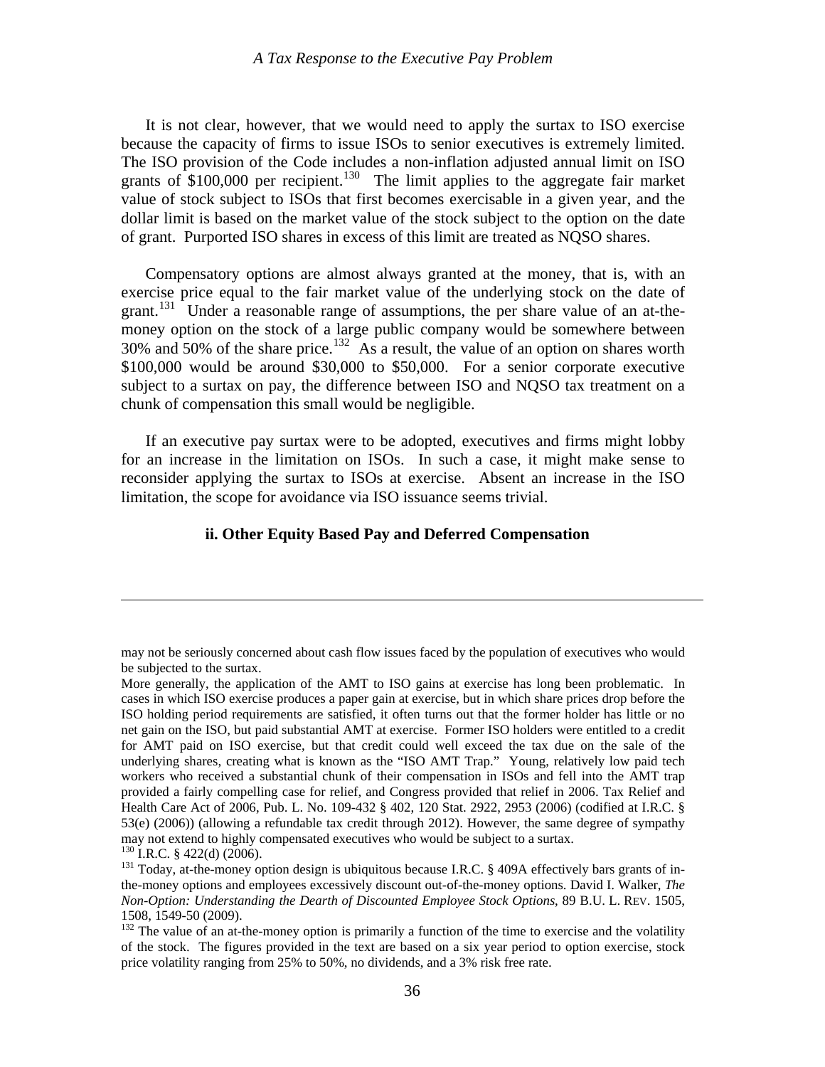It is not clear, however, that we would need to apply the surtax to ISO exercise because the capacity of firms to issue ISOs to senior executives is extremely limited. The ISO provision of the Code includes a non-inflation adjusted annual limit on ISO grants of $100,000 per recipient.[130] The limit applies to the aggregate fair market value of stock subject to ISOs that first becomes exercisable in a given year, and the dollar limit is based on the market value of the stock subject to the option on the date of grant. Purported ISO shares in excess of this limit are treated as NQSO shares.

Compensatory options are almost always granted at the money, that is, with an exercise price equal to the fair market value of the underlying stock on the date of grant.[131] Under a reasonable range of assumptions, the per share value of an at-the-money option on the stock of a large public company would be somewhere between 30% and 50% of the share price.[132] As a result, the value of an option on shares worth $100,000 would be around $30,000 to $50,000. For a senior corporate executive subject to a surtax on pay, the difference between ISO and NQSO tax treatment on a chunk of compensation this small would be negligible.

If an executive pay surtax were to be adopted, executives and firms might lobby for an increase in the limitation on ISOs. In such a case, it might make sense to reconsider applying the surtax to ISOs at exercise. Absent an increase in the ISO limitation, the scope for avoidance via ISO issuance seems trivial.

#### ii. Other Equity Based Pay and Deferred Compensation

---

may not be seriously concerned about cash flow issues faced by the population of executives who would be subjected to the surtax.

More generally, the application of the AMT to ISO gains at exercise has long been problematic. In cases in which ISO exercise produces a paper gain at exercise, but in which share prices drop before the ISO holding period requirements are satisfied, it often turns out that the former holder has little or no net gain on the ISO, but paid substantial AMT at exercise. Former ISO holders were entitled to a credit for AMT paid on ISO exercise, but that credit could well exceed the tax due on the sale of the underlying shares, creating what is known as the "ISO AMT Trap." Young, relatively low paid tech workers who received a substantial chunk of their compensation in ISOs and fell into the AMT trap provided a fairly compelling case for relief, and Congress provided that relief in 2006. Tax Relief and Health Care Act of 2006, Pub. L. No. 109-432 § 402, 120 Stat. 2922, 2953 (2006) (codified at I.R.C. § 53(e) (2006)) (allowing a refundable tax credit through 2012). However, the same degree of sympathy may not extend to highly compensated executives who would be subject to a surtax.

[130] I.R.C. § 422(d) (2006).

[131] Today, at-the-money option design is ubiquitous because I.R.C. § 409A effectively bars grants of in-the-money options and employees excessively discount out-of-the-money options. David I. Walker, *The Non-Option: Understanding the Dearth of Discounted Employee Stock Options*, 89 B.U. L. REV. 1505, 1508, 1549-50 (2009).

[132] The value of an at-the-money option is primarily a function of the time to exercise and the volatility of the stock. The figures provided in the text are based on a six year period to option exercise, stock price volatility ranging from 25% to 50%, no dividends, and a 3% risk free rate.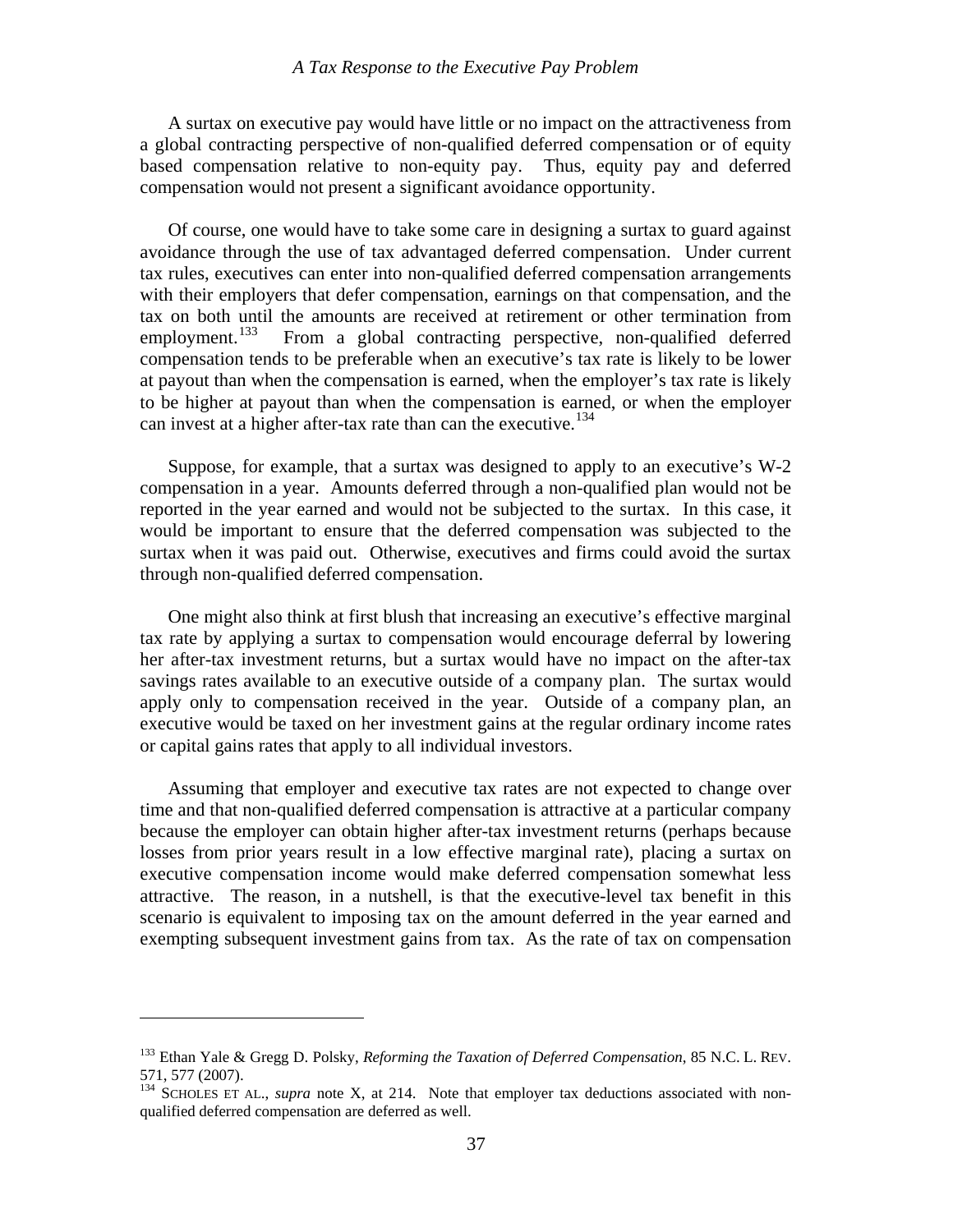A surtax on executive pay would have little or no impact on the attractiveness from a global contracting perspective of non-qualified deferred compensation or of equity based compensation relative to non-equity pay. Thus, equity pay and deferred compensation would not present a significant avoidance opportunity.

Of course, one would have to take some care in designing a surtax to guard against avoidance through the use of tax advantaged deferred compensation. Under current tax rules, executives can enter into non-qualified deferred compensation arrangements with their employers that defer compensation, earnings on that compensation, and the tax on both until the amounts are received at retirement or other termination from employment.[133] From a global contracting perspective, non-qualified deferred compensation tends to be preferable when an executive's tax rate is likely to be lower at payout than when the compensation is earned, when the employer's tax rate is likely to be higher at payout than when the compensation is earned, or when the employer can invest at a higher after-tax rate than can the executive.[134]

Suppose, for example, that a surtax was designed to apply to an executive's W-2 compensation in a year. Amounts deferred through a non-qualified plan would not be reported in the year earned and would not be subjected to the surtax. In this case, it would be important to ensure that the deferred compensation was subjected to the surtax when it was paid out. Otherwise, executives and firms could avoid the surtax through non-qualified deferred compensation.

One might also think at first blush that increasing an executive's effective marginal tax rate by applying a surtax to compensation would encourage deferral by lowering her after-tax investment returns, but a surtax would have no impact on the after-tax savings rates available to an executive outside of a company plan. The surtax would apply only to compensation received in the year. Outside of a company plan, an executive would be taxed on her investment gains at the regular ordinary income rates or capital gains rates that apply to all individual investors.

Assuming that employer and executive tax rates are not expected to change over time and that non-qualified deferred compensation is attractive at a particular company because the employer can obtain higher after-tax investment returns (perhaps because losses from prior years result in a low effective marginal rate), placing a surtax on executive compensation income would make deferred compensation somewhat less attractive. The reason, in a nutshell, is that the executive-level tax benefit in this scenario is equivalent to imposing tax on the amount deferred in the year earned and exempting subsequent investment gains from tax. As the rate of tax on compensation

---

[133] Ethan Yale & Gregg D. Polsky, *Reforming the Taxation of Deferred Compensation*, 85 N.C. L. REV. 571, 577 (2007).

[134] SCHOLES ET AL., *supra* note X, at 214. Note that employer tax deductions associated with non-qualified deferred compensation are deferred as well.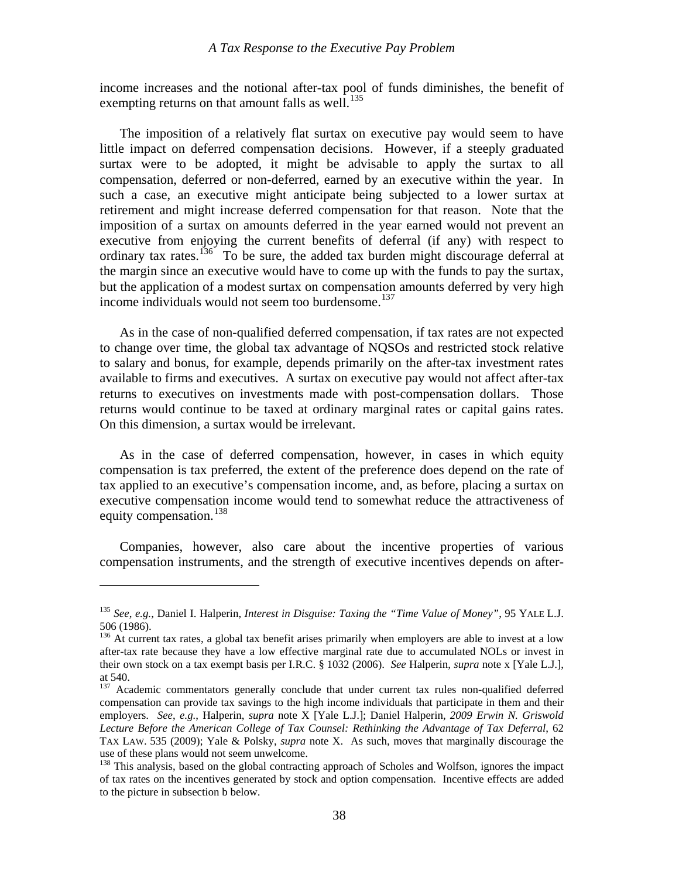income increases and the notional after-tax pool of funds diminishes, the benefit of exempting returns on that amount falls as well.[135]

The imposition of a relatively flat surtax on executive pay would seem to have little impact on deferred compensation decisions. However, if a steeply graduated surtax were to be adopted, it might be advisable to apply the surtax to all compensation, deferred or non-deferred, earned by an executive within the year. In such a case, an executive might anticipate being subjected to a lower surtax at retirement and might increase deferred compensation for that reason. Note that the imposition of a surtax on amounts deferred in the year earned would not prevent an executive from enjoying the current benefits of deferral (if any) with respect to ordinary tax rates.[136] To be sure, the added tax burden might discourage deferral at the margin since an executive would have to come up with the funds to pay the surtax, but the application of a modest surtax on compensation amounts deferred by very high income individuals would not seem too burdensome.[137]

As in the case of non-qualified deferred compensation, if tax rates are not expected to change over time, the global tax advantage of NQSOs and restricted stock relative to salary and bonus, for example, depends primarily on the after-tax investment rates available to firms and executives. A surtax on executive pay would not affect after-tax returns to executives on investments made with post-compensation dollars. Those returns would continue to be taxed at ordinary marginal rates or capital gains rates. On this dimension, a surtax would be irrelevant.

As in the case of deferred compensation, however, in cases in which equity compensation is tax preferred, the extent of the preference does depend on the rate of tax applied to an executive's compensation income, and, as before, placing a surtax on executive compensation income would tend to somewhat reduce the attractiveness of equity compensation.[138]

Companies, however, also care about the incentive properties of various compensation instruments, and the strength of executive incentives depends on after-

---

[135] *See, e.g.*, Daniel I. Halperin, *Interest in Disguise: Taxing the "Time Value of Money"*, 95 YALE L.J. 506 (1986).

[136] At current tax rates, a global tax benefit arises primarily when employers are able to invest at a low after-tax rate because they have a low effective marginal rate due to accumulated NOLs or invest in their own stock on a tax exempt basis per I.R.C. § 1032 (2006). *See* Halperin, *supra* note x [Yale L.J.], at 540.

[137] Academic commentators generally conclude that under current tax rules non-qualified deferred compensation can provide tax savings to the high income individuals that participate in them and their employers. *See, e.g.*, Halperin, *supra* note X [Yale L.J.]; Daniel Halperin, *2009 Erwin N. Griswold Lecture Before the American College of Tax Counsel: Rethinking the Advantage of Tax Deferral*, 62 TAX LAW. 535 (2009); Yale & Polsky, *supra* note X. As such, moves that marginally discourage the use of these plans would not seem unwelcome.

[138] This analysis, based on the global contracting approach of Scholes and Wolfson, ignores the impact of tax rates on the incentives generated by stock and option compensation. Incentive effects are added to the picture in subsection b below.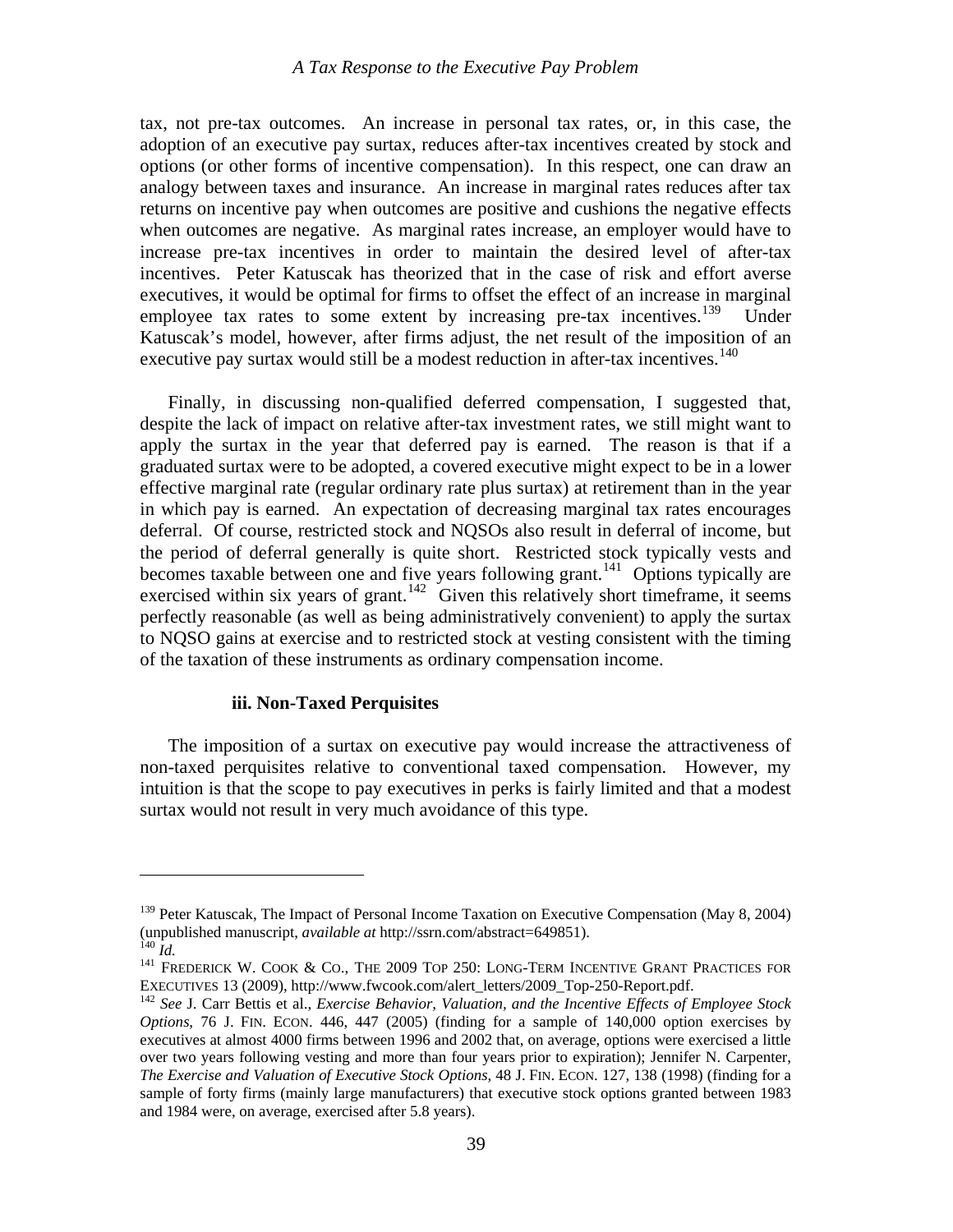tax, not pre-tax outcomes. An increase in personal tax rates, or, in this case, the adoption of an executive pay surtax, reduces after-tax incentives created by stock and options (or other forms of incentive compensation). In this respect, one can draw an analogy between taxes and insurance. An increase in marginal rates reduces after tax returns on incentive pay when outcomes are positive and cushions the negative effects when outcomes are negative. As marginal rates increase, an employer would have to increase pre-tax incentives in order to maintain the desired level of after-tax incentives. Peter Katuscak has theorized that in the case of risk and effort averse executives, it would be optimal for firms to offset the effect of an increase in marginal employee tax rates to some extent by increasing pre-tax incentives.[139] Under Katuscak's model, however, after firms adjust, the net result of the imposition of an executive pay surtax would still be a modest reduction in after-tax incentives.[140]

Finally, in discussing non-qualified deferred compensation, I suggested that, despite the lack of impact on relative after-tax investment rates, we still might want to apply the surtax in the year that deferred pay is earned. The reason is that if a graduated surtax were to be adopted, a covered executive might expect to be in a lower effective marginal rate (regular ordinary rate plus surtax) at retirement than in the year in which pay is earned. An expectation of decreasing marginal tax rates encourages deferral. Of course, restricted stock and NQSOs also result in deferral of income, but the period of deferral generally is quite short. Restricted stock typically vests and becomes taxable between one and five years following grant.[141] Options typically are exercised within six years of grant.[142] Given this relatively short timeframe, it seems perfectly reasonable (as well as being administratively convenient) to apply the surtax to NQSO gains at exercise and to restricted stock at vesting consistent with the timing of the taxation of these instruments as ordinary compensation income.

#### iii. Non-Taxed Perquisites

The imposition of a surtax on executive pay would increase the attractiveness of non-taxed perquisites relative to conventional taxed compensation. However, my intuition is that the scope to pay executives in perks is fairly limited and that a modest surtax would not result in very much avoidance of this type.

---

[139] Peter Katuscak, The Impact of Personal Income Taxation on Executive Compensation (May 8, 2004) (unpublished manuscript, *available at* http://ssrn.com/abstract=649851).

[140] *Id.*

[141] FREDERICK W. COOK & CO., THE 2009 TOP 250: LONG-TERM INCENTIVE GRANT PRACTICES FOR EXECUTIVES 13 (2009), http://www.fwcook.com/alert_letters/2009_Top-250-Report.pdf.

[142] *See* J. Carr Bettis et al., *Exercise Behavior, Valuation, and the Incentive Effects of Employee Stock Options*, 76 J. FIN. ECON. 446, 447 (2005) (finding for a sample of 140,000 option exercises by executives at almost 4000 firms between 1996 and 2002 that, on average, options were exercised a little over two years following vesting and more than four years prior to expiration); Jennifer N. Carpenter, *The Exercise and Valuation of Executive Stock Options*, 48 J. FIN. ECON. 127, 138 (1998) (finding for a sample of forty firms (mainly large manufacturers) that executive stock options granted between 1983 and 1984 were, on average, exercised after 5.8 years).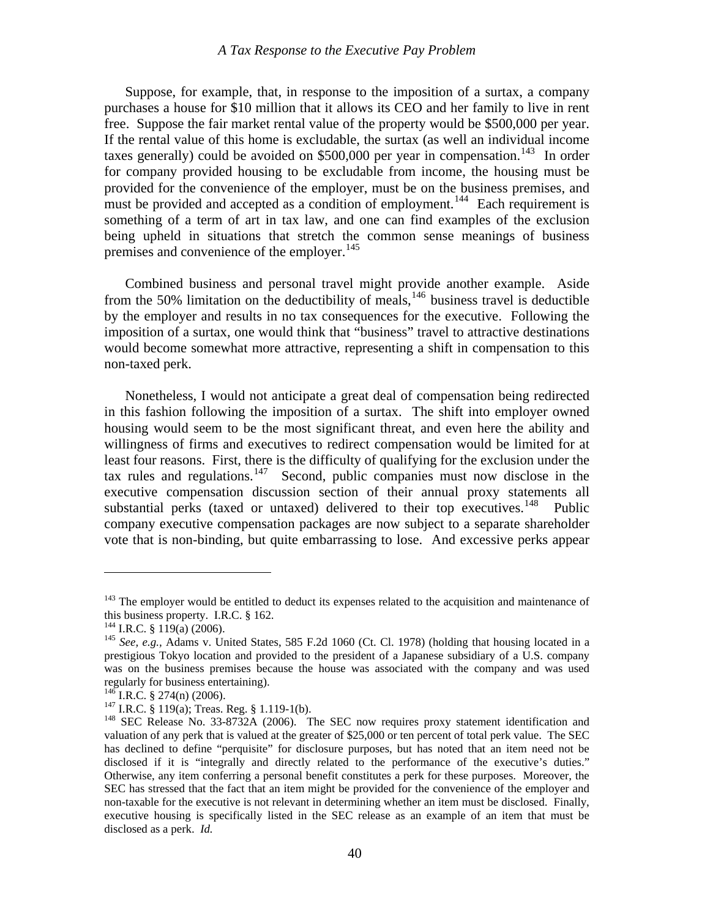Suppose, for example, that, in response to the imposition of a surtax, a company purchases a house for $10 million that it allows its CEO and her family to live in rent free. Suppose the fair market rental value of the property would be $500,000 per year. If the rental value of this home is excludable, the surtax (as well an individual income taxes generally) could be avoided on $500,000 per year in compensation.[143] In order for company provided housing to be excludable from income, the housing must be provided for the convenience of the employer, must be on the business premises, and must be provided and accepted as a condition of employment.[144] Each requirement is something of a term of art in tax law, and one can find examples of the exclusion being upheld in situations that stretch the common sense meanings of business premises and convenience of the employer.[145]

Combined business and personal travel might provide another example. Aside from the 50% limitation on the deductibility of meals,[146] business travel is deductible by the employer and results in no tax consequences for the executive. Following the imposition of a surtax, one would think that "business" travel to attractive destinations would become somewhat more attractive, representing a shift in compensation to this non-taxed perk.

Nonetheless, I would not anticipate a great deal of compensation being redirected in this fashion following the imposition of a surtax. The shift into employer owned housing would seem to be the most significant threat, and even here the ability and willingness of firms and executives to redirect compensation would be limited for at least four reasons. First, there is the difficulty of qualifying for the exclusion under the tax rules and regulations.[147] Second, public companies must now disclose in the executive compensation discussion section of their annual proxy statements all substantial perks (taxed or untaxed) delivered to their top executives.[148] Public company executive compensation packages are now subject to a separate shareholder vote that is non-binding, but quite embarrassing to lose. And excessive perks appear

---

[143] The employer would be entitled to deduct its expenses related to the acquisition and maintenance of this business property. I.R.C. § 162.

[144] I.R.C. § 119(a) (2006).

[145] *See, e.g.,* Adams v. United States, 585 F.2d 1060 (Ct. Cl. 1978) (holding that housing located in a prestigious Tokyo location and provided to the president of a Japanese subsidiary of a U.S. company was on the business premises because the house was associated with the company and was used regularly for business entertaining).

[146] I.R.C. § 274(n) (2006).

[147] I.R.C. § 119(a); Treas. Reg. § 1.119-1(b).

[148] SEC Release No. 33-8732A (2006). The SEC now requires proxy statement identification and valuation of any perk that is valued at the greater of $25,000 or ten percent of total perk value. The SEC has declined to define "perquisite" for disclosure purposes, but has noted that an item need not be disclosed if it is "integrally and directly related to the performance of the executive's duties." Otherwise, any item conferring a personal benefit constitutes a perk for these purposes. Moreover, the SEC has stressed that the fact that an item might be provided for the convenience of the employer and non-taxable for the executive is not relevant in determining whether an item must be disclosed. Finally, executive housing is specifically listed in the SEC release as an example of an item that must be disclosed as a perk. *Id.*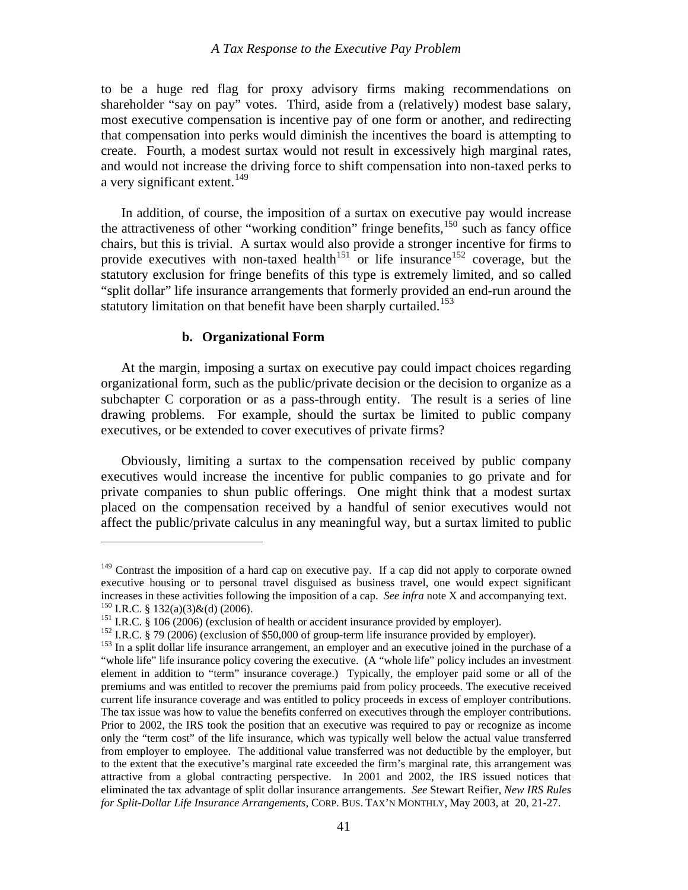to be a huge red flag for proxy advisory firms making recommendations on shareholder "say on pay" votes. Third, aside from a (relatively) modest base salary, most executive compensation is incentive pay of one form or another, and redirecting that compensation into perks would diminish the incentives the board is attempting to create. Fourth, a modest surtax would not result in excessively high marginal rates, and would not increase the driving force to shift compensation into non-taxed perks to a very significant extent.[149]

In addition, of course, the imposition of a surtax on executive pay would increase the attractiveness of other "working condition" fringe benefits,[150] such as fancy office chairs, but this is trivial. A surtax would also provide a stronger incentive for firms to provide executives with non-taxed health[151] or life insurance[152] coverage, but the statutory exclusion for fringe benefits of this type is extremely limited, and so called "split dollar" life insurance arrangements that formerly provided an end-run around the statutory limitation on that benefit have been sharply curtailed.[153]

#### b. Organizational Form

At the margin, imposing a surtax on executive pay could impact choices regarding organizational form, such as the public/private decision or the decision to organize as a subchapter C corporation or as a pass-through entity. The result is a series of line drawing problems. For example, should the surtax be limited to public company executives, or be extended to cover executives of private firms?

Obviously, limiting a surtax to the compensation received by public company executives would increase the incentive for public companies to go private and for private companies to shun public offerings. One might think that a modest surtax placed on the compensation received by a handful of senior executives would not affect the public/private calculus in any meaningful way, but a surtax limited to public

---

[149] Contrast the imposition of a hard cap on executive pay. If a cap did not apply to corporate owned executive housing or to personal travel disguised as business travel, one would expect significant increases in these activities following the imposition of a cap. *See infra* note X and accompanying text.

[150] I.R.C. § 132(a)(3)&(d) (2006).

[151] I.R.C. § 106 (2006) (exclusion of health or accident insurance provided by employer).

[152] I.R.C. § 79 (2006) (exclusion of $50,000 of group-term life insurance provided by employer).

[153] In a split dollar life insurance arrangement, an employer and an executive joined in the purchase of a "whole life" life insurance policy covering the executive. (A "whole life" policy includes an investment element in addition to "term" insurance coverage.) Typically, the employer paid some or all of the premiums and was entitled to recover the premiums paid from policy proceeds. The executive received current life insurance coverage and was entitled to policy proceeds in excess of employer contributions. The tax issue was how to value the benefits conferred on executives through the employer contributions. Prior to 2002, the IRS took the position that an executive was required to pay or recognize as income only the "term cost" of the life insurance, which was typically well below the actual value transferred from employer to employee. The additional value transferred was not deductible by the employer, but to the extent that the executive's marginal rate exceeded the firm's marginal rate, this arrangement was attractive from a global contracting perspective. In 2001 and 2002, the IRS issued notices that eliminated the tax advantage of split dollar insurance arrangements. *See* Stewart Reifier, *New IRS Rules for Split-Dollar Life Insurance Arrangements*, CORP. BUS. TAX'N MONTHLY, May 2003, at 20, 21-27.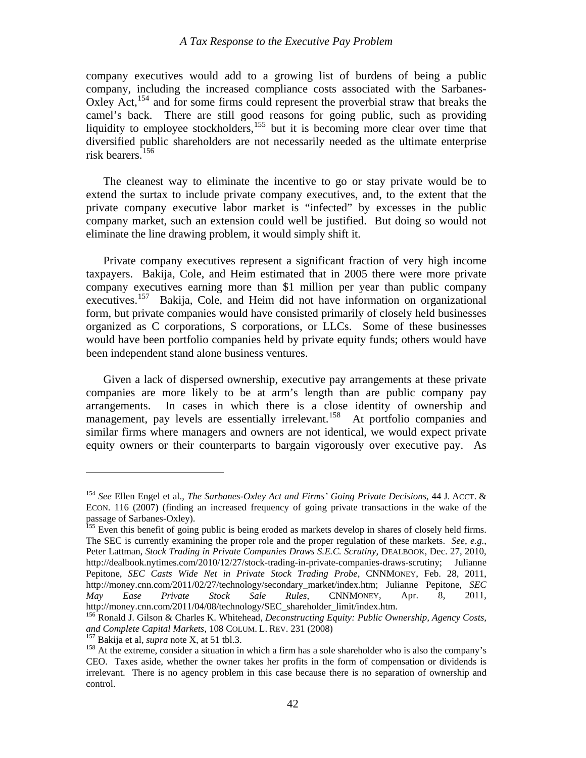company executives would add to a growing list of burdens of being a public company, including the increased compliance costs associated with the Sarbanes-Oxley Act,[154] and for some firms could represent the proverbial straw that breaks the camel's back. There are still good reasons for going public, such as providing liquidity to employee stockholders,[155] but it is becoming more clear over time that diversified public shareholders are not necessarily needed as the ultimate enterprise risk bearers.[156]

The cleanest way to eliminate the incentive to go or stay private would be to extend the surtax to include private company executives, and, to the extent that the private company executive labor market is "infected" by excesses in the public company market, such an extension could well be justified. But doing so would not eliminate the line drawing problem, it would simply shift it.

Private company executives represent a significant fraction of very high income taxpayers. Bakija, Cole, and Heim estimated that in 2005 there were more private company executives earning more than $1 million per year than public company executives.[157] Bakija, Cole, and Heim did not have information on organizational form, but private companies would have consisted primarily of closely held businesses organized as C corporations, S corporations, or LLCs. Some of these businesses would have been portfolio companies held by private equity funds; others would have been independent stand alone business ventures.

Given a lack of dispersed ownership, executive pay arrangements at these private companies are more likely to be at arm's length than are public company pay arrangements. In cases in which there is a close identity of ownership and management, pay levels are essentially irrelevant.[158] At portfolio companies and similar firms where managers and owners are not identical, we would expect private equity owners or their counterparts to bargain vigorously over executive pay. As

---

[154] *See* Ellen Engel et al., *The Sarbanes-Oxley Act and Firms' Going Private Decisions*, 44 J. ACCT. & ECON. 116 (2007) (finding an increased frequency of going private transactions in the wake of the passage of Sarbanes-Oxley).

[155] Even this benefit of going public is being eroded as markets develop in shares of closely held firms. The SEC is currently examining the proper role and the proper regulation of these markets. *See, e.g.*, Peter Lattman, *Stock Trading in Private Companies Draws S.E.C. Scrutiny*, DEALBOOK, Dec. 27, 2010, http://dealbook.nytimes.com/2010/12/27/stock-trading-in-private-companies-draws-scrutiny; Julianne Pepitone, *SEC Casts Wide Net in Private Stock Trading Probe*, CNNMONEY, Feb. 28, 2011, http://money.cnn.com/2011/02/27/technology/secondary_market/index.htm; Julianne Pepitone, *SEC May Ease Private Stock Sale Rules*, CNNMONEY, Apr. 8, 2011, http://money.cnn.com/2011/04/08/technology/SEC_shareholder_limit/index.htm.

[156] Ronald J. Gilson & Charles K. Whitehead, *Deconstructing Equity: Public Ownership, Agency Costs, and Complete Capital Markets*, 108 COLUM. L. REV. 231 (2008)

[157] Bakija et al, *supra* note X, at 51 tbl.3.

[158] At the extreme, consider a situation in which a firm has a sole shareholder who is also the company's CEO. Taxes aside, whether the owner takes her profits in the form of compensation or dividends is irrelevant. There is no agency problem in this case because there is no separation of ownership and control.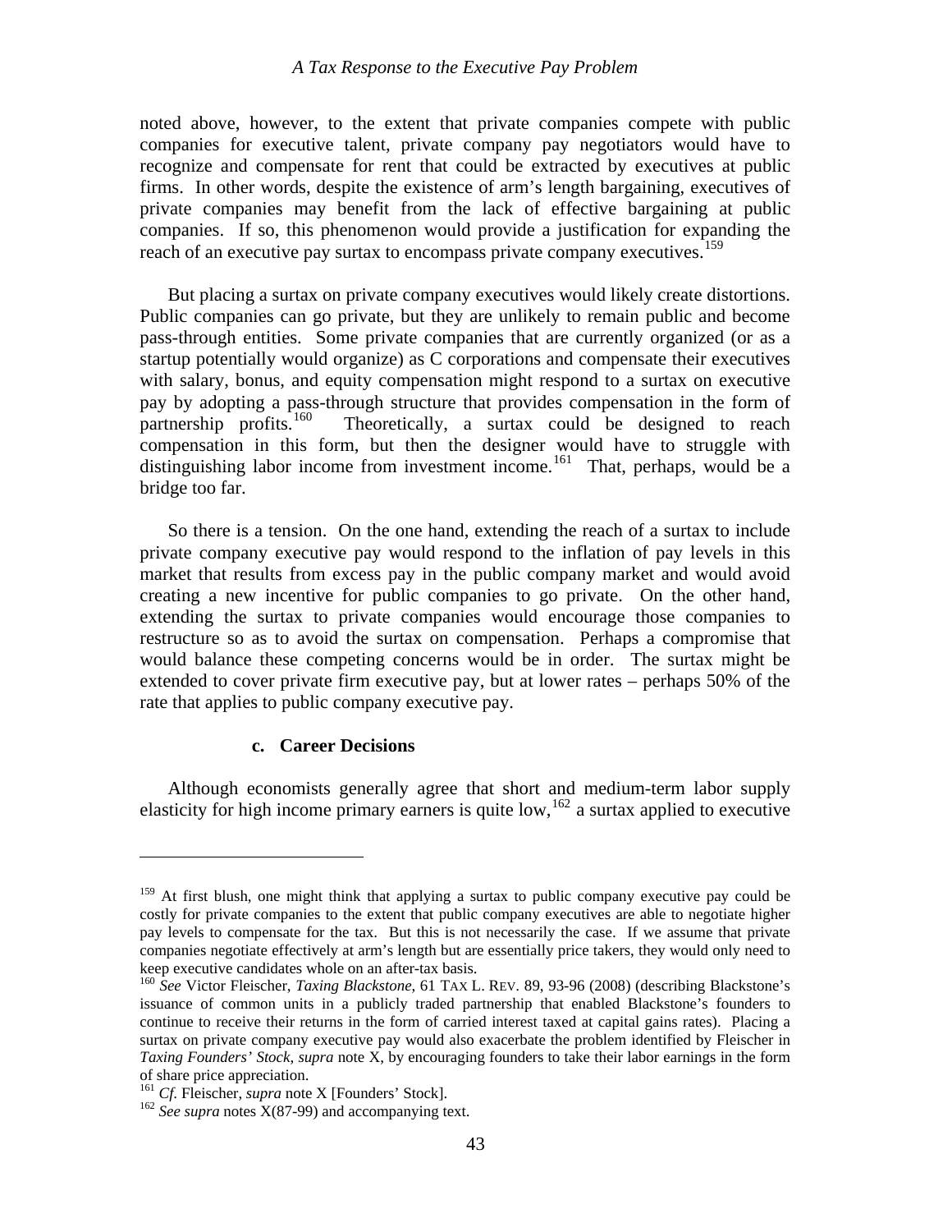noted above, however, to the extent that private companies compete with public companies for executive talent, private company pay negotiators would have to recognize and compensate for rent that could be extracted by executives at public firms. In other words, despite the existence of arm's length bargaining, executives of private companies may benefit from the lack of effective bargaining at public companies. If so, this phenomenon would provide a justification for expanding the reach of an executive pay surtax to encompass private company executives.[159]

But placing a surtax on private company executives would likely create distortions. Public companies can go private, but they are unlikely to remain public and become pass-through entities. Some private companies that are currently organized (or as a startup potentially would organize) as C corporations and compensate their executives with salary, bonus, and equity compensation might respond to a surtax on executive pay by adopting a pass-through structure that provides compensation in the form of partnership profits.[160] Theoretically, a surtax could be designed to reach compensation in this form, but then the designer would have to struggle with distinguishing labor income from investment income.[161] That, perhaps, would be a bridge too far.

So there is a tension. On the one hand, extending the reach of a surtax to include private company executive pay would respond to the inflation of pay levels in this market that results from excess pay in the public company market and would avoid creating a new incentive for public companies to go private. On the other hand, extending the surtax to private companies would encourage those companies to restructure so as to avoid the surtax on compensation. Perhaps a compromise that would balance these competing concerns would be in order. The surtax might be extended to cover private firm executive pay, but at lower rates – perhaps 50% of the rate that applies to public company executive pay.

#### c. Career Decisions

Although economists generally agree that short and medium-term labor supply elasticity for high income primary earners is quite low,[162] a surtax applied to executive

---

[159] At first blush, one might think that applying a surtax to public company executive pay could be costly for private companies to the extent that public company executives are able to negotiate higher pay levels to compensate for the tax. But this is not necessarily the case. If we assume that private companies negotiate effectively at arm's length but are essentially price takers, they would only need to keep executive candidates whole on an after-tax basis.

[160] *See* Victor Fleischer, *Taxing Blackstone*, 61 TAX L. REV. 89, 93-96 (2008) (describing Blackstone's issuance of common units in a publicly traded partnership that enabled Blackstone's founders to continue to receive their returns in the form of carried interest taxed at capital gains rates). Placing a surtax on private company executive pay would also exacerbate the problem identified by Fleischer in *Taxing Founders' Stock, supra* note X, by encouraging founders to take their labor earnings in the form of share price appreciation.

[161] *Cf.* Fleischer, *supra* note X [Founders' Stock].

[162] *See supra* notes X(87-99) and accompanying text.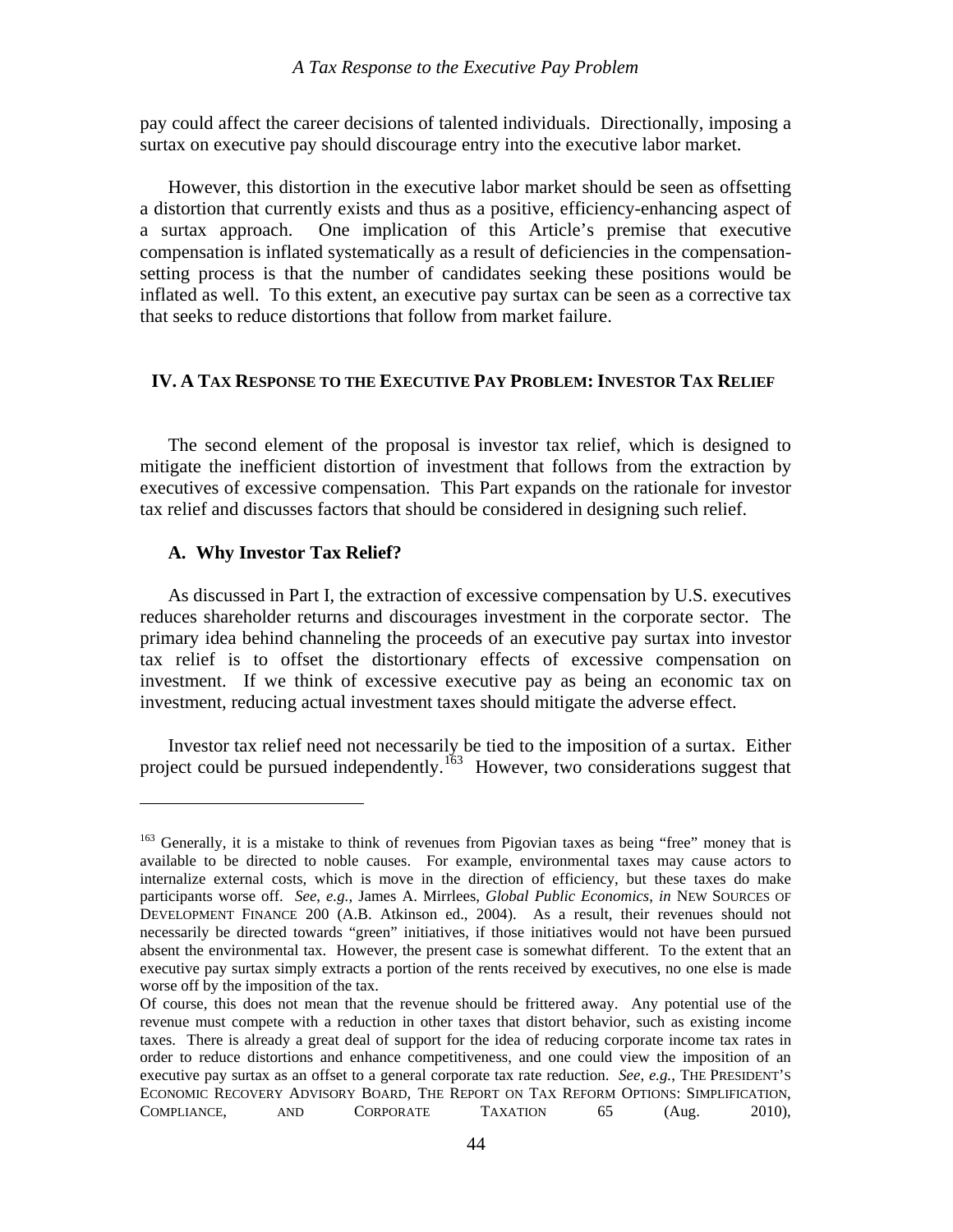pay could affect the career decisions of talented individuals. Directionally, imposing a surtax on executive pay should discourage entry into the executive labor market.

However, this distortion in the executive labor market should be seen as offsetting a distortion that currently exists and thus as a positive, efficiency-enhancing aspect of a surtax approach. One implication of this Article's premise that executive compensation is inflated systematically as a result of deficiencies in the compensation-setting process is that the number of candidates seeking these positions would be inflated as well. To this extent, an executive pay surtax can be seen as a corrective tax that seeks to reduce distortions that follow from market failure.

## IV. A Tax Response to the Executive Pay Problem: Investor Tax Relief

The second element of the proposal is investor tax relief, which is designed to mitigate the inefficient distortion of investment that follows from the extraction by executives of excessive compensation. This Part expands on the rationale for investor tax relief and discusses factors that should be considered in designing such relief.

### A. Why Investor Tax Relief?

As discussed in Part I, the extraction of excessive compensation by U.S. executives reduces shareholder returns and discourages investment in the corporate sector. The primary idea behind channeling the proceeds of an executive pay surtax into investor tax relief is to offset the distortionary effects of excessive compensation on investment. If we think of excessive executive pay as being an economic tax on investment, reducing actual investment taxes should mitigate the adverse effect.

Investor tax relief need not necessarily be tied to the imposition of a surtax. Either project could be pursued independently.[163] However, two considerations suggest that

---

[163] Generally, it is a mistake to think of revenues from Pigovian taxes as being "free" money that is available to be directed to noble causes. For example, environmental taxes may cause actors to internalize external costs, which is move in the direction of efficiency, but these taxes do make participants worse off. *See*, *e.g.*, James A. Mirrlees, *Global Public Economics*, *in* NEW SOURCES OF DEVELOPMENT FINANCE 200 (A.B. Atkinson ed., 2004). As a result, their revenues should not necessarily be directed towards "green" initiatives, if those initiatives would not have been pursued absent the environmental tax. However, the present case is somewhat different. To the extent that an executive pay surtax simply extracts a portion of the rents received by executives, no one else is made worse off by the imposition of the tax.

Of course, this does not mean that the revenue should be frittered away. Any potential use of the revenue must compete with a reduction in other taxes that distort behavior, such as existing income taxes. There is already a great deal of support for the idea of reducing corporate income tax rates in order to reduce distortions and enhance competitiveness, and one could view the imposition of an executive pay surtax as an offset to a general corporate tax rate reduction. *See*, *e.g.*, THE PRESIDENT'S ECONOMIC RECOVERY ADVISORY BOARD, THE REPORT ON TAX REFORM OPTIONS: SIMPLIFICATION, COMPLIANCE, AND CORPORATE TAXATION 65 (Aug. 2010),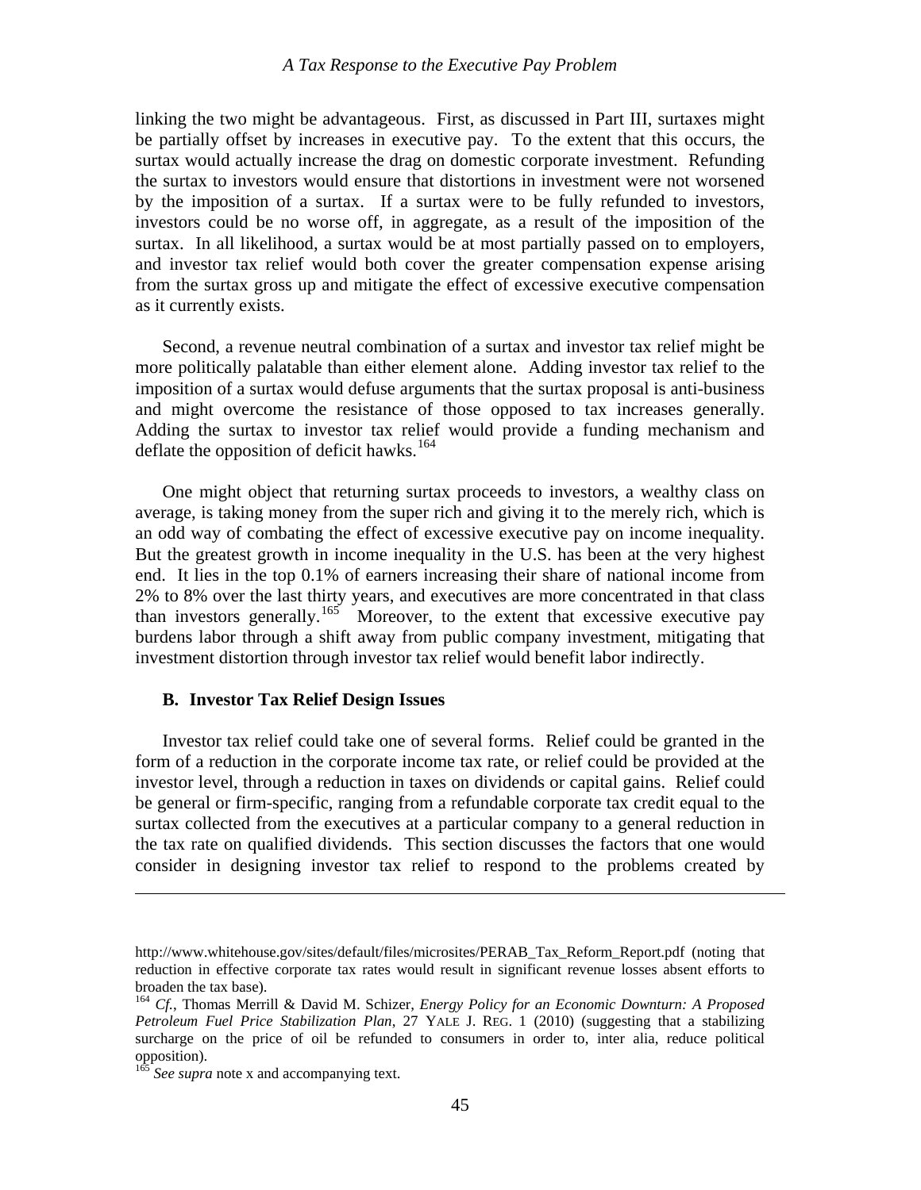linking the two might be advantageous. First, as discussed in Part III, surtaxes might be partially offset by increases in executive pay. To the extent that this occurs, the surtax would actually increase the drag on domestic corporate investment. Refunding the surtax to investors would ensure that distortions in investment were not worsened by the imposition of a surtax. If a surtax were to be fully refunded to investors, investors could be no worse off, in aggregate, as a result of the imposition of the surtax. In all likelihood, a surtax would be at most partially passed on to employers, and investor tax relief would both cover the greater compensation expense arising from the surtax gross up and mitigate the effect of excessive executive compensation as it currently exists.

Second, a revenue neutral combination of a surtax and investor tax relief might be more politically palatable than either element alone. Adding investor tax relief to the imposition of a surtax would defuse arguments that the surtax proposal is anti-business and might overcome the resistance of those opposed to tax increases generally. Adding the surtax to investor tax relief would provide a funding mechanism and deflate the opposition of deficit hawks.[164]

One might object that returning surtax proceeds to investors, a wealthy class on average, is taking money from the super rich and giving it to the merely rich, which is an odd way of combating the effect of excessive executive pay on income inequality. But the greatest growth in income inequality in the U.S. has been at the very highest end. It lies in the top 0.1% of earners increasing their share of national income from 2% to 8% over the last thirty years, and executives are more concentrated in that class than investors generally.[165] Moreover, to the extent that excessive executive pay burdens labor through a shift away from public company investment, mitigating that investment distortion through investor tax relief would benefit labor indirectly.

### B. Investor Tax Relief Design Issues

Investor tax relief could take one of several forms. Relief could be granted in the form of a reduction in the corporate income tax rate, or relief could be provided at the investor level, through a reduction in taxes on dividends or capital gains. Relief could be general or firm-specific, ranging from a refundable corporate tax credit equal to the surtax collected from the executives at a particular company to a general reduction in the tax rate on qualified dividends. This section discusses the factors that one would consider in designing investor tax relief to respond to the problems created by

---

http://www.whitehouse.gov/sites/default/files/microsites/PERAB_Tax_Reform_Report.pdf (noting that reduction in effective corporate tax rates would result in significant revenue losses absent efforts to broaden the tax base).

[164] *Cf.*, Thomas Merrill & David M. Schizer, *Energy Policy for an Economic Downturn: A Proposed Petroleum Fuel Price Stabilization Plan*, 27 YALE J. REG. 1 (2010) (suggesting that a stabilizing surcharge on the price of oil be refunded to consumers in order to, inter alia, reduce political opposition).

[165] *See supra* note x and accompanying text.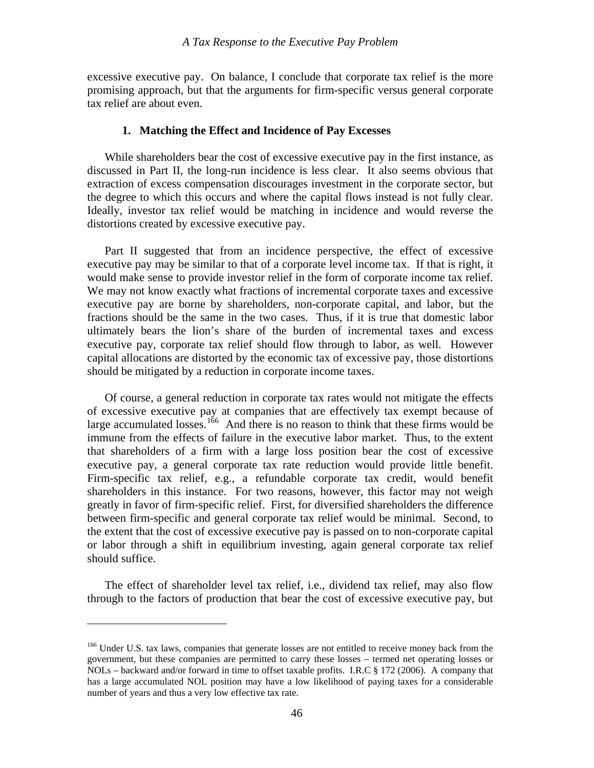excessive executive pay. On balance, I conclude that corporate tax relief is the more promising approach, but that the arguments for firm-specific versus general corporate tax relief are about even.

### 1. Matching the Effect and Incidence of Pay Excesses

While shareholders bear the cost of excessive executive pay in the first instance, as discussed in Part II, the long-run incidence is less clear. It also seems obvious that extraction of excess compensation discourages investment in the corporate sector, but the degree to which this occurs and where the capital flows instead is not fully clear. Ideally, investor tax relief would be matching in incidence and would reverse the distortions created by excessive executive pay.

Part II suggested that from an incidence perspective, the effect of excessive executive pay may be similar to that of a corporate level income tax. If that is right, it would make sense to provide investor relief in the form of corporate income tax relief. We may not know exactly what fractions of incremental corporate taxes and excessive executive pay are borne by shareholders, non-corporate capital, and labor, but the fractions should be the same in the two cases. Thus, if it is true that domestic labor ultimately bears the lion's share of the burden of incremental taxes and excess executive pay, corporate tax relief should flow through to labor, as well. However capital allocations are distorted by the economic tax of excessive pay, those distortions should be mitigated by a reduction in corporate income taxes.

Of course, a general reduction in corporate tax rates would not mitigate the effects of excessive executive pay at companies that are effectively tax exempt because of large accumulated losses.[166] And there is no reason to think that these firms would be immune from the effects of failure in the executive labor market. Thus, to the extent that shareholders of a firm with a large loss position bear the cost of excessive executive pay, a general corporate tax rate reduction would provide little benefit. Firm-specific tax relief, e.g., a refundable corporate tax credit, would benefit shareholders in this instance. For two reasons, however, this factor may not weigh greatly in favor of firm-specific relief. First, for diversified shareholders the difference between firm-specific and general corporate tax relief would be minimal. Second, to the extent that the cost of excessive executive pay is passed on to non-corporate capital or labor through a shift in equilibrium investing, again general corporate tax relief should suffice.

The effect of shareholder level tax relief, i.e., dividend tax relief, may also flow through to the factors of production that bear the cost of excessive executive pay, but

[166] Under U.S. tax laws, companies that generate losses are not entitled to receive money back from the government, but these companies are permitted to carry these losses – termed net operating losses or NOLs – backward and/or forward in time to offset taxable profits. I.R.C § 172 (2006). A company that has a large accumulated NOL position may have a low likelihood of paying taxes for a considerable number of years and thus a very low effective tax rate.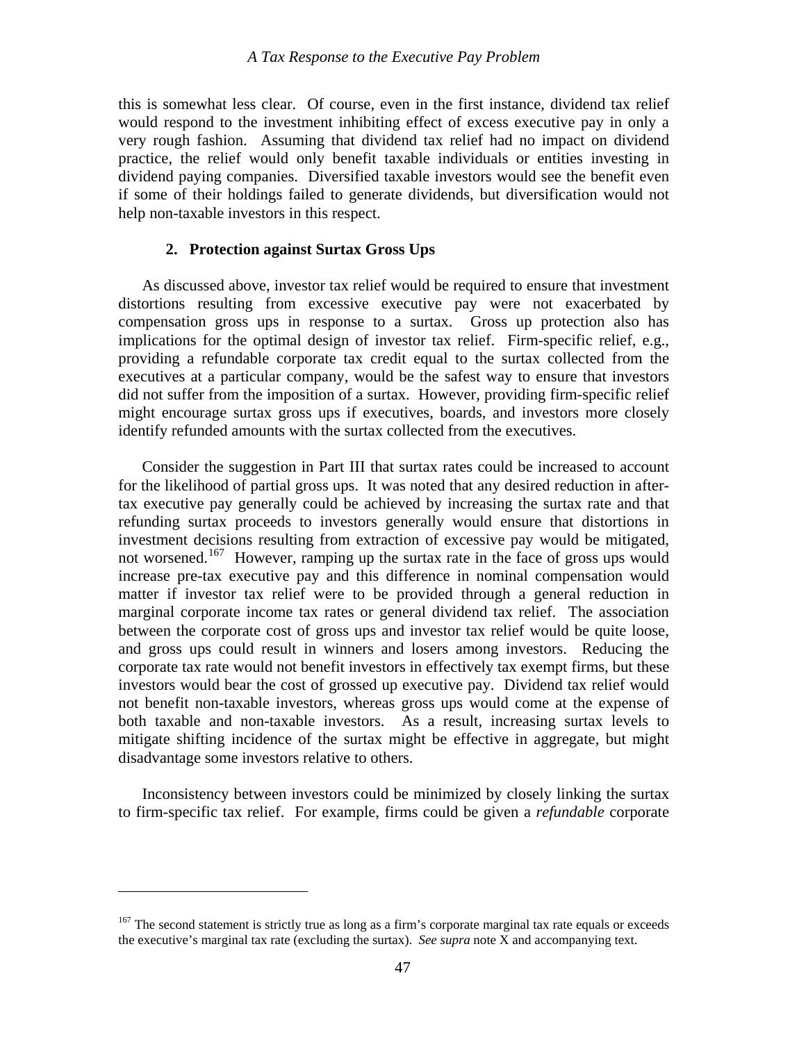this is somewhat less clear. Of course, even in the first instance, dividend tax relief would respond to the investment inhibiting effect of excess executive pay in only a very rough fashion. Assuming that dividend tax relief had no impact on dividend practice, the relief would only benefit taxable individuals or entities investing in dividend paying companies. Diversified taxable investors would see the benefit even if some of their holdings failed to generate dividends, but diversification would not help non-taxable investors in this respect.

### 2. Protection against Surtax Gross Ups

As discussed above, investor tax relief would be required to ensure that investment distortions resulting from excessive executive pay were not exacerbated by compensation gross ups in response to a surtax. Gross up protection also has implications for the optimal design of investor tax relief. Firm-specific relief, e.g., providing a refundable corporate tax credit equal to the surtax collected from the executives at a particular company, would be the safest way to ensure that investors did not suffer from the imposition of a surtax. However, providing firm-specific relief might encourage surtax gross ups if executives, boards, and investors more closely identify refunded amounts with the surtax collected from the executives.

Consider the suggestion in Part III that surtax rates could be increased to account for the likelihood of partial gross ups. It was noted that any desired reduction in after-tax executive pay generally could be achieved by increasing the surtax rate and that refunding surtax proceeds to investors generally would ensure that distortions in investment decisions resulting from extraction of excessive pay would be mitigated, not worsened.[167] However, ramping up the surtax rate in the face of gross ups would increase pre-tax executive pay and this difference in nominal compensation would matter if investor tax relief were to be provided through a general reduction in marginal corporate income tax rates or general dividend tax relief. The association between the corporate cost of gross ups and investor tax relief would be quite loose, and gross ups could result in winners and losers among investors. Reducing the corporate tax rate would not benefit investors in effectively tax exempt firms, but these investors would bear the cost of grossed up executive pay. Dividend tax relief would not benefit non-taxable investors, whereas gross ups would come at the expense of both taxable and non-taxable investors. As a result, increasing surtax levels to mitigate shifting incidence of the surtax might be effective in aggregate, but might disadvantage some investors relative to others.

Inconsistency between investors could be minimized by closely linking the surtax to firm-specific tax relief. For example, firms could be given a *refundable* corporate

---

[167] The second statement is strictly true as long as a firm's corporate marginal tax rate equals or exceeds the executive's marginal tax rate (excluding the surtax). *See supra* note X and accompanying text.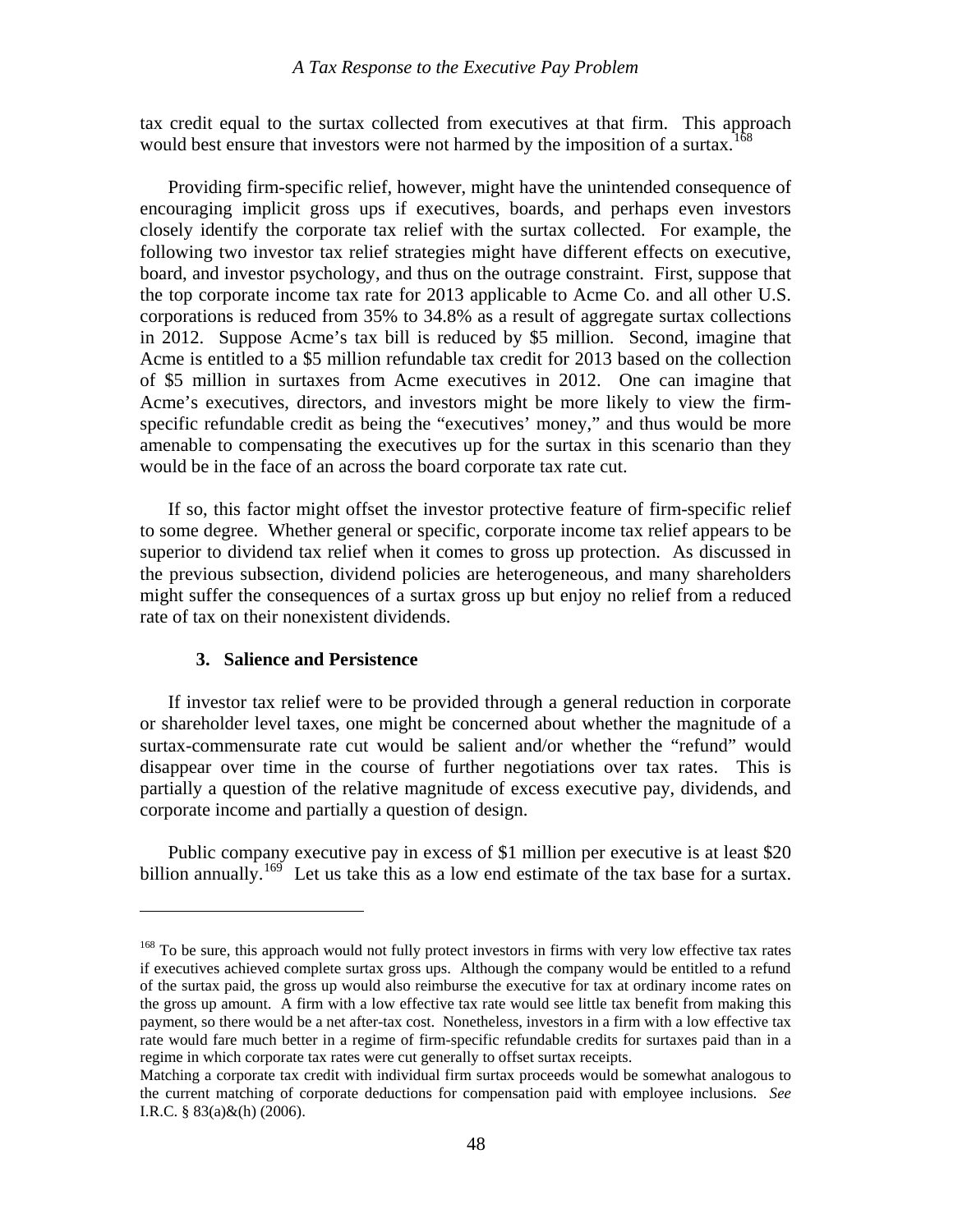tax credit equal to the surtax collected from executives at that firm. This approach would best ensure that investors were not harmed by the imposition of a surtax.[168]

Providing firm-specific relief, however, might have the unintended consequence of encouraging implicit gross ups if executives, boards, and perhaps even investors closely identify the corporate tax relief with the surtax collected. For example, the following two investor tax relief strategies might have different effects on executive, board, and investor psychology, and thus on the outrage constraint. First, suppose that the top corporate income tax rate for 2013 applicable to Acme Co. and all other U.S. corporations is reduced from 35% to 34.8% as a result of aggregate surtax collections in 2012. Suppose Acme's tax bill is reduced by $5 million. Second, imagine that Acme is entitled to a $5 million refundable tax credit for 2013 based on the collection of $5 million in surtaxes from Acme executives in 2012. One can imagine that Acme's executives, directors, and investors might be more likely to view the firm-specific refundable credit as being the "executives' money," and thus would be more amenable to compensating the executives up for the surtax in this scenario than they would be in the face of an across the board corporate tax rate cut.

If so, this factor might offset the investor protective feature of firm-specific relief to some degree. Whether general or specific, corporate income tax relief appears to be superior to dividend tax relief when it comes to gross up protection. As discussed in the previous subsection, dividend policies are heterogeneous, and many shareholders might suffer the consequences of a surtax gross up but enjoy no relief from a reduced rate of tax on their nonexistent dividends.

### 3. Salience and Persistence

If investor tax relief were to be provided through a general reduction in corporate or shareholder level taxes, one might be concerned about whether the magnitude of a surtax-commensurate rate cut would be salient and/or whether the "refund" would disappear over time in the course of further negotiations over tax rates. This is partially a question of the relative magnitude of excess executive pay, dividends, and corporate income and partially a question of design.

Public company executive pay in excess of $1 million per executive is at least $20 billion annually.[169] Let us take this as a low end estimate of the tax base for a surtax.

---

[168] To be sure, this approach would not fully protect investors in firms with very low effective tax rates if executives achieved complete surtax gross ups. Although the company would be entitled to a refund of the surtax paid, the gross up would also reimburse the executive for tax at ordinary income rates on the gross up amount. A firm with a low effective tax rate would see little tax benefit from making this payment, so there would be a net after-tax cost. Nonetheless, investors in a firm with a low effective tax rate would fare much better in a regime of firm-specific refundable credits for surtaxes paid than in a regime in which corporate tax rates were cut generally to offset surtax receipts.

Matching a corporate tax credit with individual firm surtax proceeds would be somewhat analogous to the current matching of corporate deductions for compensation paid with employee inclusions. *See* I.R.C. § 83(a)&(h) (2006).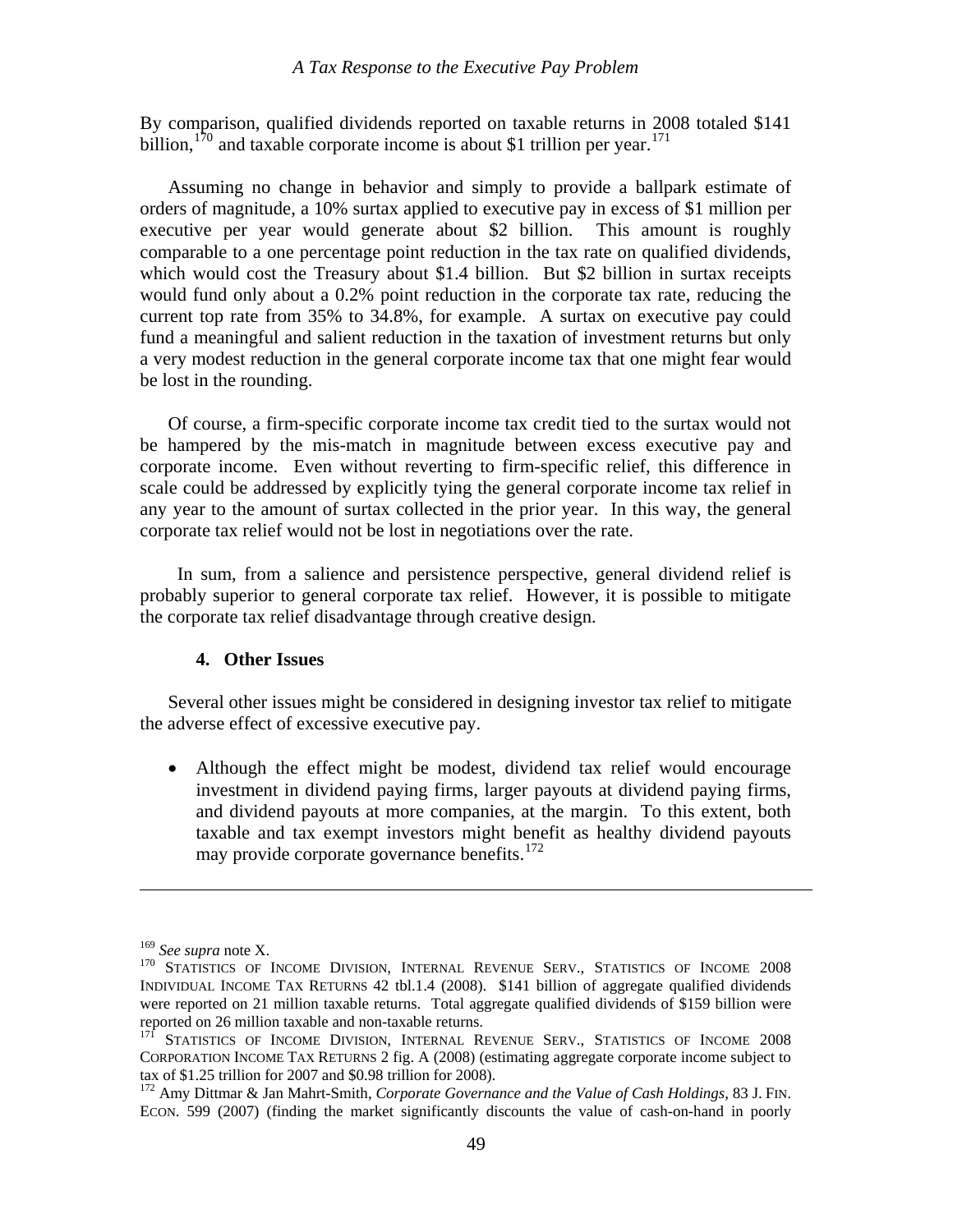By comparison, qualified dividends reported on taxable returns in 2008 totaled $141 billion,[170] and taxable corporate income is about $1 trillion per year.[171]

Assuming no change in behavior and simply to provide a ballpark estimate of orders of magnitude, a 10% surtax applied to executive pay in excess of $1 million per executive per year would generate about $2 billion. This amount is roughly comparable to a one percentage point reduction in the tax rate on qualified dividends, which would cost the Treasury about $1.4 billion. But $2 billion in surtax receipts would fund only about a 0.2% point reduction in the corporate tax rate, reducing the current top rate from 35% to 34.8%, for example. A surtax on executive pay could fund a meaningful and salient reduction in the taxation of investment returns but only a very modest reduction in the general corporate income tax that one might fear would be lost in the rounding.

Of course, a firm-specific corporate income tax credit tied to the surtax would not be hampered by the mis-match in magnitude between excess executive pay and corporate income. Even without reverting to firm-specific relief, this difference in scale could be addressed by explicitly tying the general corporate income tax relief in any year to the amount of surtax collected in the prior year. In this way, the general corporate tax relief would not be lost in negotiations over the rate.

In sum, from a salience and persistence perspective, general dividend relief is probably superior to general corporate tax relief. However, it is possible to mitigate the corporate tax relief disadvantage through creative design.

#### 4. Other Issues

Several other issues might be considered in designing investor tax relief to mitigate the adverse effect of excessive executive pay.

- Although the effect might be modest, dividend tax relief would encourage investment in dividend paying firms, larger payouts at dividend paying firms, and dividend payouts at more companies, at the margin. To this extent, both taxable and tax exempt investors might benefit as healthy dividend payouts may provide corporate governance benefits.[172]

---

[169] *See supra* note X.

[170] STATISTICS OF INCOME DIVISION, INTERNAL REVENUE SERV., STATISTICS OF INCOME 2008 INDIVIDUAL INCOME TAX RETURNS 42 tbl.1.4 (2008). $141 billion of aggregate qualified dividends were reported on 21 million taxable returns. Total aggregate qualified dividends of $159 billion were reported on 26 million taxable and non-taxable returns.

[171] STATISTICS OF INCOME DIVISION, INTERNAL REVENUE SERV., STATISTICS OF INCOME 2008 CORPORATION INCOME TAX RETURNS 2 fig. A (2008) (estimating aggregate corporate income subject to tax of $1.25 trillion for 2007 and $0.98 trillion for 2008).

[172] Amy Dittmar & Jan Mahrt-Smith, *Corporate Governance and the Value of Cash Holdings*, 83 J. FIN. ECON. 599 (2007) (finding the market significantly discounts the value of cash-on-hand in poorly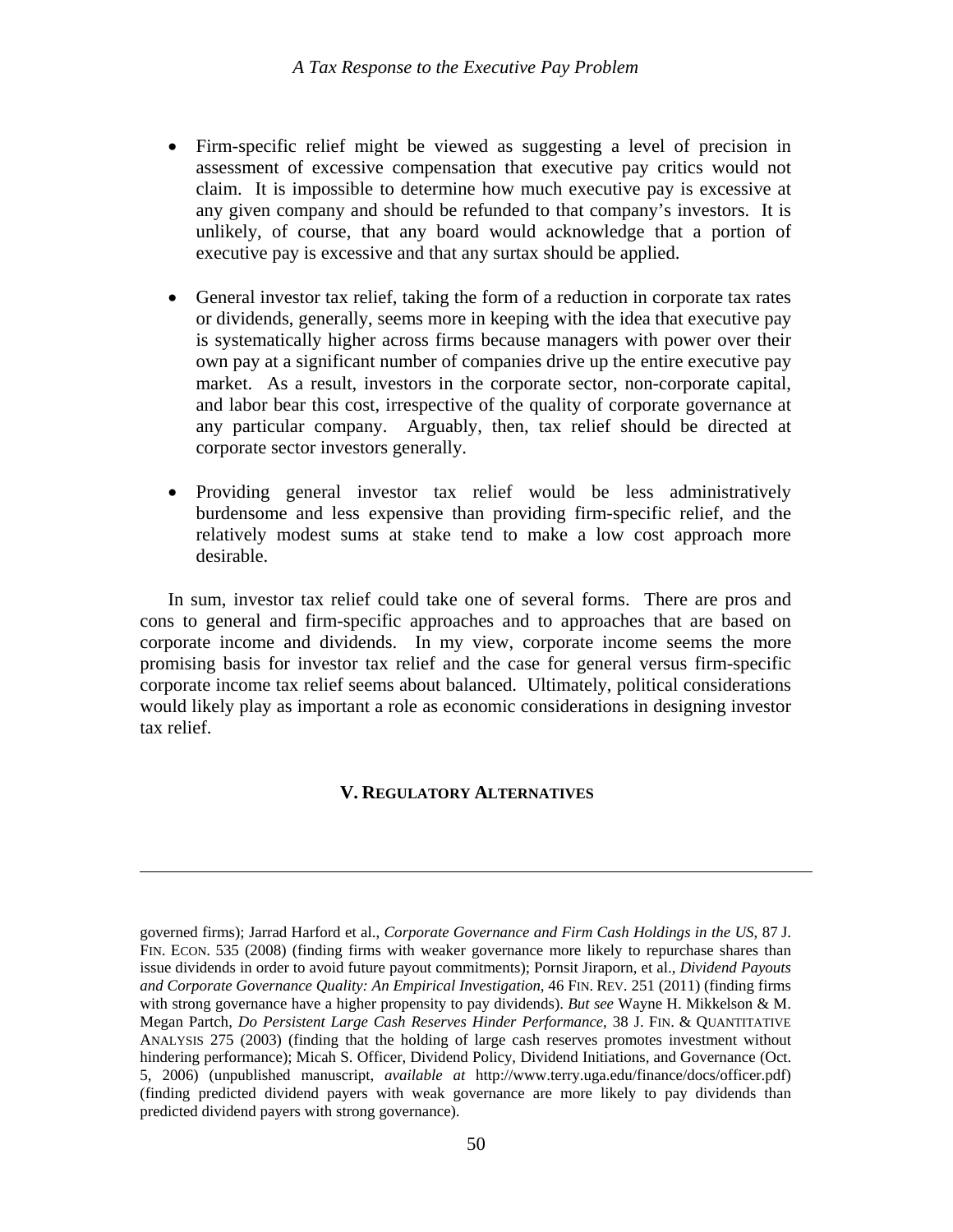- Firm-specific relief might be viewed as suggesting a level of precision in assessment of excessive compensation that executive pay critics would not claim. It is impossible to determine how much executive pay is excessive at any given company and should be refunded to that company's investors. It is unlikely, of course, that any board would acknowledge that a portion of executive pay is excessive and that any surtax should be applied.

- General investor tax relief, taking the form of a reduction in corporate tax rates or dividends, generally, seems more in keeping with the idea that executive pay is systematically higher across firms because managers with power over their own pay at a significant number of companies drive up the entire executive pay market. As a result, investors in the corporate sector, non-corporate capital, and labor bear this cost, irrespective of the quality of corporate governance at any particular company. Arguably, then, tax relief should be directed at corporate sector investors generally.

- Providing general investor tax relief would be less administratively burdensome and less expensive than providing firm-specific relief, and the relatively modest sums at stake tend to make a low cost approach more desirable.

In sum, investor tax relief could take one of several forms. There are pros and cons to general and firm-specific approaches and to approaches that are based on corporate income and dividends. In my view, corporate income seems the more promising basis for investor tax relief and the case for general versus firm-specific corporate income tax relief seems about balanced. Ultimately, political considerations would likely play as important a role as economic considerations in designing investor tax relief.

## V. REGULATORY ALTERNATIVES

---

governed firms); Jarrad Harford et al., *Corporate Governance and Firm Cash Holdings in the US*, 87 J. FIN. ECON. 535 (2008) (finding firms with weaker governance more likely to repurchase shares than issue dividends in order to avoid future payout commitments); Pornsit Jiraporn, et al., *Dividend Payouts and Corporate Governance Quality: An Empirical Investigation*, 46 FIN. REV. 251 (2011) (finding firms with strong governance have a higher propensity to pay dividends). *But see* Wayne H. Mikkelson & M. Megan Partch, *Do Persistent Large Cash Reserves Hinder Performance*, 38 J. FIN. & QUANTITATIVE ANALYSIS 275 (2003) (finding that the holding of large cash reserves promotes investment without hindering performance); Micah S. Officer, Dividend Policy, Dividend Initiations, and Governance (Oct. 5, 2006) (unpublished manuscript, *available at* http://www.terry.uga.edu/finance/docs/officer.pdf) (finding predicted dividend payers with weak governance are more likely to pay dividends than predicted dividend payers with strong governance).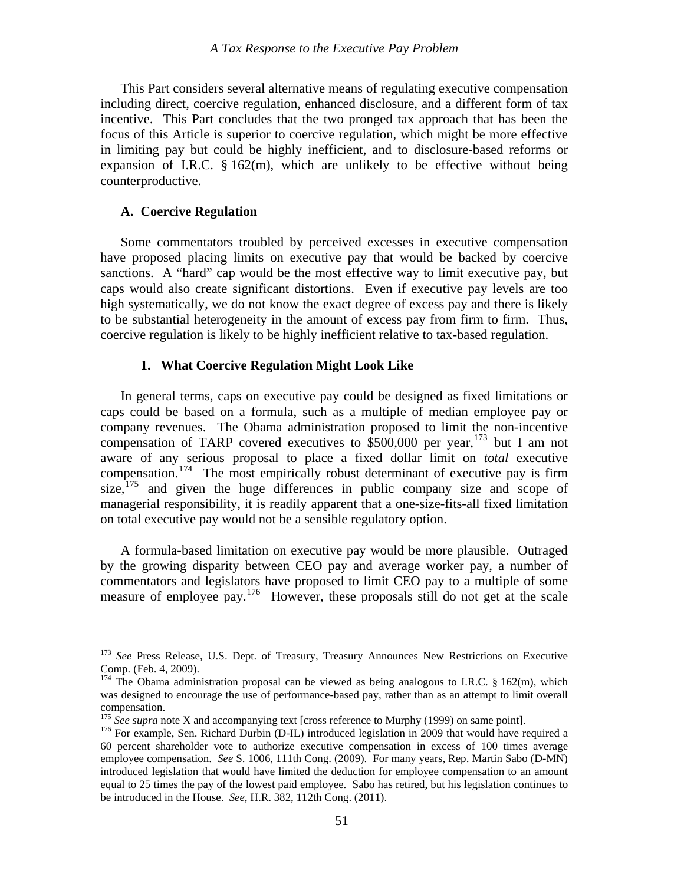This Part considers several alternative means of regulating executive compensation including direct, coercive regulation, enhanced disclosure, and a different form of tax incentive. This Part concludes that the two pronged tax approach that has been the focus of this Article is superior to coercive regulation, which might be more effective in limiting pay but could be highly inefficient, and to disclosure-based reforms or expansion of I.R.C. § 162(m), which are unlikely to be effective without being counterproductive.

### A. Coercive Regulation

Some commentators troubled by perceived excesses in executive compensation have proposed placing limits on executive pay that would be backed by coercive sanctions. A "hard" cap would be the most effective way to limit executive pay, but caps would also create significant distortions. Even if executive pay levels are too high systematically, we do not know the exact degree of excess pay and there is likely to be substantial heterogeneity in the amount of excess pay from firm to firm. Thus, coercive regulation is likely to be highly inefficient relative to tax-based regulation.

#### 1. What Coercive Regulation Might Look Like

In general terms, caps on executive pay could be designed as fixed limitations or caps could be based on a formula, such as a multiple of median employee pay or company revenues. The Obama administration proposed to limit the non-incentive compensation of TARP covered executives to $500,000 per year,[173] but I am not aware of any serious proposal to place a fixed dollar limit on *total* executive compensation.[174] The most empirically robust determinant of executive pay is firm size,[175] and given the huge differences in public company size and scope of managerial responsibility, it is readily apparent that a one-size-fits-all fixed limitation on total executive pay would not be a sensible regulatory option.

A formula-based limitation on executive pay would be more plausible. Outraged by the growing disparity between CEO pay and average worker pay, a number of commentators and legislators have proposed to limit CEO pay to a multiple of some measure of employee pay.[176] However, these proposals still do not get at the scale

---

[173] *See* Press Release, U.S. Dept. of Treasury, Treasury Announces New Restrictions on Executive Comp. (Feb. 4, 2009).

[174] The Obama administration proposal can be viewed as being analogous to I.R.C. § 162(m), which was designed to encourage the use of performance-based pay, rather than as an attempt to limit overall compensation.

[175] *See supra* note X and accompanying text [cross reference to Murphy (1999) on same point].

[176] For example, Sen. Richard Durbin (D-IL) introduced legislation in 2009 that would have required a 60 percent shareholder vote to authorize executive compensation in excess of 100 times average employee compensation. *See* S. 1006, 111th Cong. (2009). For many years, Rep. Martin Sabo (D-MN) introduced legislation that would have limited the deduction for employee compensation to an amount equal to 25 times the pay of the lowest paid employee. Sabo has retired, but his legislation continues to be introduced in the House. *See*, H.R. 382, 112th Cong. (2011).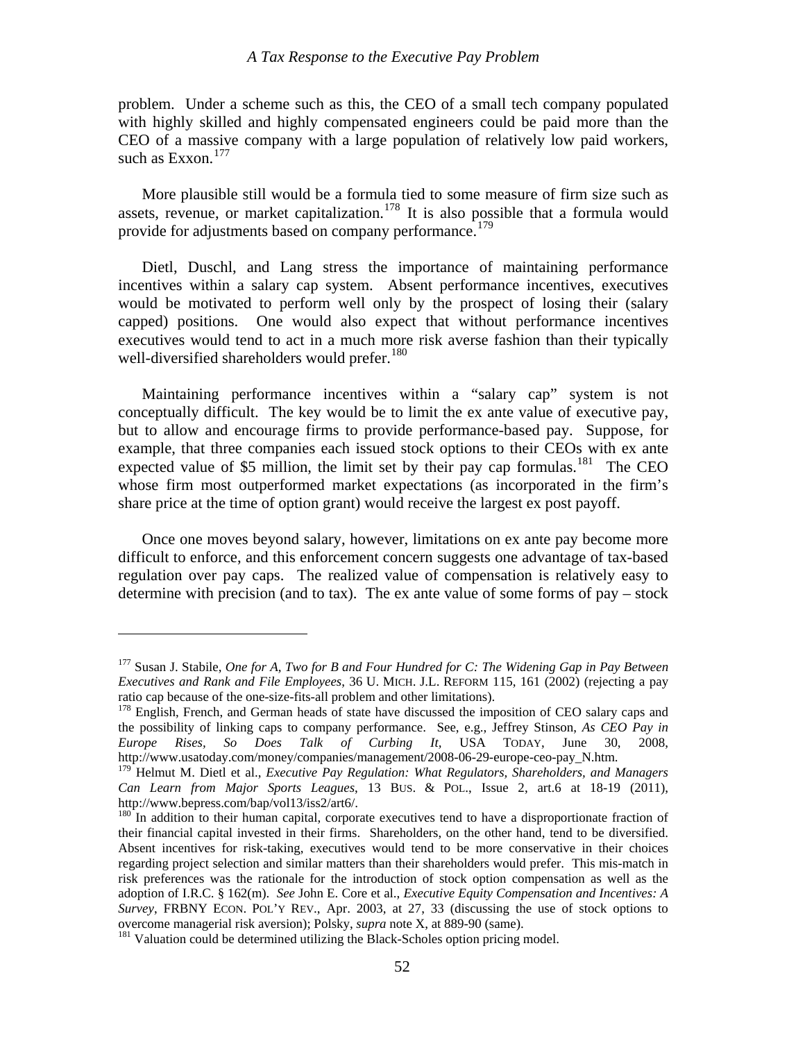problem. Under a scheme such as this, the CEO of a small tech company populated with highly skilled and highly compensated engineers could be paid more than the CEO of a massive company with a large population of relatively low paid workers, such as Exxon.[177]

More plausible still would be a formula tied to some measure of firm size such as assets, revenue, or market capitalization.[178] It is also possible that a formula would provide for adjustments based on company performance.[179]

Dietl, Duschl, and Lang stress the importance of maintaining performance incentives within a salary cap system. Absent performance incentives, executives would be motivated to perform well only by the prospect of losing their (salary capped) positions. One would also expect that without performance incentives executives would tend to act in a much more risk averse fashion than their typically well-diversified shareholders would prefer.[180]

Maintaining performance incentives within a "salary cap" system is not conceptually difficult. The key would be to limit the ex ante value of executive pay, but to allow and encourage firms to provide performance-based pay. Suppose, for example, that three companies each issued stock options to their CEOs with ex ante expected value of $5 million, the limit set by their pay cap formulas.[181] The CEO whose firm most outperformed market expectations (as incorporated in the firm's share price at the time of option grant) would receive the largest ex post payoff.

Once one moves beyond salary, however, limitations on ex ante pay become more difficult to enforce, and this enforcement concern suggests one advantage of tax-based regulation over pay caps. The realized value of compensation is relatively easy to determine with precision (and to tax). The ex ante value of some forms of pay – stock

---

[177] Susan J. Stabile, *One for A, Two for B and Four Hundred for C: The Widening Gap in Pay Between Executives and Rank and File Employees*, 36 U. MICH. J.L. REFORM 115, 161 (2002) (rejecting a pay ratio cap because of the one-size-fits-all problem and other limitations).

[178] English, French, and German heads of state have discussed the imposition of CEO salary caps and the possibility of linking caps to company performance. See, e.g., Jeffrey Stinson, *As CEO Pay in Europe Rises, So Does Talk of Curbing It*, USA TODAY, June 30, 2008, http://www.usatoday.com/money/companies/management/2008-06-29-europe-ceo-pay_N.htm.

[179] Helmut M. Dietl et al., *Executive Pay Regulation: What Regulators, Shareholders, and Managers Can Learn from Major Sports Leagues*, 13 BUS. & POL., Issue 2, art.6 at 18-19 (2011), http://www.bepress.com/bap/vol13/iss2/art6/.

[180] In addition to their human capital, corporate executives tend to have a disproportionate fraction of their financial capital invested in their firms. Shareholders, on the other hand, tend to be diversified. Absent incentives for risk-taking, executives would tend to be more conservative in their choices regarding project selection and similar matters than their shareholders would prefer. This mis-match in risk preferences was the rationale for the introduction of stock option compensation as well as the adoption of I.R.C. § 162(m). *See* John E. Core et al., *Executive Equity Compensation and Incentives: A Survey*, FRBNY ECON. POL'Y REV., Apr. 2003, at 27, 33 (discussing the use of stock options to overcome managerial risk aversion); Polsky, *supra* note X, at 889-90 (same).

[181] Valuation could be determined utilizing the Black-Scholes option pricing model.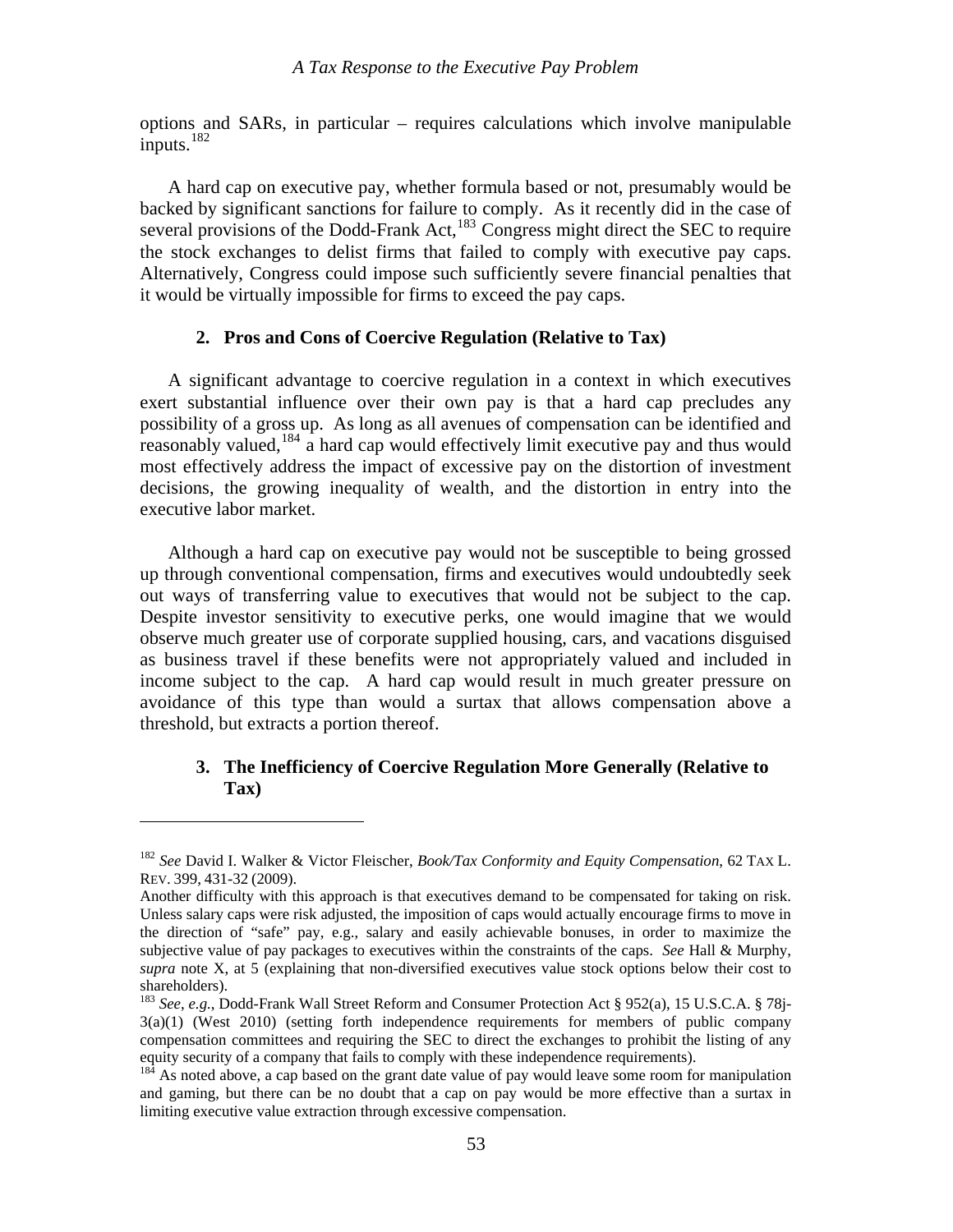options and SARs, in particular – requires calculations which involve manipulable inputs.[182]

A hard cap on executive pay, whether formula based or not, presumably would be backed by significant sanctions for failure to comply. As it recently did in the case of several provisions of the Dodd-Frank Act,[183] Congress might direct the SEC to require the stock exchanges to delist firms that failed to comply with executive pay caps. Alternatively, Congress could impose such sufficiently severe financial penalties that it would be virtually impossible for firms to exceed the pay caps.

### 2. Pros and Cons of Coercive Regulation (Relative to Tax)

A significant advantage to coercive regulation in a context in which executives exert substantial influence over their own pay is that a hard cap precludes any possibility of a gross up. As long as all avenues of compensation can be identified and reasonably valued,[184] a hard cap would effectively limit executive pay and thus would most effectively address the impact of excessive pay on the distortion of investment decisions, the growing inequality of wealth, and the distortion in entry into the executive labor market.

Although a hard cap on executive pay would not be susceptible to being grossed up through conventional compensation, firms and executives would undoubtedly seek out ways of transferring value to executives that would not be subject to the cap. Despite investor sensitivity to executive perks, one would imagine that we would observe much greater use of corporate supplied housing, cars, and vacations disguised as business travel if these benefits were not appropriately valued and included in income subject to the cap. A hard cap would result in much greater pressure on avoidance of this type than would a surtax that allows compensation above a threshold, but extracts a portion thereof.

### 3. The Inefficiency of Coercive Regulation More Generally (Relative to Tax)

---

[182] *See* David I. Walker & Victor Fleischer, *Book/Tax Conformity and Equity Compensation*, 62 TAX L. REV. 399, 431-32 (2009).

Another difficulty with this approach is that executives demand to be compensated for taking on risk. Unless salary caps were risk adjusted, the imposition of caps would actually encourage firms to move in the direction of "safe" pay, e.g., salary and easily achievable bonuses, in order to maximize the subjective value of pay packages to executives within the constraints of the caps. *See* Hall & Murphy, *supra* note X, at 5 (explaining that non-diversified executives value stock options below their cost to shareholders).

[183] *See, e.g.*, Dodd-Frank Wall Street Reform and Consumer Protection Act § 952(a), 15 U.S.C.A. § 78j-3(a)(1) (West 2010) (setting forth independence requirements for members of public company compensation committees and requiring the SEC to direct the exchanges to prohibit the listing of any equity security of a company that fails to comply with these independence requirements).

[184] As noted above, a cap based on the grant date value of pay would leave some room for manipulation and gaming, but there can be no doubt that a cap on pay would be more effective than a surtax in limiting executive value extraction through excessive compensation.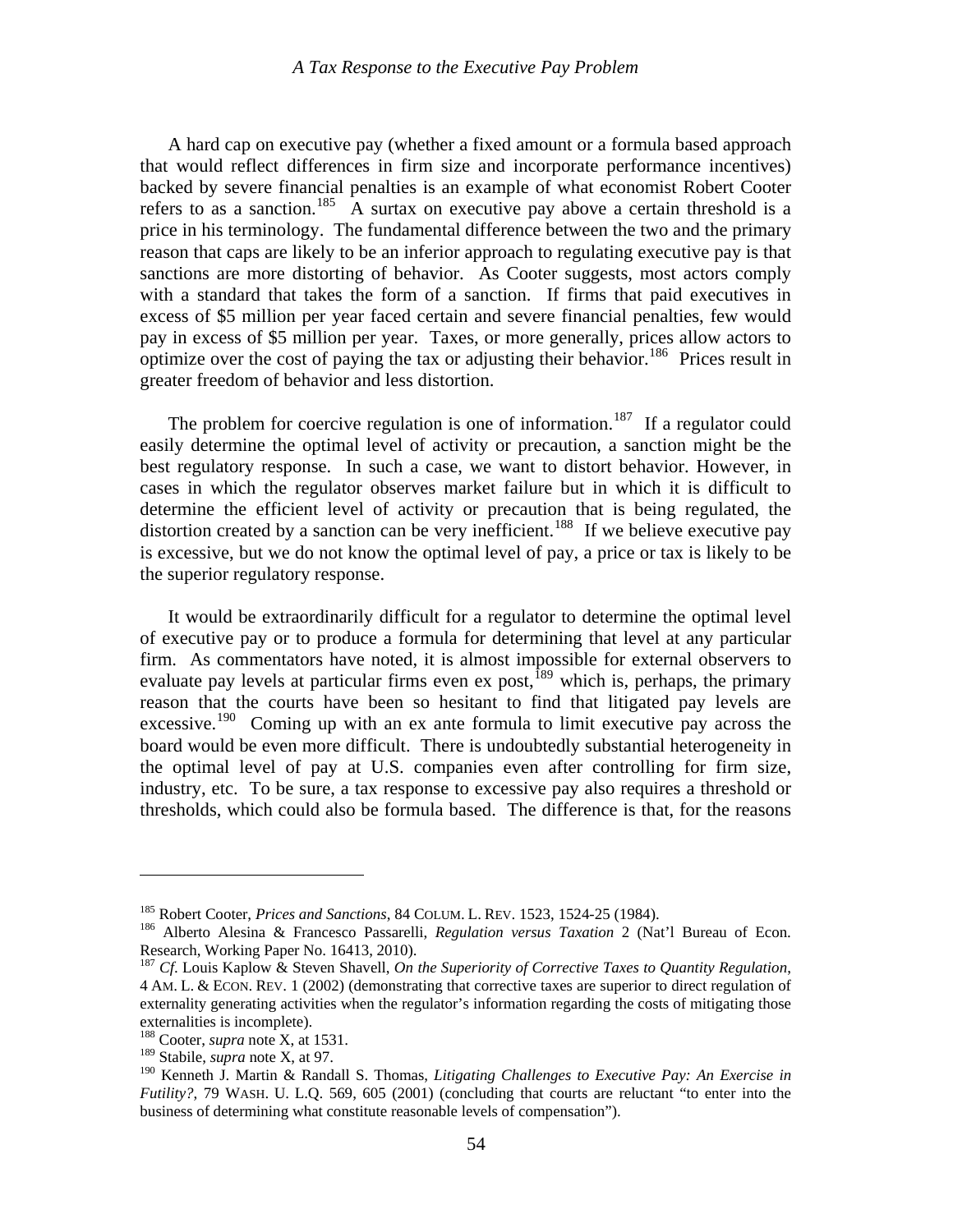A hard cap on executive pay (whether a fixed amount or a formula based approach that would reflect differences in firm size and incorporate performance incentives) backed by severe financial penalties is an example of what economist Robert Cooter refers to as a sanction.[185] A surtax on executive pay above a certain threshold is a price in his terminology. The fundamental difference between the two and the primary reason that caps are likely to be an inferior approach to regulating executive pay is that sanctions are more distorting of behavior. As Cooter suggests, most actors comply with a standard that takes the form of a sanction. If firms that paid executives in excess of $5 million per year faced certain and severe financial penalties, few would pay in excess of $5 million per year. Taxes, or more generally, prices allow actors to optimize over the cost of paying the tax or adjusting their behavior.[186] Prices result in greater freedom of behavior and less distortion.

The problem for coercive regulation is one of information.[187] If a regulator could easily determine the optimal level of activity or precaution, a sanction might be the best regulatory response. In such a case, we want to distort behavior. However, in cases in which the regulator observes market failure but in which it is difficult to determine the efficient level of activity or precaution that is being regulated, the distortion created by a sanction can be very inefficient.[188] If we believe executive pay is excessive, but we do not know the optimal level of pay, a price or tax is likely to be the superior regulatory response.

It would be extraordinarily difficult for a regulator to determine the optimal level of executive pay or to produce a formula for determining that level at any particular firm. As commentators have noted, it is almost impossible for external observers to evaluate pay levels at particular firms even ex post,[189] which is, perhaps, the primary reason that the courts have been so hesitant to find that litigated pay levels are excessive.[190] Coming up with an ex ante formula to limit executive pay across the board would be even more difficult. There is undoubtedly substantial heterogeneity in the optimal level of pay at U.S. companies even after controlling for firm size, industry, etc. To be sure, a tax response to excessive pay also requires a threshold or thresholds, which could also be formula based. The difference is that, for the reasons

---

[185] Robert Cooter, *Prices and Sanctions*, 84 COLUM. L. REV. 1523, 1524-25 (1984).

[186] Alberto Alesina & Francesco Passarelli, *Regulation versus Taxation* 2 (Nat'l Bureau of Econ. Research, Working Paper No. 16413, 2010).

[187] *Cf.* Louis Kaplow & Steven Shavell, *On the Superiority of Corrective Taxes to Quantity Regulation*, 4 AM. L. & ECON. REV. 1 (2002) (demonstrating that corrective taxes are superior to direct regulation of externality generating activities when the regulator's information regarding the costs of mitigating those externalities is incomplete).

[188] Cooter, *supra* note X, at 1531.

[189] Stabile, *supra* note X, at 97.

[190] Kenneth J. Martin & Randall S. Thomas, *Litigating Challenges to Executive Pay: An Exercise in Futility?*, 79 WASH. U. L.Q. 569, 605 (2001) (concluding that courts are reluctant "to enter into the business of determining what constitute reasonable levels of compensation").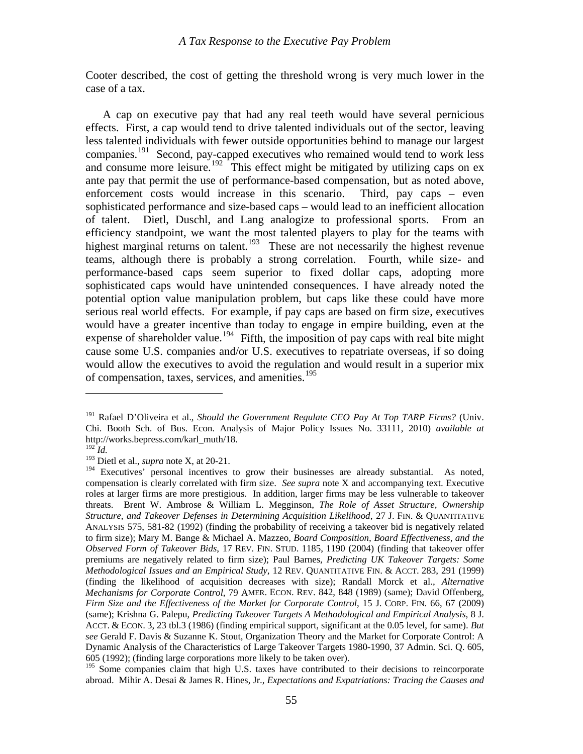Cooter described, the cost of getting the threshold wrong is very much lower in the case of a tax.

A cap on executive pay that had any real teeth would have several pernicious effects. First, a cap would tend to drive talented individuals out of the sector, leaving less talented individuals with fewer outside opportunities behind to manage our largest companies.[191] Second, pay-capped executives who remained would tend to work less and consume more leisure.[192] This effect might be mitigated by utilizing caps on ex ante pay that permit the use of performance-based compensation, but as noted above, enforcement costs would increase in this scenario. Third, pay caps – even sophisticated performance and size-based caps – would lead to an inefficient allocation of talent. Dietl, Duschl, and Lang analogize to professional sports. From an efficiency standpoint, we want the most talented players to play for the teams with highest marginal returns on talent.[193] These are not necessarily the highest revenue teams, although there is probably a strong correlation. Fourth, while size- and performance-based caps seem superior to fixed dollar caps, adopting more sophisticated caps would have unintended consequences. I have already noted the potential option value manipulation problem, but caps like these could have more serious real world effects. For example, if pay caps are based on firm size, executives would have a greater incentive than today to engage in empire building, even at the expense of shareholder value.[194] Fifth, the imposition of pay caps with real bite might cause some U.S. companies and/or U.S. executives to repatriate overseas, if so doing would allow the executives to avoid the regulation and would result in a superior mix of compensation, taxes, services, and amenities.[195]

---

[191] Rafael D'Oliveira et al., *Should the Government Regulate CEO Pay At Top TARP Firms?* (Univ. Chi. Booth Sch. of Bus. Econ. Analysis of Major Policy Issues No. 33111, 2010) *available at* http://works.bepress.com/karl_muth/18.

[192] *Id.*

[193] Dietl et al., *supra* note X, at 20-21.

[194] Executives' personal incentives to grow their businesses are already substantial. As noted, compensation is clearly correlated with firm size. *See supra* note X and accompanying text. Executive roles at larger firms are more prestigious. In addition, larger firms may be less vulnerable to takeover threats. Brent W. Ambrose & William L. Megginson, *The Role of Asset Structure, Ownership Structure, and Takeover Defenses in Determining Acquisition Likelihood*, 27 J. FIN. & QUANTITATIVE ANALYSIS 575, 581-82 (1992) (finding the probability of receiving a takeover bid is negatively related to firm size); Mary M. Bange & Michael A. Mazzeo, *Board Composition, Board Effectiveness, and the Observed Form of Takeover Bids*, 17 REV. FIN. STUD. 1185, 1190 (2004) (finding that takeover offer premiums are negatively related to firm size); Paul Barnes, *Predicting UK Takeover Targets: Some Methodological Issues and an Empirical Study*, 12 REV. QUANTITATIVE FIN. & ACCT. 283, 291 (1999) (finding the likelihood of acquisition decreases with size); Randall Morck et al., *Alternative Mechanisms for Corporate Control*, 79 AMER. ECON. REV. 842, 848 (1989) (same); David Offenberg, *Firm Size and the Effectiveness of the Market for Corporate Control*, 15 J. CORP. FIN. 66, 67 (2009) (same); Krishna G. Palepu, *Predicting Takeover Targets A Methodological and Empirical Analysis*, 8 J. ACCT. & ECON. 3, 23 tbl.3 (1986) (finding empirical support, significant at the 0.05 level, for same). *But see* Gerald F. Davis & Suzanne K. Stout, Organization Theory and the Market for Corporate Control: A Dynamic Analysis of the Characteristics of Large Takeover Targets 1980-1990, 37 Admin. Sci. Q. 605, 605 (1992); (finding large corporations more likely to be taken over).

[195] Some companies claim that high U.S. taxes have contributed to their decisions to reincorporate abroad. Mihir A. Desai & James R. Hines, Jr., *Expectations and Expatriations: Tracing the Causes and*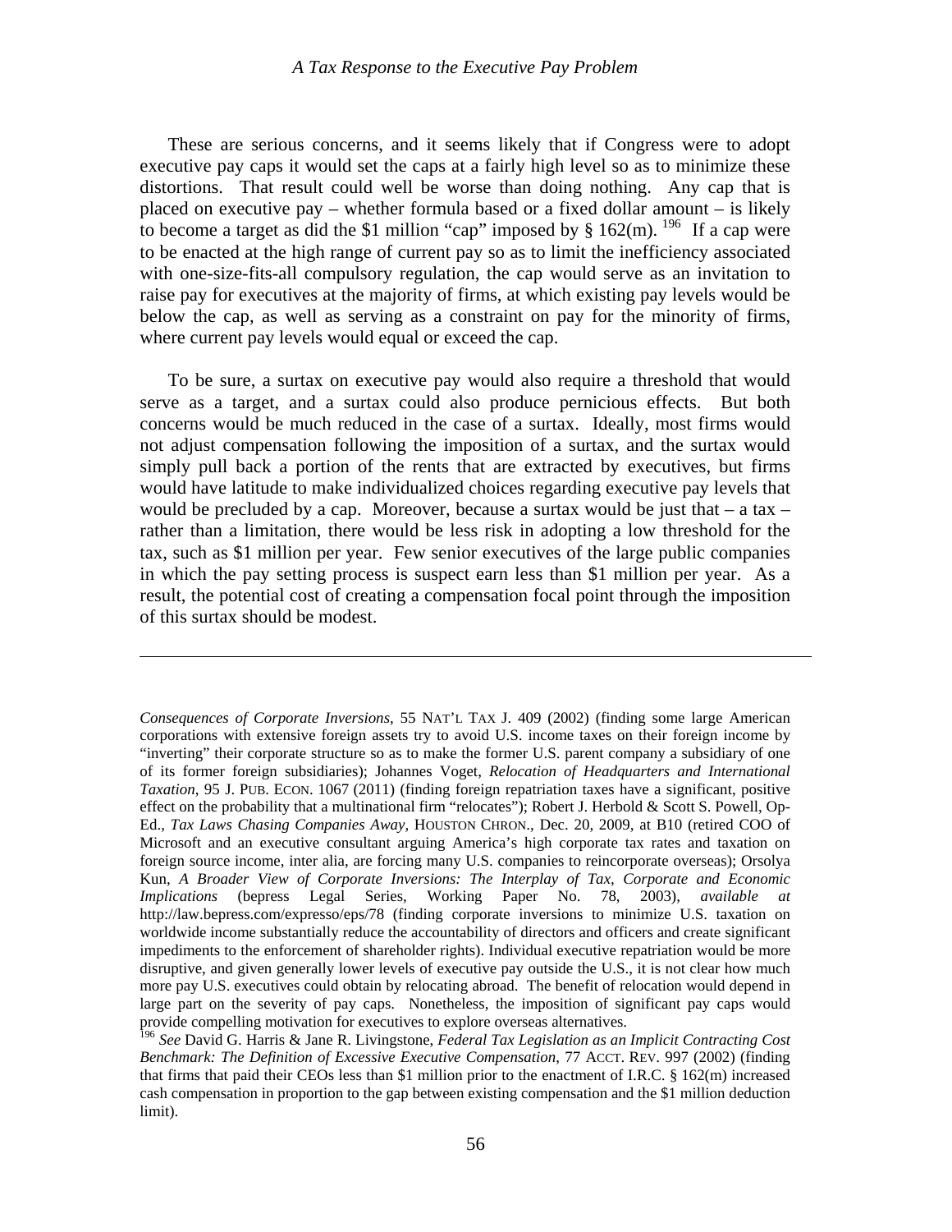These are serious concerns, and it seems likely that if Congress were to adopt executive pay caps it would set the caps at a fairly high level so as to minimize these distortions. That result could well be worse than doing nothing. Any cap that is placed on executive pay – whether formula based or a fixed dollar amount – is likely to become a target as did the $1 million "cap" imposed by § 162(m). [196] If a cap were to be enacted at the high range of current pay so as to limit the inefficiency associated with one-size-fits-all compulsory regulation, the cap would serve as an invitation to raise pay for executives at the majority of firms, at which existing pay levels would be below the cap, as well as serving as a constraint on pay for the minority of firms, where current pay levels would equal or exceed the cap.

To be sure, a surtax on executive pay would also require a threshold that would serve as a target, and a surtax could also produce pernicious effects. But both concerns would be much reduced in the case of a surtax. Ideally, most firms would not adjust compensation following the imposition of a surtax, and the surtax would simply pull back a portion of the rents that are extracted by executives, but firms would have latitude to make individualized choices regarding executive pay levels that would be precluded by a cap. Moreover, because a surtax would be just that – a tax – rather than a limitation, there would be less risk in adopting a low threshold for the tax, such as $1 million per year. Few senior executives of the large public companies in which the pay setting process is suspect earn less than $1 million per year. As a result, the potential cost of creating a compensation focal point through the imposition of this surtax should be modest.

---

*Consequences of Corporate Inversions*, 55 NAT'L TAX J. 409 (2002) (finding some large American corporations with extensive foreign assets try to avoid U.S. income taxes on their foreign income by "inverting" their corporate structure so as to make the former U.S. parent company a subsidiary of one of its former foreign subsidiaries); Johannes Voget, *Relocation of Headquarters and International Taxation*, 95 J. PUB. ECON. 1067 (2011) (finding foreign repatriation taxes have a significant, positive effect on the probability that a multinational firm "relocates"); Robert J. Herbold & Scott S. Powell, Op-Ed., *Tax Laws Chasing Companies Away*, HOUSTON CHRON., Dec. 20, 2009, at B10 (retired COO of Microsoft and an executive consultant arguing America's high corporate tax rates and taxation on foreign source income, inter alia, are forcing many U.S. companies to reincorporate overseas); Orsolya Kun, *A Broader View of Corporate Inversions: The Interplay of Tax, Corporate and Economic Implications* (bepress Legal Series, Working Paper No. 78, 2003), *available at* http://law.bepress.com/expresso/eps/78 (finding corporate inversions to minimize U.S. taxation on worldwide income substantially reduce the accountability of directors and officers and create significant impediments to the enforcement of shareholder rights). Individual executive repatriation would be more disruptive, and given generally lower levels of executive pay outside the U.S., it is not clear how much more pay U.S. executives could obtain by relocating abroad. The benefit of relocation would depend in large part on the severity of pay caps. Nonetheless, the imposition of significant pay caps would provide compelling motivation for executives to explore overseas alternatives.

[196] *See* David G. Harris & Jane R. Livingstone, *Federal Tax Legislation as an Implicit Contracting Cost Benchmark: The Definition of Excessive Executive Compensation*, 77 ACCT. REV. 997 (2002) (finding that firms that paid their CEOs less than $1 million prior to the enactment of I.R.C. § 162(m) increased cash compensation in proportion to the gap between existing compensation and the $1 million deduction limit).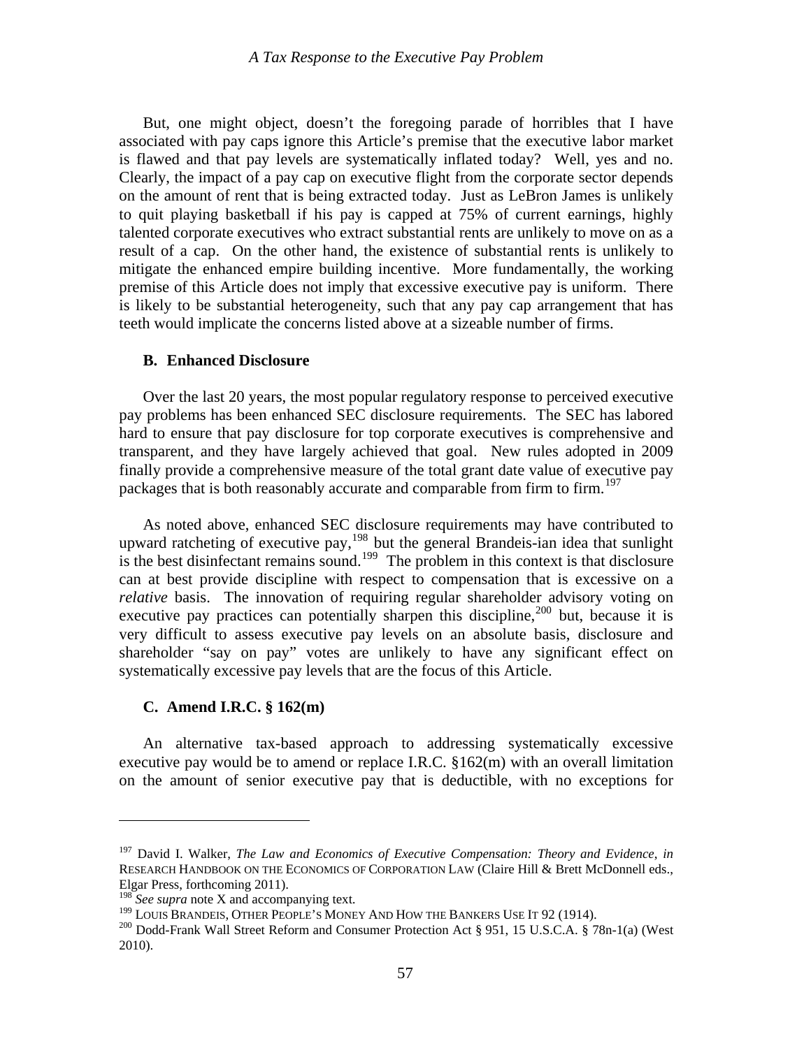But, one might object, doesn't the foregoing parade of horribles that I have associated with pay caps ignore this Article's premise that the executive labor market is flawed and that pay levels are systematically inflated today? Well, yes and no. Clearly, the impact of a pay cap on executive flight from the corporate sector depends on the amount of rent that is being extracted today. Just as LeBron James is unlikely to quit playing basketball if his pay is capped at 75% of current earnings, highly talented corporate executives who extract substantial rents are unlikely to move on as a result of a cap. On the other hand, the existence of substantial rents is unlikely to mitigate the enhanced empire building incentive. More fundamentally, the working premise of this Article does not imply that excessive executive pay is uniform. There is likely to be substantial heterogeneity, such that any pay cap arrangement that has teeth would implicate the concerns listed above at a sizeable number of firms.

### B. Enhanced Disclosure

Over the last 20 years, the most popular regulatory response to perceived executive pay problems has been enhanced SEC disclosure requirements. The SEC has labored hard to ensure that pay disclosure for top corporate executives is comprehensive and transparent, and they have largely achieved that goal. New rules adopted in 2009 finally provide a comprehensive measure of the total grant date value of executive pay packages that is both reasonably accurate and comparable from firm to firm.[197]

As noted above, enhanced SEC disclosure requirements may have contributed to upward ratcheting of executive pay,[198] but the general Brandeis-ian idea that sunlight is the best disinfectant remains sound.[199] The problem in this context is that disclosure can at best provide discipline with respect to compensation that is excessive on a *relative* basis. The innovation of requiring regular shareholder advisory voting on executive pay practices can potentially sharpen this discipline,[200] but, because it is very difficult to assess executive pay levels on an absolute basis, disclosure and shareholder "say on pay" votes are unlikely to have any significant effect on systematically excessive pay levels that are the focus of this Article.

### C. Amend I.R.C. § 162(m)

An alternative tax-based approach to addressing systematically excessive executive pay would be to amend or replace I.R.C. §162(m) with an overall limitation on the amount of senior executive pay that is deductible, with no exceptions for

---

[197] David I. Walker, *The Law and Economics of Executive Compensation: Theory and Evidence*, *in* RESEARCH HANDBOOK ON THE ECONOMICS OF CORPORATION LAW (Claire Hill & Brett McDonnell eds., Elgar Press, forthcoming 2011).

[198] *See supra* note X and accompanying text.

[199] LOUIS BRANDEIS, OTHER PEOPLE'S MONEY AND HOW THE BANKERS USE IT 92 (1914).

[200] Dodd-Frank Wall Street Reform and Consumer Protection Act § 951, 15 U.S.C.A. § 78n-1(a) (West 2010).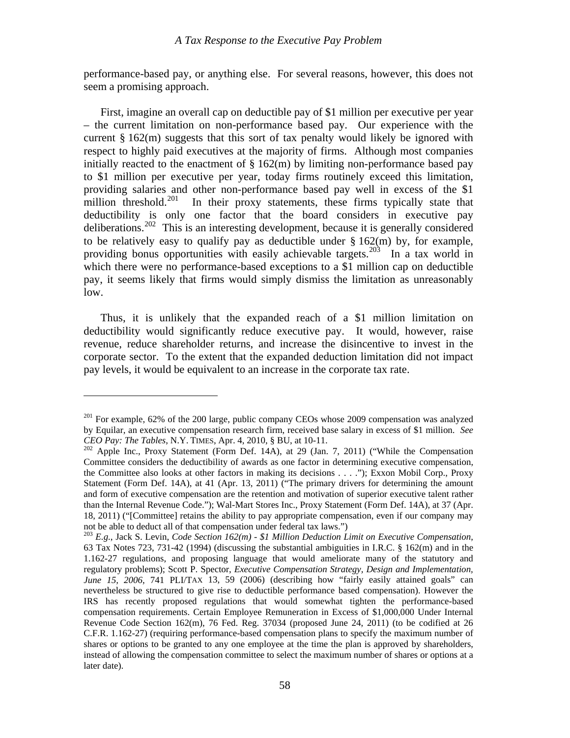performance-based pay, or anything else. For several reasons, however, this does not seem a promising approach.

First, imagine an overall cap on deductible pay of $1 million per executive per year – the current limitation on non-performance based pay. Our experience with the current § 162(m) suggests that this sort of tax penalty would likely be ignored with respect to highly paid executives at the majority of firms. Although most companies initially reacted to the enactment of § 162(m) by limiting non-performance based pay to $1 million per executive per year, today firms routinely exceed this limitation, providing salaries and other non-performance based pay well in excess of the $1 million threshold.[201] In their proxy statements, these firms typically state that deductibility is only one factor that the board considers in executive pay deliberations.[202] This is an interesting development, because it is generally considered to be relatively easy to qualify pay as deductible under § 162(m) by, for example, providing bonus opportunities with easily achievable targets.[203] In a tax world in which there were no performance-based exceptions to a $1 million cap on deductible pay, it seems likely that firms would simply dismiss the limitation as unreasonably low.

Thus, it is unlikely that the expanded reach of a $1 million limitation on deductibility would significantly reduce executive pay. It would, however, raise revenue, reduce shareholder returns, and increase the disincentive to invest in the corporate sector. To the extent that the expanded deduction limitation did not impact pay levels, it would be equivalent to an increase in the corporate tax rate.

---

[201] For example, 62% of the 200 large, public company CEOs whose 2009 compensation was analyzed by Equilar, an executive compensation research firm, received base salary in excess of $1 million. *See CEO Pay: The Tables*, N.Y. TIMES, Apr. 4, 2010, § BU, at 10-11.

[202] Apple Inc., Proxy Statement (Form Def. 14A), at 29 (Jan. 7, 2011) ("While the Compensation Committee considers the deductibility of awards as one factor in determining executive compensation, the Committee also looks at other factors in making its decisions . . . ."); Exxon Mobil Corp., Proxy Statement (Form Def. 14A), at 41 (Apr. 13, 2011) ("The primary drivers for determining the amount and form of executive compensation are the retention and motivation of superior executive talent rather than the Internal Revenue Code."); Wal-Mart Stores Inc., Proxy Statement (Form Def. 14A), at 37 (Apr. 18, 2011) ("[Committee] retains the ability to pay appropriate compensation, even if our company may not be able to deduct all of that compensation under federal tax laws.")

[203] *E.g.*, Jack S. Levin, *Code Section 162(m) - $1 Million Deduction Limit on Executive Compensation*, 63 Tax Notes 723, 731-42 (1994) (discussing the substantial ambiguities in I.R.C. § 162(m) and in the 1.162-27 regulations, and proposing language that would ameliorate many of the statutory and regulatory problems); Scott P. Spector, *Executive Compensation Strategy, Design and Implementation, June 15, 2006*, 741 PLI/TAX 13, 59 (2006) (describing how "fairly easily attained goals" can nevertheless be structured to give rise to deductible performance based compensation). However the IRS has recently proposed regulations that would somewhat tighten the performance-based compensation requirements. Certain Employee Remuneration in Excess of $1,000,000 Under Internal Revenue Code Section 162(m), 76 Fed. Reg. 37034 (proposed June 24, 2011) (to be codified at 26 C.F.R. 1.162-27) (requiring performance-based compensation plans to specify the maximum number of shares or options to be granted to any one employee at the time the plan is approved by shareholders, instead of allowing the compensation committee to select the maximum number of shares or options at a later date).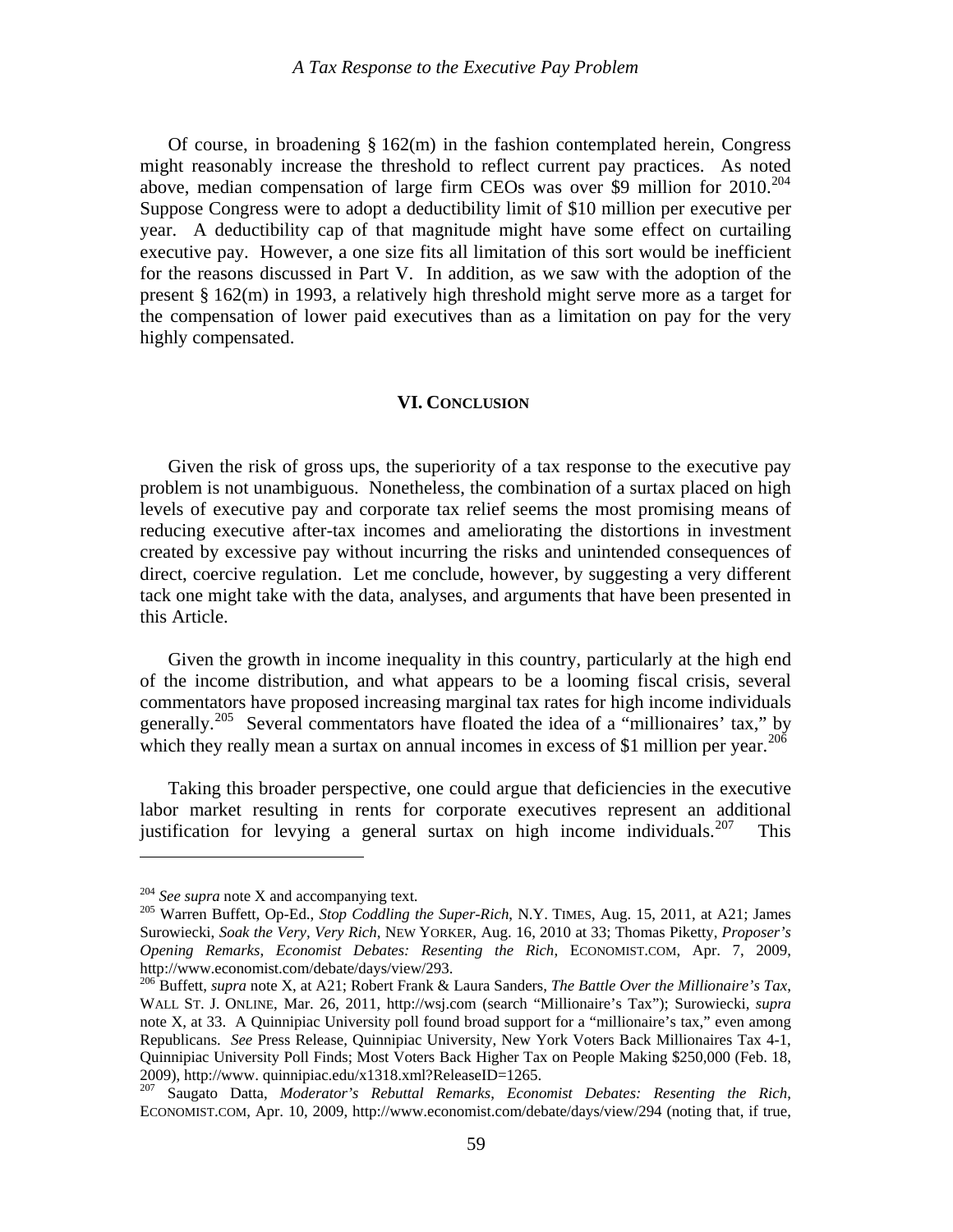Of course, in broadening § 162(m) in the fashion contemplated herein, Congress might reasonably increase the threshold to reflect current pay practices. As noted above, median compensation of large firm CEOs was over $9 million for 2010.[204] Suppose Congress were to adopt a deductibility limit of $10 million per executive per year. A deductibility cap of that magnitude might have some effect on curtailing executive pay. However, a one size fits all limitation of this sort would be inefficient for the reasons discussed in Part V. In addition, as we saw with the adoption of the present § 162(m) in 1993, a relatively high threshold might serve more as a target for the compensation of lower paid executives than as a limitation on pay for the very highly compensated.

## VI. CONCLUSION

Given the risk of gross ups, the superiority of a tax response to the executive pay problem is not unambiguous. Nonetheless, the combination of a surtax placed on high levels of executive pay and corporate tax relief seems the most promising means of reducing executive after-tax incomes and ameliorating the distortions in investment created by excessive pay without incurring the risks and unintended consequences of direct, coercive regulation. Let me conclude, however, by suggesting a very different tack one might take with the data, analyses, and arguments that have been presented in this Article.

Given the growth in income inequality in this country, particularly at the high end of the income distribution, and what appears to be a looming fiscal crisis, several commentators have proposed increasing marginal tax rates for high income individuals generally.[205] Several commentators have floated the idea of a "millionaires' tax," by which they really mean a surtax on annual incomes in excess of $1 million per year.[206]

Taking this broader perspective, one could argue that deficiencies in the executive labor market resulting in rents for corporate executives represent an additional justification for levying a general surtax on high income individuals.[207] This

---

[204] *See supra* note X and accompanying text.

[205] Warren Buffett, Op-Ed., *Stop Coddling the Super-Rich*, N.Y. TIMES, Aug. 15, 2011, at A21; James Surowiecki, *Soak the Very, Very Rich*, NEW YORKER, Aug. 16, 2010 at 33; Thomas Piketty, *Proposer's Opening Remarks*, *Economist Debates: Resenting the Rich*, ECONOMIST.COM, Apr. 7, 2009, http://www.economist.com/debate/days/view/293.

[206] Buffett, *supra* note X, at A21; Robert Frank & Laura Sanders, *The Battle Over the Millionaire's Tax*, WALL ST. J. ONLINE, Mar. 26, 2011, http://wsj.com (search "Millionaire's Tax"); Surowiecki, *supra* note X, at 33. A Quinnipiac University poll found broad support for a "millionaire's tax," even among Republicans. *See* Press Release, Quinnipiac University, New York Voters Back Millionaires Tax 4-1, Quinnipiac University Poll Finds; Most Voters Back Higher Tax on People Making $250,000 (Feb. 18, 2009), http://www. quinnipiac.edu/x1318.xml?ReleaseID=1265.

[207] Saugato Datta, *Moderator's Rebuttal Remarks*, *Economist Debates: Resenting the Rich*, ECONOMIST.COM, Apr. 10, 2009, http://www.economist.com/debate/days/view/294 (noting that, if true,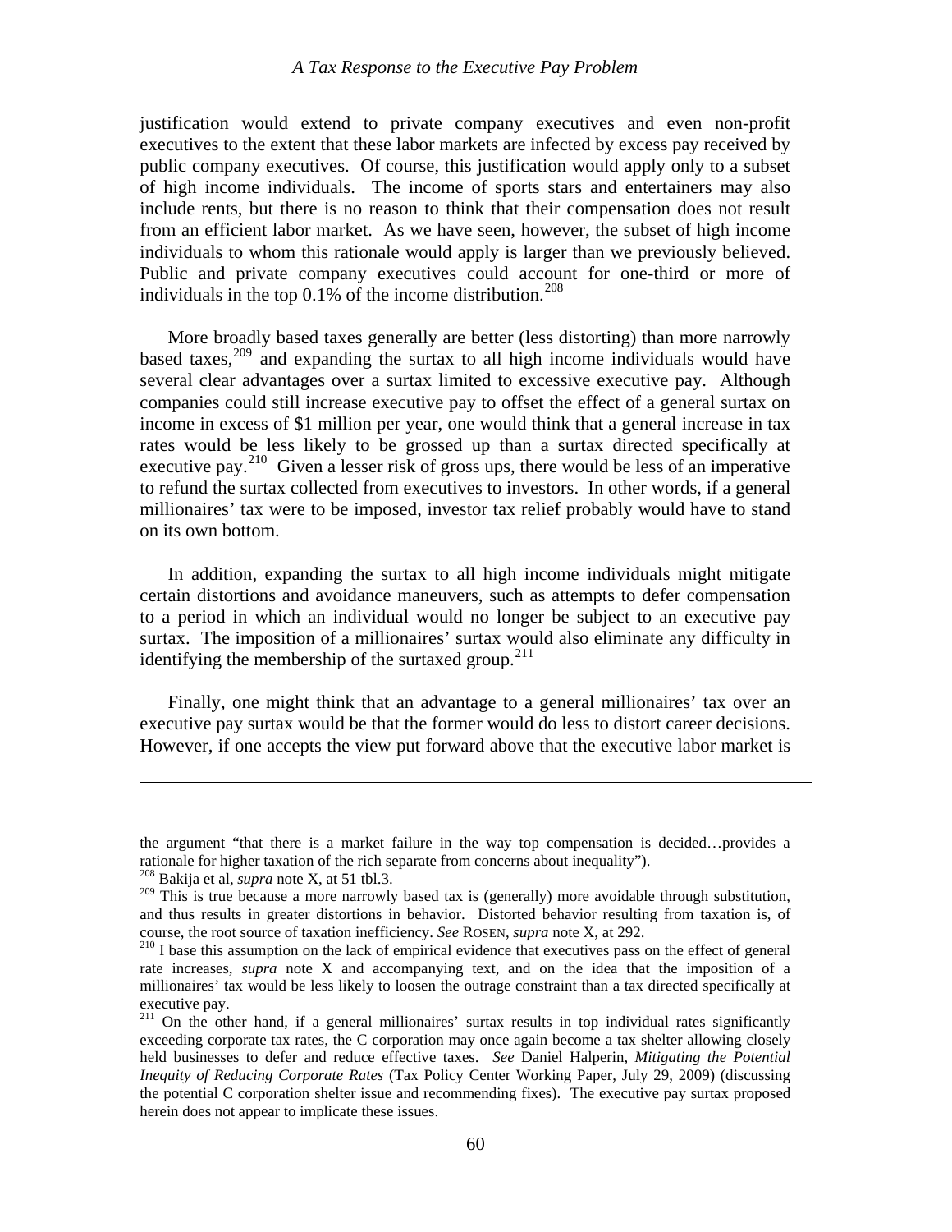justification would extend to private company executives and even non-profit executives to the extent that these labor markets are infected by excess pay received by public company executives. Of course, this justification would apply only to a subset of high income individuals. The income of sports stars and entertainers may also include rents, but there is no reason to think that their compensation does not result from an efficient labor market. As we have seen, however, the subset of high income individuals to whom this rationale would apply is larger than we previously believed. Public and private company executives could account for one-third or more of individuals in the top 0.1% of the income distribution.[208]

More broadly based taxes generally are better (less distorting) than more narrowly based taxes,[209] and expanding the surtax to all high income individuals would have several clear advantages over a surtax limited to excessive executive pay. Although companies could still increase executive pay to offset the effect of a general surtax on income in excess of $1 million per year, one would think that a general increase in tax rates would be less likely to be grossed up than a surtax directed specifically at executive pay.[210] Given a lesser risk of gross ups, there would be less of an imperative to refund the surtax collected from executives to investors. In other words, if a general millionaires' tax were to be imposed, investor tax relief probably would have to stand on its own bottom.

In addition, expanding the surtax to all high income individuals might mitigate certain distortions and avoidance maneuvers, such as attempts to defer compensation to a period in which an individual would no longer be subject to an executive pay surtax. The imposition of a millionaires' surtax would also eliminate any difficulty in identifying the membership of the surtaxed group.[211]

Finally, one might think that an advantage to a general millionaires' tax over an executive pay surtax would be that the former would do less to distort career decisions. However, if one accepts the view put forward above that the executive labor market is

---

the argument "that there is a market failure in the way top compensation is decided…provides a rationale for higher taxation of the rich separate from concerns about inequality").

[208] Bakija et al, *supra* note X, at 51 tbl.3.

[209] This is true because a more narrowly based tax is (generally) more avoidable through substitution, and thus results in greater distortions in behavior. Distorted behavior resulting from taxation is, of course, the root source of taxation inefficiency. *See* ROSEN, *supra* note X, at 292.

[210] I base this assumption on the lack of empirical evidence that executives pass on the effect of general rate increases, *supra* note X and accompanying text, and on the idea that the imposition of a millionaires' tax would be less likely to loosen the outrage constraint than a tax directed specifically at executive pay.

[211] On the other hand, if a general millionaires' surtax results in top individual rates significantly exceeding corporate tax rates, the C corporation may once again become a tax shelter allowing closely held businesses to defer and reduce effective taxes. *See* Daniel Halperin, *Mitigating the Potential Inequity of Reducing Corporate Rates* (Tax Policy Center Working Paper, July 29, 2009) (discussing the potential C corporation shelter issue and recommending fixes). The executive pay surtax proposed herein does not appear to implicate these issues.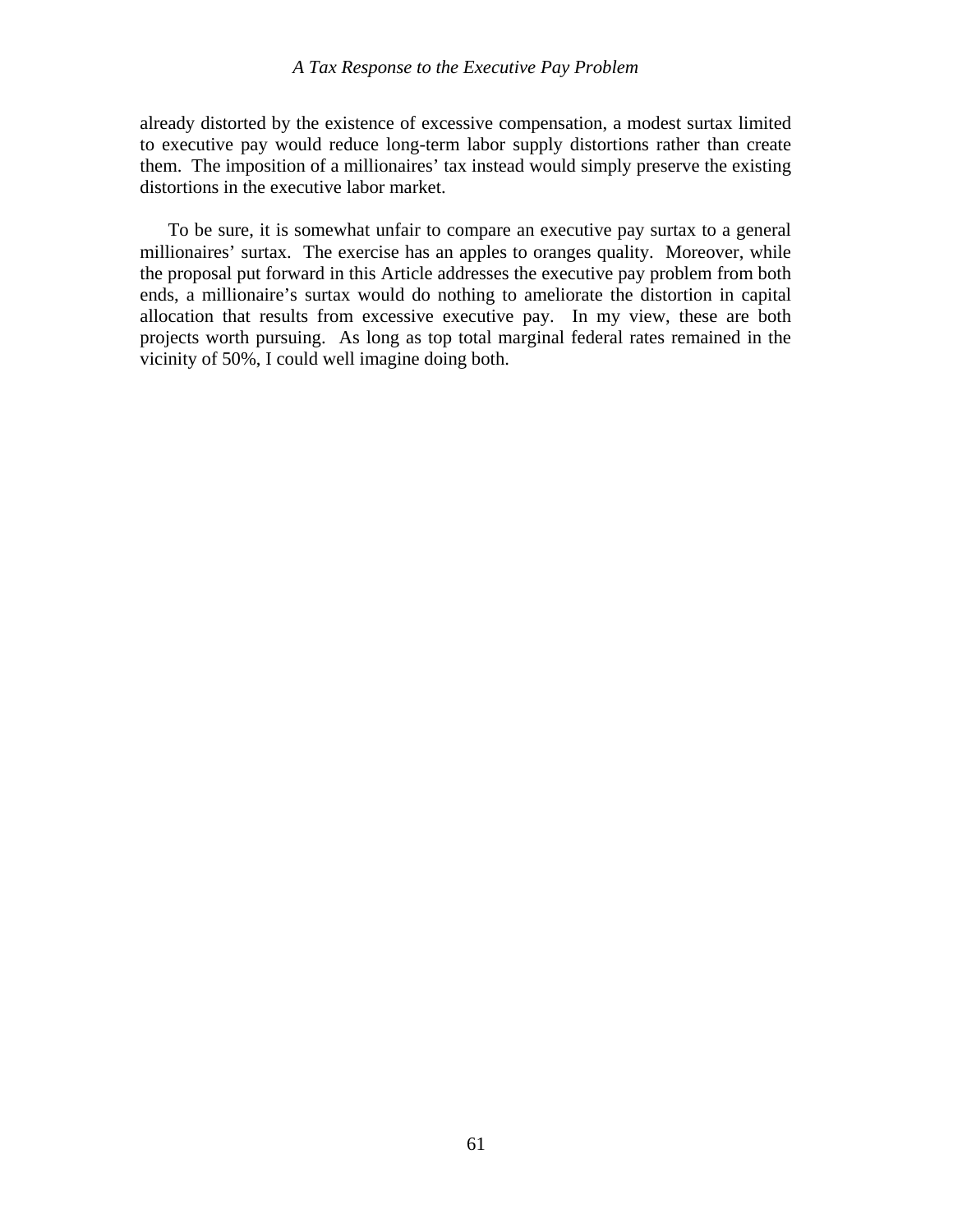already distorted by the existence of excessive compensation, a modest surtax limited to executive pay would reduce long-term labor supply distortions rather than create them. The imposition of a millionaires' tax instead would simply preserve the existing distortions in the executive labor market.

To be sure, it is somewhat unfair to compare an executive pay surtax to a general millionaires' surtax. The exercise has an apples to oranges quality. Moreover, while the proposal put forward in this Article addresses the executive pay problem from both ends, a millionaire's surtax would do nothing to ameliorate the distortion in capital allocation that results from excessive executive pay. In my view, these are both projects worth pursuing. As long as top total marginal federal rates remained in the vicinity of 50%, I could well imagine doing both.